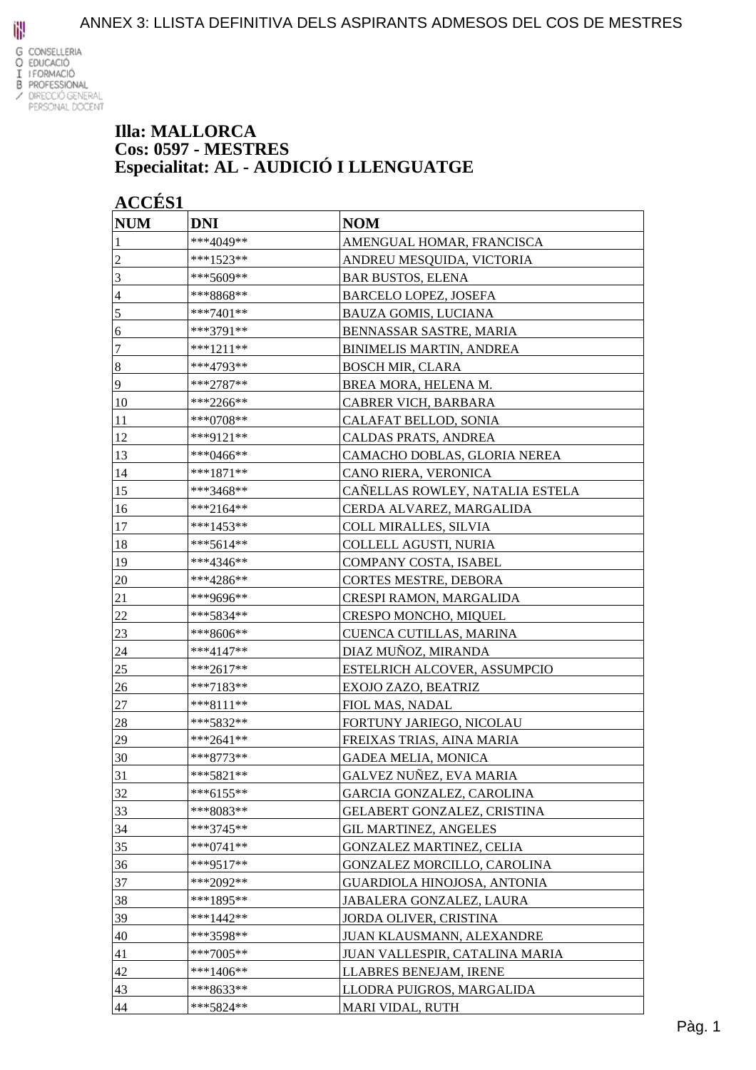# ANNEX 3: LLISTA DEFINITIVA DELS ASPIRANTS ADMESOS DEL COS DE MESTRES

G CONSELLERIA
O EDUCACIÓ
I I FORMACIÓ
B PROFESSIONAL
/ DIRECCIÓ GENERAL
PERSONAL DOCENT

**Illa: MALLORCA**
**Cos: 0597 - MESTRES**
**Especialitat: AL - AUDICIÓ I LLENGUATGE**

## ACCÉS1

| NUM | DNI | NOM |
|---|---|---|
| 1 | ***4049** | AMENGUAL HOMAR, FRANCISCA |
| 2 | ***1523** | ANDREU MESQUIDA, VICTORIA |
| 3 | ***5609** | BAR BUSTOS, ELENA |
| 4 | ***8868** | BARCELO LOPEZ, JOSEFA |
| 5 | ***7401** | BAUZA GOMIS, LUCIANA |
| 6 | ***3791** | BENNASSAR SASTRE, MARIA |
| 7 | ***1211** | BINIMELIS MARTIN, ANDREA |
| 8 | ***4793** | BOSCH MIR, CLARA |
| 9 | ***2787** | BREA MORA, HELENA M. |
| 10 | ***2266** | CABRER VICH, BARBARA |
| 11 | ***0708** | CALAFAT BELLOD, SONIA |
| 12 | ***9121** | CALDAS PRATS, ANDREA |
| 13 | ***0466** | CAMACHO DOBLAS, GLORIA NEREA |
| 14 | ***1871** | CANO RIERA, VERONICA |
| 15 | ***3468** | CAÑELLAS ROWLEY, NATALIA ESTELA |
| 16 | ***2164** | CERDA ALVAREZ, MARGALIDA |
| 17 | ***1453** | COLL MIRALLES, SILVIA |
| 18 | ***5614** | COLLELL AGUSTI, NURIA |
| 19 | ***4346** | COMPANY COSTA, ISABEL |
| 20 | ***4286** | CORTES MESTRE, DEBORA |
| 21 | ***9696** | CRESPI RAMON, MARGALIDA |
| 22 | ***5834** | CRESPO MONCHO, MIQUEL |
| 23 | ***8606** | CUENCA CUTILLAS, MARINA |
| 24 | ***4147** | DIAZ MUÑOZ, MIRANDA |
| 25 | ***2617** | ESTELRICH ALCOVER, ASSUMPCIO |
| 26 | ***7183** | EXOJO ZAZO, BEATRIZ |
| 27 | ***8111** | FIOL MAS, NADAL |
| 28 | ***5832** | FORTUNY JARIEGO, NICOLAU |
| 29 | ***2641** | FREIXAS TRIAS, AINA MARIA |
| 30 | ***8773** | GADEA MELIA, MONICA |
| 31 | ***5821** | GALVEZ NUÑEZ, EVA MARIA |
| 32 | ***6155** | GARCIA GONZALEZ, CAROLINA |
| 33 | ***8083** | GELABERT GONZALEZ, CRISTINA |
| 34 | ***3745** | GIL MARTINEZ, ANGELES |
| 35 | ***0741** | GONZALEZ MARTINEZ, CELIA |
| 36 | ***9517** | GONZALEZ MORCILLO, CAROLINA |
| 37 | ***2092** | GUARDIOLA HINOJOSA, ANTONIA |
| 38 | ***1895** | JABALERA GONZALEZ, LAURA |
| 39 | ***1442** | JORDA OLIVER, CRISTINA |
| 40 | ***3598** | JUAN KLAUSMANN, ALEXANDRE |
| 41 | ***7005** | JUAN VALLESPIR, CATALINA MARIA |
| 42 | ***1406** | LLABRES BENEJAM, IRENE |
| 43 | ***8633** | LLODRA PUIGROS, MARGALIDA |
| 44 | ***5824** | MARI VIDAL, RUTH |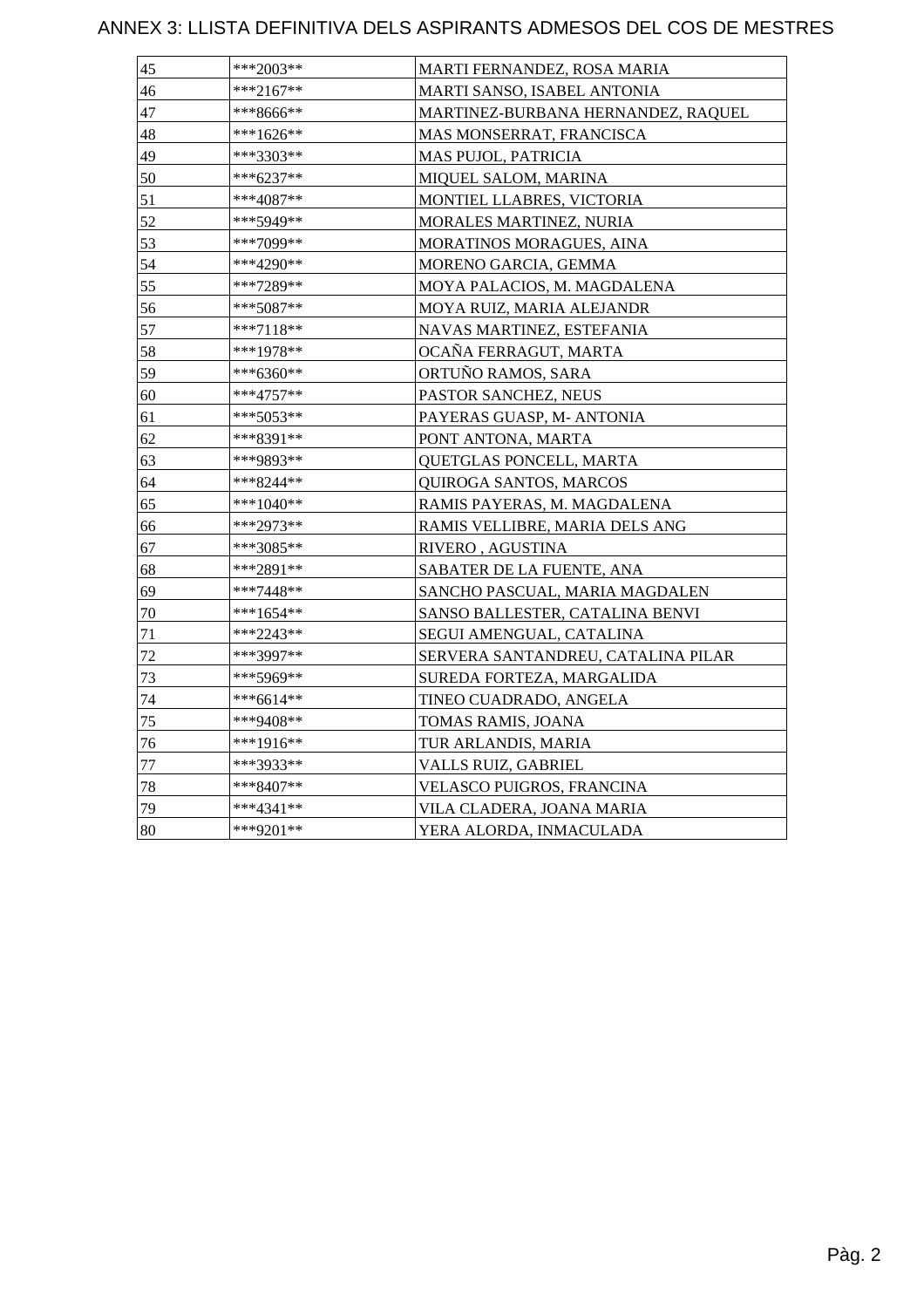# ANNEX 3: LLISTA DEFINITIVA DELS ASPIRANTS ADMESOS DEL COS DE MESTRES

| | | |
|---|---|---|
| 45 | ***2003** | MARTI FERNANDEZ, ROSA MARIA |
| 46 | ***2167** | MARTI SANSO, ISABEL ANTONIA |
| 47 | ***8666** | MARTINEZ-BURBANA HERNANDEZ, RAQUEL |
| 48 | ***1626** | MAS MONSERRAT, FRANCISCA |
| 49 | ***3303** | MAS PUJOL, PATRICIA |
| 50 | ***6237** | MIQUEL SALOM, MARINA |
| 51 | ***4087** | MONTIEL LLABRES, VICTORIA |
| 52 | ***5949** | MORALES MARTINEZ, NURIA |
| 53 | ***7099** | MORATINOS MORAGUES, AINA |
| 54 | ***4290** | MORENO GARCIA, GEMMA |
| 55 | ***7289** | MOYA PALACIOS, M. MAGDALENA |
| 56 | ***5087** | MOYA RUIZ, MARIA ALEJANDR |
| 57 | ***7118** | NAVAS MARTINEZ, ESTEFANIA |
| 58 | ***1978** | OCAÑA FERRAGUT, MARTA |
| 59 | ***6360** | ORTUÑO RAMOS, SARA |
| 60 | ***4757** | PASTOR SANCHEZ, NEUS |
| 61 | ***5053** | PAYERAS GUASP, M- ANTONIA |
| 62 | ***8391** | PONT ANTONA, MARTA |
| 63 | ***9893** | QUETGLAS PONCELL, MARTA |
| 64 | ***8244** | QUIROGA SANTOS, MARCOS |
| 65 | ***1040** | RAMIS PAYERAS, M. MAGDALENA |
| 66 | ***2973** | RAMIS VELLIBRE, MARIA DELS ANG |
| 67 | ***3085** | RIVERO , AGUSTINA |
| 68 | ***2891** | SABATER DE LA FUENTE, ANA |
| 69 | ***7448** | SANCHO PASCUAL, MARIA MAGDALEN |
| 70 | ***1654** | SANSO BALLESTER, CATALINA BENVI |
| 71 | ***2243** | SEGUI AMENGUAL, CATALINA |
| 72 | ***3997** | SERVERA SANTANDREU, CATALINA PILAR |
| 73 | ***5969** | SUREDA FORTEZA, MARGALIDA |
| 74 | ***6614** | TINEO CUADRADO, ANGELA |
| 75 | ***9408** | TOMAS RAMIS, JOANA |
| 76 | ***1916** | TUR ARLANDIS, MARIA |
| 77 | ***3933** | VALLS RUIZ, GABRIEL |
| 78 | ***8407** | VELASCO PUIGROS, FRANCINA |
| 79 | ***4341** | VILA CLADERA, JOANA MARIA |
| 80 | ***9201** | YERA ALORDA, INMACULADA |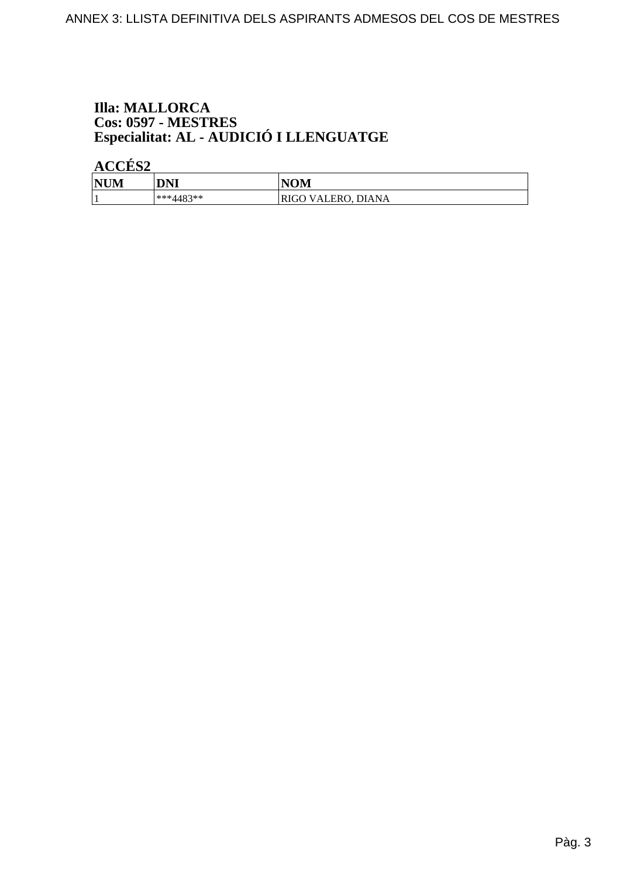**Illa: MALLORCA**
**Cos: 0597 - MESTRES**
**Especialitat: AL - AUDICIÓ I LLENGUATGE**

**ACCÉS2**

| NUM | DNI | NOM |
|---|---|---|
| 1 | ***4483** | RIGO VALERO, DIANA |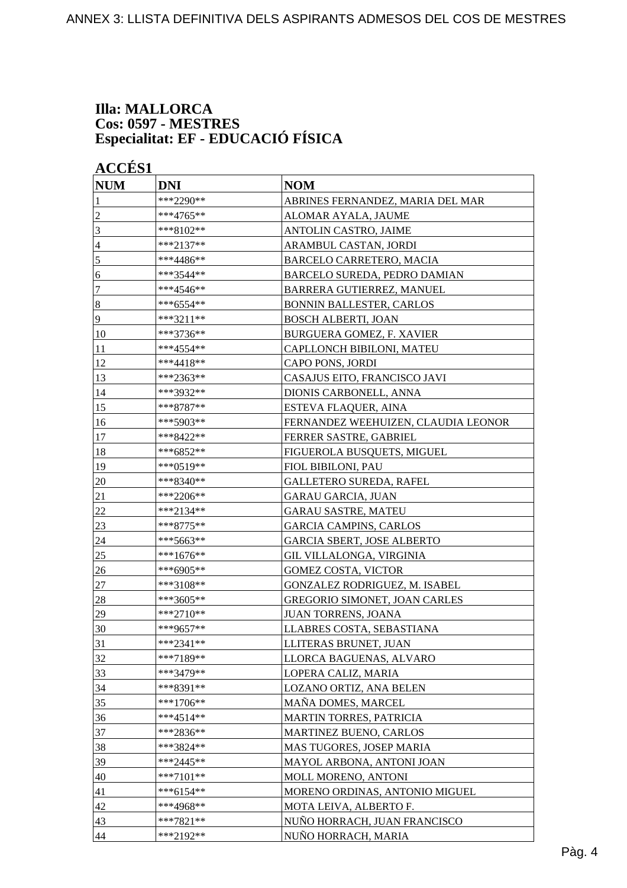**Illa: MALLORCA**
**Cos: 0597 - MESTRES**
**Especialitat: EF - EDUCACIÓ FÍSICA**

**ACCÉS1**

| NUM | DNI | NOM |
|---|---|---|
| 1 | ***2290** | ABRINES FERNANDEZ, MARIA DEL MAR |
| 2 | ***4765** | ALOMAR AYALA, JAUME |
| 3 | ***8102** | ANTOLIN CASTRO, JAIME |
| 4 | ***2137** | ARAMBUL CASTAN, JORDI |
| 5 | ***4486** | BARCELO CARRETERO, MACIA |
| 6 | ***3544** | BARCELO SUREDA, PEDRO DAMIAN |
| 7 | ***4546** | BARRERA GUTIERREZ, MANUEL |
| 8 | ***6554** | BONNIN BALLESTER, CARLOS |
| 9 | ***3211** | BOSCH ALBERTI, JOAN |
| 10 | ***3736** | BURGUERA GOMEZ, F. XAVIER |
| 11 | ***4554** | CAPLLONCH BIBILONI, MATEU |
| 12 | ***4418** | CAPO PONS, JORDI |
| 13 | ***2363** | CASAJUS EITO, FRANCISCO JAVI |
| 14 | ***3932** | DIONIS CARBONELL, ANNA |
| 15 | ***8787** | ESTEVA FLAQUER, AINA |
| 16 | ***5903** | FERNANDEZ WEEHUIZEN, CLAUDIA LEONOR |
| 17 | ***8422** | FERRER SASTRE, GABRIEL |
| 18 | ***6852** | FIGUEROLA BUSQUETS, MIGUEL |
| 19 | ***0519** | FIOL BIBILONI, PAU |
| 20 | ***8340** | GALLETERO SUREDA, RAFEL |
| 21 | ***2206** | GARAU GARCIA, JUAN |
| 22 | ***2134** | GARAU SASTRE, MATEU |
| 23 | ***8775** | GARCIA CAMPINS, CARLOS |
| 24 | ***5663** | GARCIA SBERT, JOSE ALBERTO |
| 25 | ***1676** | GIL VILLALONGA, VIRGINIA |
| 26 | ***6905** | GOMEZ COSTA, VICTOR |
| 27 | ***3108** | GONZALEZ RODRIGUEZ, M. ISABEL |
| 28 | ***3605** | GREGORIO SIMONET, JOAN CARLES |
| 29 | ***2710** | JUAN TORRENS, JOANA |
| 30 | ***9657** | LLABRES COSTA, SEBASTIANA |
| 31 | ***2341** | LLITERAS BRUNET, JUAN |
| 32 | ***7189** | LLORCA BAGUENAS, ALVARO |
| 33 | ***3479** | LOPERA CALIZ, MARIA |
| 34 | ***8391** | LOZANO ORTIZ, ANA BELEN |
| 35 | ***1706** | MAÑA DOMES, MARCEL |
| 36 | ***4514** | MARTIN TORRES, PATRICIA |
| 37 | ***2836** | MARTINEZ BUENO, CARLOS |
| 38 | ***3824** | MAS TUGORES, JOSEP MARIA |
| 39 | ***2445** | MAYOL ARBONA, ANTONI JOAN |
| 40 | ***7101** | MOLL MORENO, ANTONI |
| 41 | ***6154** | MORENO ORDINAS, ANTONIO MIGUEL |
| 42 | ***4968** | MOTA LEIVA, ALBERTO F. |
| 43 | ***7821** | NUÑO HORRACH, JUAN FRANCISCO |
| 44 | ***2192** | NUÑO HORRACH, MARIA |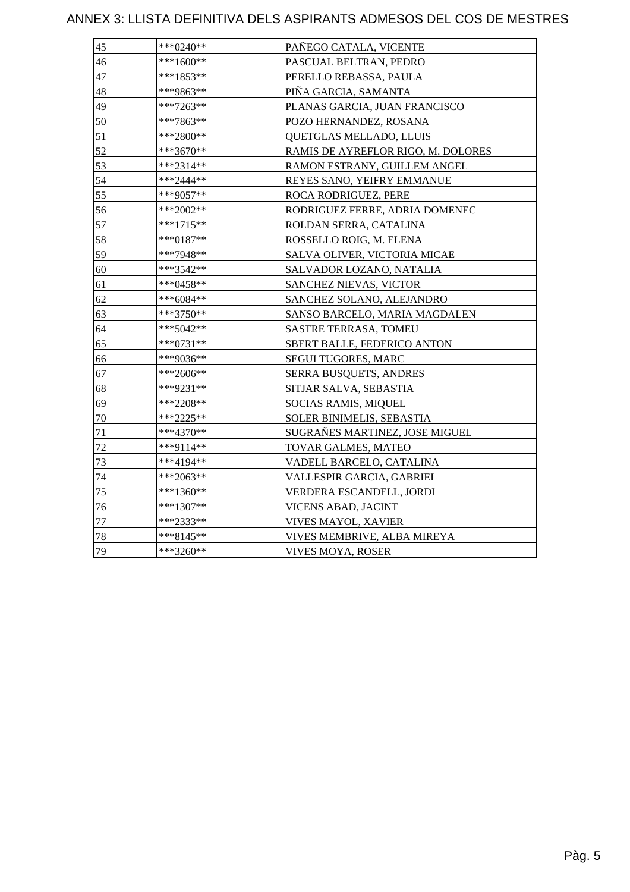# ANNEX 3: LLISTA DEFINITIVA DELS ASPIRANTS ADMESOS DEL COS DE MESTRES

| | | |
|---|---|---|
| 45 | ***0240** | PAÑEGO CATALA, VICENTE |
| 46 | ***1600** | PASCUAL BELTRAN, PEDRO |
| 47 | ***1853** | PERELLO REBASSA, PAULA |
| 48 | ***9863** | PIÑA GARCIA, SAMANTA |
| 49 | ***7263** | PLANAS GARCIA, JUAN FRANCISCO |
| 50 | ***7863** | POZO HERNANDEZ, ROSANA |
| 51 | ***2800** | QUETGLAS MELLADO, LLUIS |
| 52 | ***3670** | RAMIS DE AYREFLOR RIGO, M. DOLORES |
| 53 | ***2314** | RAMON ESTRANY, GUILLEM ANGEL |
| 54 | ***2444** | REYES SANO, YEIFRY EMMANUE |
| 55 | ***9057** | ROCA RODRIGUEZ, PERE |
| 56 | ***2002** | RODRIGUEZ FERRE, ADRIA DOMENEC |
| 57 | ***1715** | ROLDAN SERRA, CATALINA |
| 58 | ***0187** | ROSSELLO ROIG, M. ELENA |
| 59 | ***7948** | SALVA OLIVER, VICTORIA MICAE |
| 60 | ***3542** | SALVADOR LOZANO, NATALIA |
| 61 | ***0458** | SANCHEZ NIEVAS, VICTOR |
| 62 | ***6084** | SANCHEZ SOLANO, ALEJANDRO |
| 63 | ***3750** | SANSO BARCELO, MARIA MAGDALEN |
| 64 | ***5042** | SASTRE TERRASA, TOMEU |
| 65 | ***0731** | SBERT BALLE, FEDERICO ANTON |
| 66 | ***9036** | SEGUI TUGORES, MARC |
| 67 | ***2606** | SERRA BUSQUETS, ANDRES |
| 68 | ***9231** | SITJAR SALVA, SEBASTIA |
| 69 | ***2208** | SOCIAS RAMIS, MIQUEL |
| 70 | ***2225** | SOLER BINIMELIS, SEBASTIA |
| 71 | ***4370** | SUGRAÑES MARTINEZ, JOSE MIGUEL |
| 72 | ***9114** | TOVAR GALMES, MATEO |
| 73 | ***4194** | VADELL BARCELO, CATALINA |
| 74 | ***2063** | VALLESPIR GARCIA, GABRIEL |
| 75 | ***1360** | VERDERA ESCANDELL, JORDI |
| 76 | ***1307** | VICENS ABAD, JACINT |
| 77 | ***2333** | VIVES MAYOL, XAVIER |
| 78 | ***8145** | VIVES MEMBRIVE, ALBA MIREYA |
| 79 | ***3260** | VIVES MOYA, ROSER |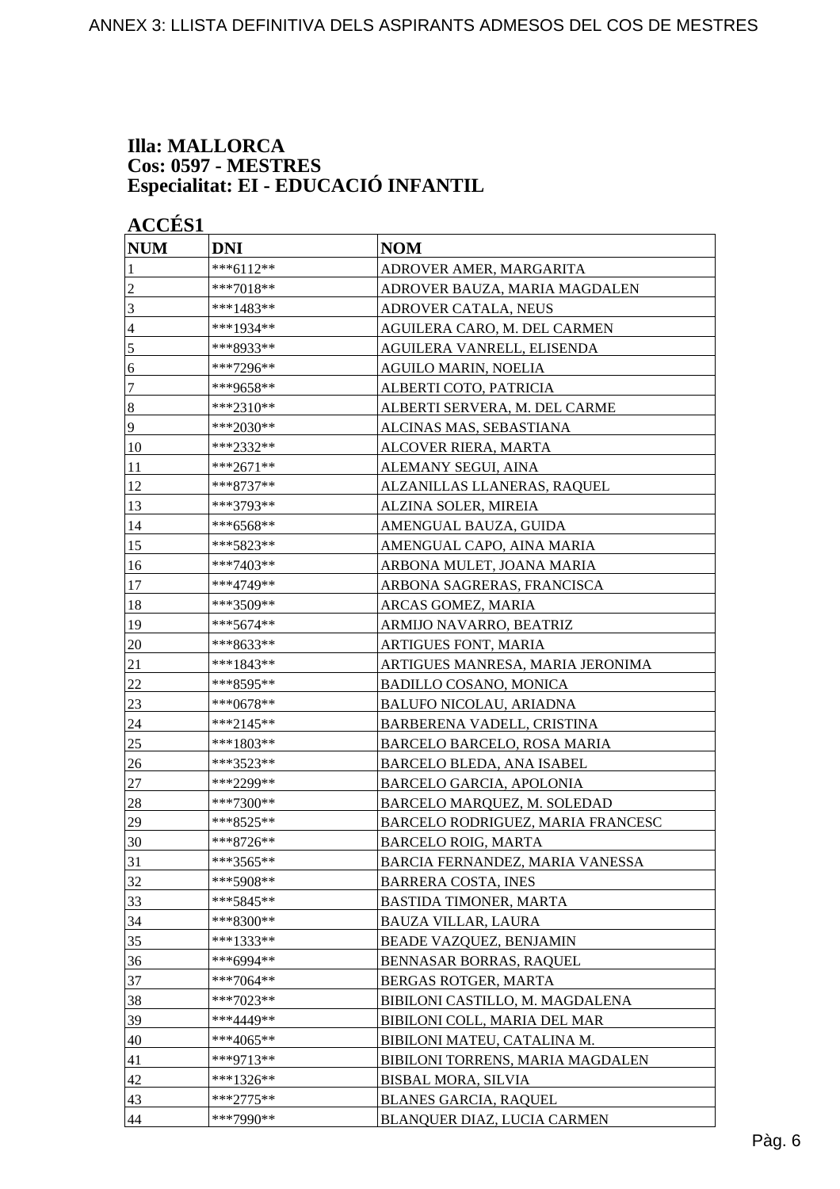**Illa: MALLORCA**
**Cos: 0597 - MESTRES**
**Especialitat: EI - EDUCACIÓ INFANTIL**

**ACCÉS1**

| NUM | DNI | NOM |
|---|---|---|
| 1 | ***6112** | ADROVER AMER, MARGARITA |
| 2 | ***7018** | ADROVER BAUZA, MARIA MAGDALEN |
| 3 | ***1483** | ADROVER CATALA, NEUS |
| 4 | ***1934** | AGUILERA CARO, M. DEL CARMEN |
| 5 | ***8933** | AGUILERA VANRELL, ELISENDA |
| 6 | ***7296** | AGUILO MARIN, NOELIA |
| 7 | ***9658** | ALBERTI COTO, PATRICIA |
| 8 | ***2310** | ALBERTI SERVERA, M. DEL CARME |
| 9 | ***2030** | ALCINAS MAS, SEBASTIANA |
| 10 | ***2332** | ALCOVER RIERA, MARTA |
| 11 | ***2671** | ALEMANY SEGUI, AINA |
| 12 | ***8737** | ALZANILLAS LLANERAS, RAQUEL |
| 13 | ***3793** | ALZINA SOLER, MIREIA |
| 14 | ***6568** | AMENGUAL BAUZA, GUIDA |
| 15 | ***5823** | AMENGUAL CAPO, AINA MARIA |
| 16 | ***7403** | ARBONA MULET, JOANA MARIA |
| 17 | ***4749** | ARBONA SAGRERAS, FRANCISCA |
| 18 | ***3509** | ARCAS GOMEZ, MARIA |
| 19 | ***5674** | ARMIJO NAVARRO, BEATRIZ |
| 20 | ***8633** | ARTIGUES FONT, MARIA |
| 21 | ***1843** | ARTIGUES MANRESA, MARIA JERONIMA |
| 22 | ***8595** | BADILLO COSANO, MONICA |
| 23 | ***0678** | BALUFO NICOLAU, ARIADNA |
| 24 | ***2145** | BARBERENA VADELL, CRISTINA |
| 25 | ***1803** | BARCELO BARCELO, ROSA MARIA |
| 26 | ***3523** | BARCELO BLEDA, ANA ISABEL |
| 27 | ***2299** | BARCELO GARCIA, APOLONIA |
| 28 | ***7300** | BARCELO MARQUEZ, M. SOLEDAD |
| 29 | ***8525** | BARCELO RODRIGUEZ, MARIA FRANCESC |
| 30 | ***8726** | BARCELO ROIG, MARTA |
| 31 | ***3565** | BARCIA FERNANDEZ, MARIA VANESSA |
| 32 | ***5908** | BARRERA COSTA, INES |
| 33 | ***5845** | BASTIDA TIMONER, MARTA |
| 34 | ***8300** | BAUZA VILLAR, LAURA |
| 35 | ***1333** | BEADE VAZQUEZ, BENJAMIN |
| 36 | ***6994** | BENNASAR BORRAS, RAQUEL |
| 37 | ***7064** | BERGAS ROTGER, MARTA |
| 38 | ***7023** | BIBILONI CASTILLO, M. MAGDALENA |
| 39 | ***4449** | BIBILONI COLL, MARIA DEL MAR |
| 40 | ***4065** | BIBILONI MATEU, CATALINA M. |
| 41 | ***9713** | BIBILONI TORRENS, MARIA MAGDALEN |
| 42 | ***1326** | BISBAL MORA, SILVIA |
| 43 | ***2775** | BLANES GARCIA, RAQUEL |
| 44 | ***7990** | BLANQUER DIAZ, LUCIA CARMEN |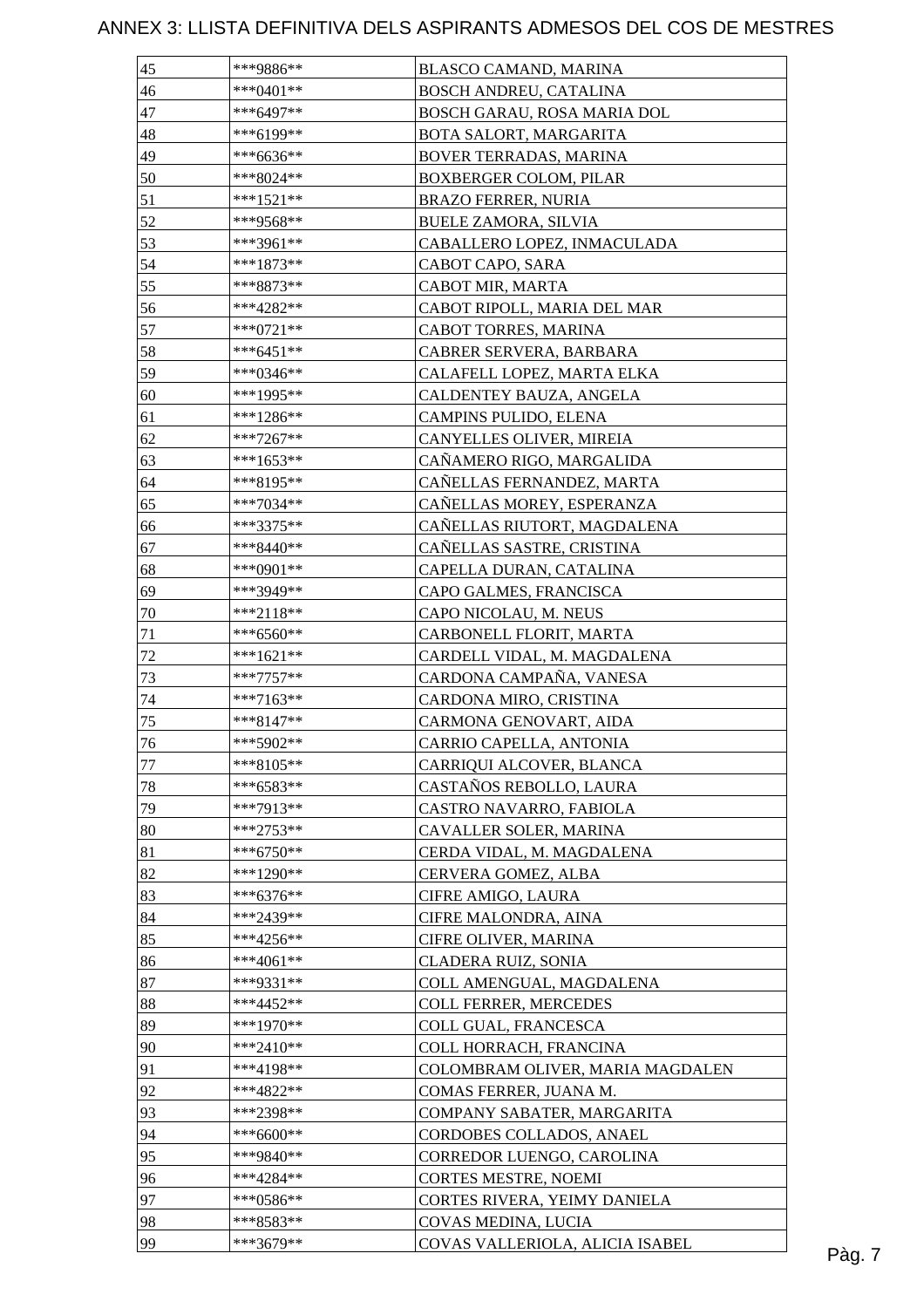# ANNEX 3: LLISTA DEFINITIVA DELS ASPIRANTS ADMESOS DEL COS DE MESTRES

| | | |
|---|---|---|
| 45 | ***9886** | BLASCO CAMAND, MARINA |
| 46 | ***0401** | BOSCH ANDREU, CATALINA |
| 47 | ***6497** | BOSCH GARAU, ROSA MARIA DOL |
| 48 | ***6199** | BOTA SALORT, MARGARITA |
| 49 | ***6636** | BOVER TERRADAS, MARINA |
| 50 | ***8024** | BOXBERGER COLOM, PILAR |
| 51 | ***1521** | BRAZO FERRER, NURIA |
| 52 | ***9568** | BUELE ZAMORA, SILVIA |
| 53 | ***3961** | CABALLERO LOPEZ, INMACULADA |
| 54 | ***1873** | CABOT CAPO, SARA |
| 55 | ***8873** | CABOT MIR, MARTA |
| 56 | ***4282** | CABOT RIPOLL, MARIA DEL MAR |
| 57 | ***0721** | CABOT TORRES, MARINA |
| 58 | ***6451** | CABRER SERVERA, BARBARA |
| 59 | ***0346** | CALAFELL LOPEZ, MARTA ELKA |
| 60 | ***1995** | CALDENTEY BAUZA, ANGELA |
| 61 | ***1286** | CAMPINS PULIDO, ELENA |
| 62 | ***7267** | CANYELLES OLIVER, MIREIA |
| 63 | ***1653** | CAÑAMERO RIGO, MARGALIDA |
| 64 | ***8195** | CAÑELLAS FERNANDEZ, MARTA |
| 65 | ***7034** | CAÑELLAS MOREY, ESPERANZA |
| 66 | ***3375** | CAÑELLAS RIUTORT, MAGDALENA |
| 67 | ***8440** | CAÑELLAS SASTRE, CRISTINA |
| 68 | ***0901** | CAPELLA DURAN, CATALINA |
| 69 | ***3949** | CAPO GALMES, FRANCISCA |
| 70 | ***2118** | CAPO NICOLAU, M. NEUS |
| 71 | ***6560** | CARBONELL FLORIT, MARTA |
| 72 | ***1621** | CARDELL VIDAL, M. MAGDALENA |
| 73 | ***7757** | CARDONA CAMPAÑA, VANESA |
| 74 | ***7163** | CARDONA MIRO, CRISTINA |
| 75 | ***8147** | CARMONA GENOVART, AIDA |
| 76 | ***5902** | CARRIO CAPELLA, ANTONIA |
| 77 | ***8105** | CARRIQUI ALCOVER, BLANCA |
| 78 | ***6583** | CASTAÑOS REBOLLO, LAURA |
| 79 | ***7913** | CASTRO NAVARRO, FABIOLA |
| 80 | ***2753** | CAVALLER SOLER, MARINA |
| 81 | ***6750** | CERDA VIDAL, M. MAGDALENA |
| 82 | ***1290** | CERVERA GOMEZ, ALBA |
| 83 | ***6376** | CIFRE AMIGO, LAURA |
| 84 | ***2439** | CIFRE MALONDRA, AINA |
| 85 | ***4256** | CIFRE OLIVER, MARINA |
| 86 | ***4061** | CLADERA RUIZ, SONIA |
| 87 | ***9331** | COLL AMENGUAL, MAGDALENA |
| 88 | ***4452** | COLL FERRER, MERCEDES |
| 89 | ***1970** | COLL GUAL, FRANCESCA |
| 90 | ***2410** | COLL HORRACH, FRANCINA |
| 91 | ***4198** | COLOMBRAM OLIVER, MARIA MAGDALEN |
| 92 | ***4822** | COMAS FERRER, JUANA M. |
| 93 | ***2398** | COMPANY SABATER, MARGARITA |
| 94 | ***6600** | CORDOBES COLLADOS, ANAEL |
| 95 | ***9840** | CORREDOR LUENGO, CAROLINA |
| 96 | ***4284** | CORTES MESTRE, NOEMI |
| 97 | ***0586** | CORTES RIVERA, YEIMY DANIELA |
| 98 | ***8583** | COVAS MEDINA, LUCIA |
| 99 | ***3679** | COVAS VALLERIOLA, ALICIA ISABEL |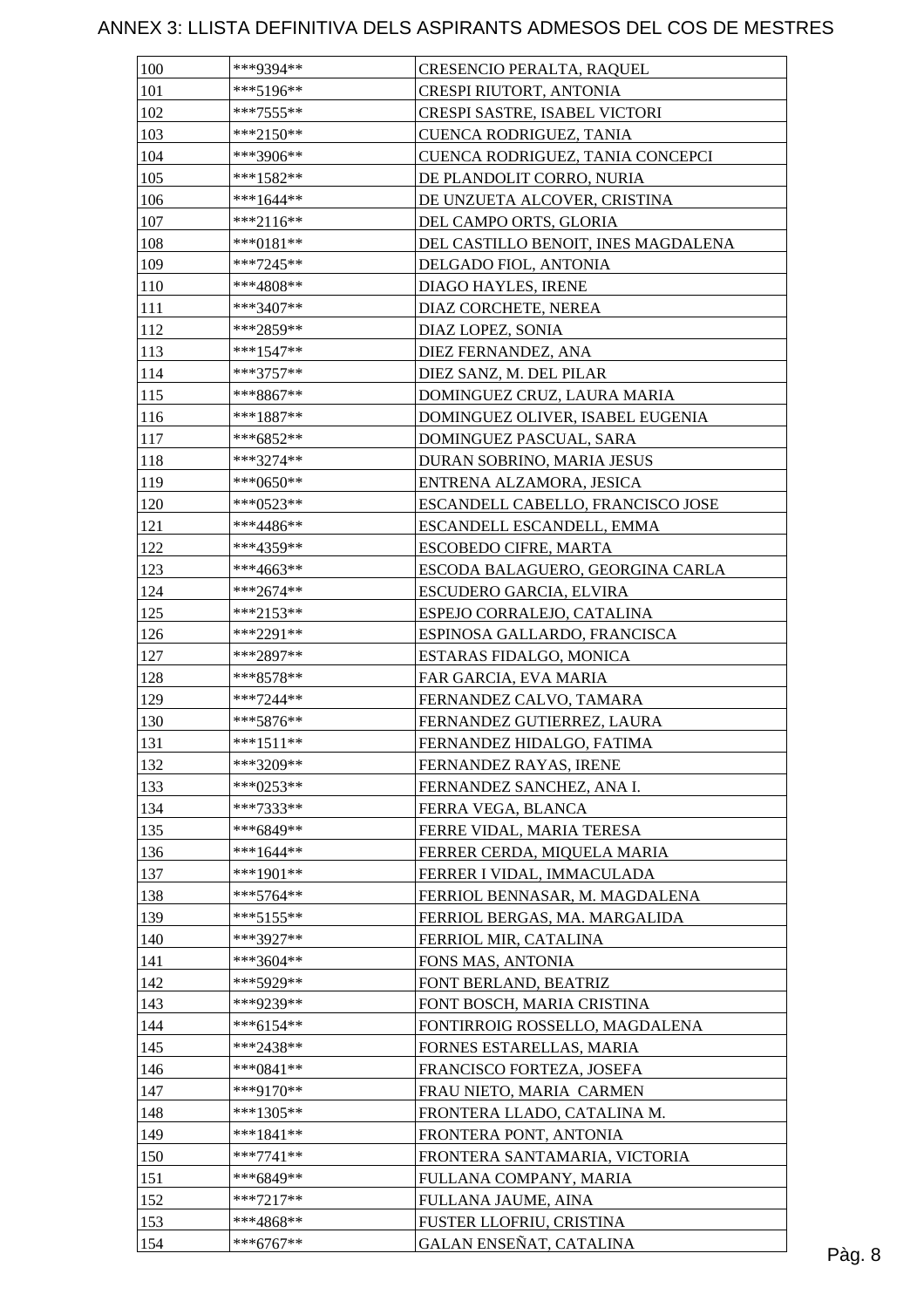# ANNEX 3: LLISTA DEFINITIVA DELS ASPIRANTS ADMESOS DEL COS DE MESTRES

| | | |
|---|---|---|
| 100 | ***9394** | CRESENCIO PERALTA, RAQUEL |
| 101 | ***5196** | CRESPI RIUTORT, ANTONIA |
| 102 | ***7555** | CRESPI SASTRE, ISABEL VICTORI |
| 103 | ***2150** | CUENCA RODRIGUEZ, TANIA |
| 104 | ***3906** | CUENCA RODRIGUEZ, TANIA CONCEPCI |
| 105 | ***1582** | DE PLANDOLIT CORRO, NURIA |
| 106 | ***1644** | DE UNZUETA ALCOVER, CRISTINA |
| 107 | ***2116** | DEL CAMPO ORTS, GLORIA |
| 108 | ***0181** | DEL CASTILLO BENOIT, INES MAGDALENA |
| 109 | ***7245** | DELGADO FIOL, ANTONIA |
| 110 | ***4808** | DIAGO HAYLES, IRENE |
| 111 | ***3407** | DIAZ CORCHETE, NEREA |
| 112 | ***2859** | DIAZ LOPEZ, SONIA |
| 113 | ***1547** | DIEZ FERNANDEZ, ANA |
| 114 | ***3757** | DIEZ SANZ, M. DEL PILAR |
| 115 | ***8867** | DOMINGUEZ CRUZ, LAURA MARIA |
| 116 | ***1887** | DOMINGUEZ OLIVER, ISABEL EUGENIA |
| 117 | ***6852** | DOMINGUEZ PASCUAL, SARA |
| 118 | ***3274** | DURAN SOBRINO, MARIA JESUS |
| 119 | ***0650** | ENTRENA ALZAMORA, JESICA |
| 120 | ***0523** | ESCANDELL CABELLO, FRANCISCO JOSE |
| 121 | ***4486** | ESCANDELL ESCANDELL, EMMA |
| 122 | ***4359** | ESCOBEDO CIFRE, MARTA |
| 123 | ***4663** | ESCODA BALAGUERO, GEORGINA CARLA |
| 124 | ***2674** | ESCUDERO GARCIA, ELVIRA |
| 125 | ***2153** | ESPEJO CORRALEJO, CATALINA |
| 126 | ***2291** | ESPINOSA GALLARDO, FRANCISCA |
| 127 | ***2897** | ESTARAS FIDALGO, MONICA |
| 128 | ***8578** | FAR GARCIA, EVA MARIA |
| 129 | ***7244** | FERNANDEZ CALVO, TAMARA |
| 130 | ***5876** | FERNANDEZ GUTIERREZ, LAURA |
| 131 | ***1511** | FERNANDEZ HIDALGO, FATIMA |
| 132 | ***3209** | FERNANDEZ RAYAS, IRENE |
| 133 | ***0253** | FERNANDEZ SANCHEZ, ANA I. |
| 134 | ***7333** | FERRA VEGA, BLANCA |
| 135 | ***6849** | FERRE VIDAL, MARIA TERESA |
| 136 | ***1644** | FERRER CERDA, MIQUELA MARIA |
| 137 | ***1901** | FERRER I VIDAL, IMMACULADA |
| 138 | ***5764** | FERRIOL BENNASAR, M. MAGDALENA |
| 139 | ***5155** | FERRIOL BERGAS, MA. MARGALIDA |
| 140 | ***3927** | FERRIOL MIR, CATALINA |
| 141 | ***3604** | FONS MAS, ANTONIA |
| 142 | ***5929** | FONT BERLAND, BEATRIZ |
| 143 | ***9239** | FONT BOSCH, MARIA CRISTINA |
| 144 | ***6154** | FONTIRROIG ROSSELLO, MAGDALENA |
| 145 | ***2438** | FORNES ESTARELLAS, MARIA |
| 146 | ***0841** | FRANCISCO FORTEZA, JOSEFA |
| 147 | ***9170** | FRAU NIETO, MARIA CARMEN |
| 148 | ***1305** | FRONTERA LLADO, CATALINA M. |
| 149 | ***1841** | FRONTERA PONT, ANTONIA |
| 150 | ***7741** | FRONTERA SANTAMARIA, VICTORIA |
| 151 | ***6849** | FULLANA COMPANY, MARIA |
| 152 | ***7217** | FULLANA JAUME, AINA |
| 153 | ***4868** | FUSTER LLOFRIU, CRISTINA |
| 154 | ***6767** | GALAN ENSEÑAT, CATALINA |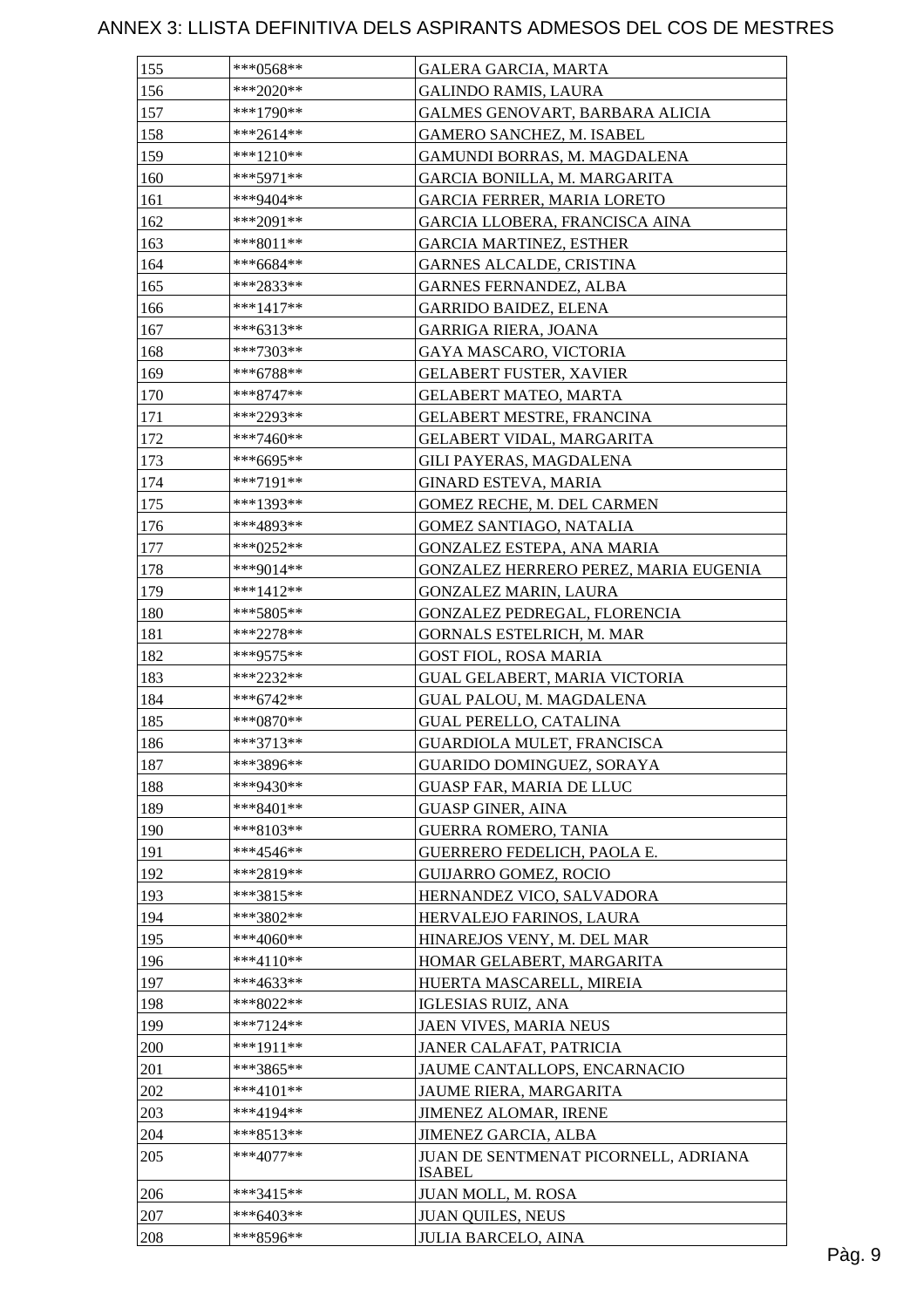# ANNEX 3: LLISTA DEFINITIVA DELS ASPIRANTS ADMESOS DEL COS DE MESTRES

| | | |
|---|---|---|
| 155 | ***0568** | GALERA GARCIA, MARTA |
| 156 | ***2020** | GALINDO RAMIS, LAURA |
| 157 | ***1790** | GALMES GENOVART, BARBARA ALICIA |
| 158 | ***2614** | GAMERO SANCHEZ, M. ISABEL |
| 159 | ***1210** | GAMUNDI BORRAS, M. MAGDALENA |
| 160 | ***5971** | GARCIA BONILLA, M. MARGARITA |
| 161 | ***9404** | GARCIA FERRER, MARIA LORETO |
| 162 | ***2091** | GARCIA LLOBERA, FRANCISCA AINA |
| 163 | ***8011** | GARCIA MARTINEZ, ESTHER |
| 164 | ***6684** | GARNES ALCALDE, CRISTINA |
| 165 | ***2833** | GARNES FERNANDEZ, ALBA |
| 166 | ***1417** | GARRIDO BAIDEZ, ELENA |
| 167 | ***6313** | GARRIGA RIERA, JOANA |
| 168 | ***7303** | GAYA MASCARO, VICTORIA |
| 169 | ***6788** | GELABERT FUSTER, XAVIER |
| 170 | ***8747** | GELABERT MATEO, MARTA |
| 171 | ***2293** | GELABERT MESTRE, FRANCINA |
| 172 | ***7460** | GELABERT VIDAL, MARGARITA |
| 173 | ***6695** | GILI PAYERAS, MAGDALENA |
| 174 | ***7191** | GINARD ESTEVA, MARIA |
| 175 | ***1393** | GOMEZ RECHE, M. DEL CARMEN |
| 176 | ***4893** | GOMEZ SANTIAGO, NATALIA |
| 177 | ***0252** | GONZALEZ ESTEPA, ANA MARIA |
| 178 | ***9014** | GONZALEZ HERRERO PEREZ, MARIA EUGENIA |
| 179 | ***1412** | GONZALEZ MARIN, LAURA |
| 180 | ***5805** | GONZALEZ PEDREGAL, FLORENCIA |
| 181 | ***2278** | GORNALS ESTELRICH, M. MAR |
| 182 | ***9575** | GOST FIOL, ROSA MARIA |
| 183 | ***2232** | GUAL GELABERT, MARIA VICTORIA |
| 184 | ***6742** | GUAL PALOU, M. MAGDALENA |
| 185 | ***0870** | GUAL PERELLO, CATALINA |
| 186 | ***3713** | GUARDIOLA MULET, FRANCISCA |
| 187 | ***3896** | GUARIDO DOMINGUEZ, SORAYA |
| 188 | ***9430** | GUASP FAR, MARIA DE LLUC |
| 189 | ***8401** | GUASP GINER, AINA |
| 190 | ***8103** | GUERRA ROMERO, TANIA |
| 191 | ***4546** | GUERRERO FEDELICH, PAOLA E. |
| 192 | ***2819** | GUIJARRO GOMEZ, ROCIO |
| 193 | ***3815** | HERNANDEZ VICO, SALVADORA |
| 194 | ***3802** | HERVALEJO FARINOS, LAURA |
| 195 | ***4060** | HINAREJOS VENY, M. DEL MAR |
| 196 | ***4110** | HOMAR GELABERT, MARGARITA |
| 197 | ***4633** | HUERTA MASCARELL, MIREIA |
| 198 | ***8022** | IGLESIAS RUIZ, ANA |
| 199 | ***7124** | JAEN VIVES, MARIA NEUS |
| 200 | ***1911** | JANER CALAFAT, PATRICIA |
| 201 | ***3865** | JAUME CANTALLOPS, ENCARNACIO |
| 202 | ***4101** | JAUME RIERA, MARGARITA |
| 203 | ***4194** | JIMENEZ ALOMAR, IRENE |
| 204 | ***8513** | JIMENEZ GARCIA, ALBA |
| 205 | ***4077** | JUAN DE SENTMENAT PICORNELL, ADRIANA ISABEL |
| 206 | ***3415** | JUAN MOLL, M. ROSA |
| 207 | ***6403** | JUAN QUILES, NEUS |
| 208 | ***8596** | JULIA BARCELO, AINA |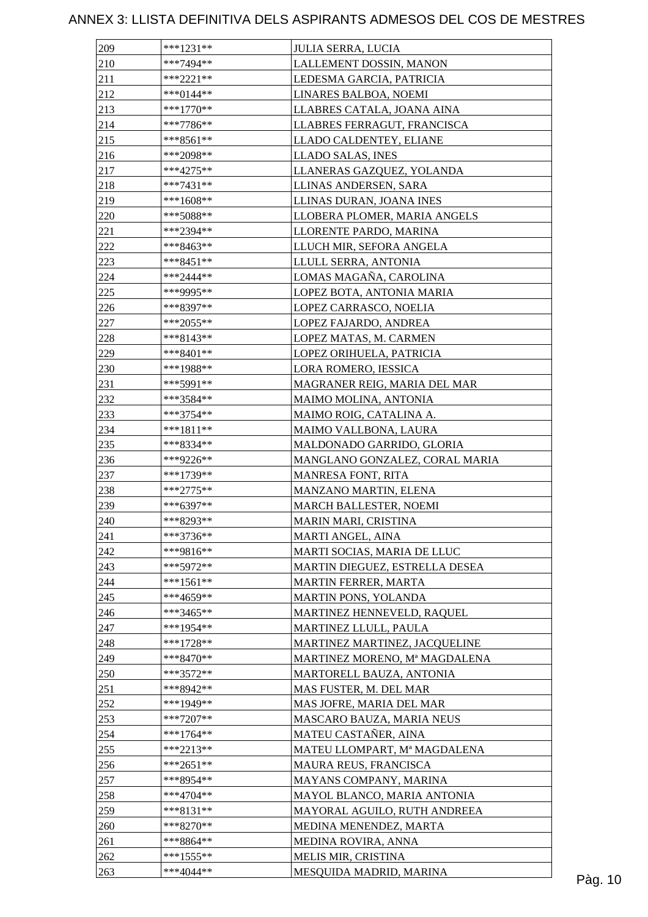# ANNEX 3: LLISTA DEFINITIVA DELS ASPIRANTS ADMESOS DEL COS DE MESTRES

| | | |
|---|---|---|
| 209 | ***1231** | JULIA SERRA, LUCIA |
| 210 | ***7494** | LALLEMENT DOSSIN, MANON |
| 211 | ***2221** | LEDESMA GARCIA, PATRICIA |
| 212 | ***0144** | LINARES BALBOA, NOEMI |
| 213 | ***1770** | LLABRES CATALA, JOANA AINA |
| 214 | ***7786** | LLABRES FERRAGUT, FRANCISCA |
| 215 | ***8561** | LLADO CALDENTEY, ELIANE |
| 216 | ***2098** | LLADO SALAS, INES |
| 217 | ***4275** | LLANERAS GAZQUEZ, YOLANDA |
| 218 | ***7431** | LLINAS ANDERSEN, SARA |
| 219 | ***1608** | LLINAS DURAN, JOANA INES |
| 220 | ***5088** | LLOBERA PLOMER, MARIA ANGELS |
| 221 | ***2394** | LLORENTE PARDO, MARINA |
| 222 | ***8463** | LLUCH MIR, SEFORA ANGELA |
| 223 | ***8451** | LLULL SERRA, ANTONIA |
| 224 | ***2444** | LOMAS MAGAÑA, CAROLINA |
| 225 | ***9995** | LOPEZ BOTA, ANTONIA MARIA |
| 226 | ***8397** | LOPEZ CARRASCO, NOELIA |
| 227 | ***2055** | LOPEZ FAJARDO, ANDREA |
| 228 | ***8143** | LOPEZ MATAS, M. CARMEN |
| 229 | ***8401** | LOPEZ ORIHUELA, PATRICIA |
| 230 | ***1988** | LORA ROMERO, IESSICA |
| 231 | ***5991** | MAGRANER REIG, MARIA DEL MAR |
| 232 | ***3584** | MAIMO MOLINA, ANTONIA |
| 233 | ***3754** | MAIMO ROIG, CATALINA A. |
| 234 | ***1811** | MAIMO VALLBONA, LAURA |
| 235 | ***8334** | MALDONADO GARRIDO, GLORIA |
| 236 | ***9226** | MANGLANO GONZALEZ, CORAL MARIA |
| 237 | ***1739** | MANRESA FONT, RITA |
| 238 | ***2775** | MANZANO MARTIN, ELENA |
| 239 | ***6397** | MARCH BALLESTER, NOEMI |
| 240 | ***8293** | MARIN MARI, CRISTINA |
| 241 | ***3736** | MARTI ANGEL, AINA |
| 242 | ***9816** | MARTI SOCIAS, MARIA DE LLUC |
| 243 | ***5972** | MARTIN DIEGUEZ, ESTRELLA DESEA |
| 244 | ***1561** | MARTIN FERRER, MARTA |
| 245 | ***4659** | MARTIN PONS, YOLANDA |
| 246 | ***3465** | MARTINEZ HENNEVELD, RAQUEL |
| 247 | ***1954** | MARTINEZ LLULL, PAULA |
| 248 | ***1728** | MARTINEZ MARTINEZ, JACQUELINE |
| 249 | ***8470** | MARTINEZ MORENO, Mª MAGDALENA |
| 250 | ***3572** | MARTORELL BAUZA, ANTONIA |
| 251 | ***8942** | MAS FUSTER, M. DEL MAR |
| 252 | ***1949** | MAS JOFRE, MARIA DEL MAR |
| 253 | ***7207** | MASCARO BAUZA, MARIA NEUS |
| 254 | ***1764** | MATEU CASTAÑER, AINA |
| 255 | ***2213** | MATEU LLOMPART, Mª MAGDALENA |
| 256 | ***2651** | MAURA REUS, FRANCISCA |
| 257 | ***8954** | MAYANS COMPANY, MARINA |
| 258 | ***4704** | MAYOL BLANCO, MARIA ANTONIA |
| 259 | ***8131** | MAYORAL AGUILO, RUTH ANDREEA |
| 260 | ***8270** | MEDINA MENENDEZ, MARTA |
| 261 | ***8864** | MEDINA ROVIRA, ANNA |
| 262 | ***1555** | MELIS MIR, CRISTINA |
| 263 | ***4044** | MESQUIDA MADRID, MARINA |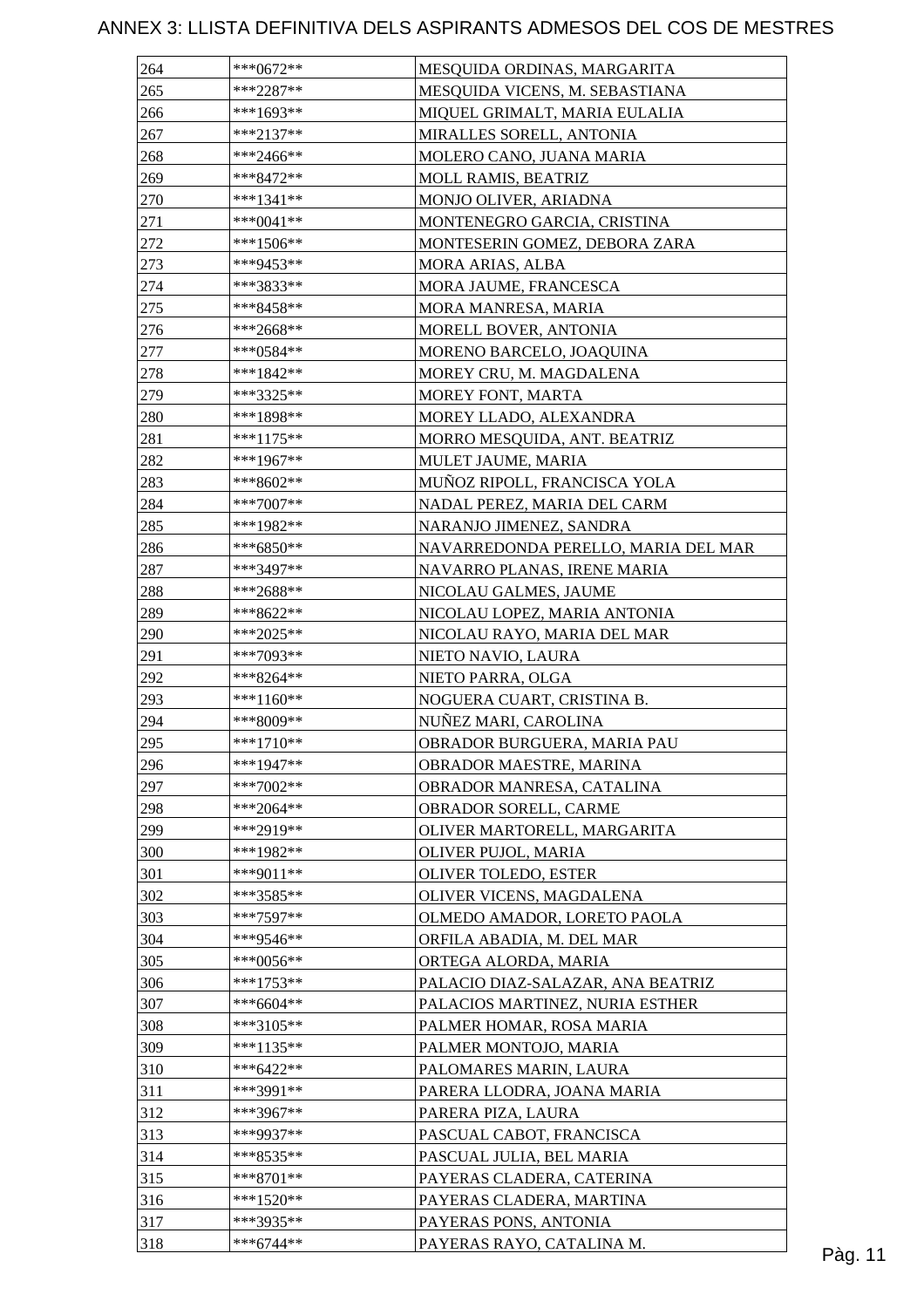# ANNEX 3: LLISTA DEFINITIVA DELS ASPIRANTS ADMESOS DEL COS DE MESTRES

| | | |
|---|---|---|
| 264 | ***0672** | MESQUIDA ORDINAS, MARGARITA |
| 265 | ***2287** | MESQUIDA VICENS, M. SEBASTIANA |
| 266 | ***1693** | MIQUEL GRIMALT, MARIA EULALIA |
| 267 | ***2137** | MIRALLES SORELL, ANTONIA |
| 268 | ***2466** | MOLERO CANO, JUANA MARIA |
| 269 | ***8472** | MOLL RAMIS, BEATRIZ |
| 270 | ***1341** | MONJO OLIVER, ARIADNA |
| 271 | ***0041** | MONTENEGRO GARCIA, CRISTINA |
| 272 | ***1506** | MONTESERIN GOMEZ, DEBORA ZARA |
| 273 | ***9453** | MORA ARIAS, ALBA |
| 274 | ***3833** | MORA JAUME, FRANCESCA |
| 275 | ***8458** | MORA MANRESA, MARIA |
| 276 | ***2668** | MORELL BOVER, ANTONIA |
| 277 | ***0584** | MORENO BARCELO, JOAQUINA |
| 278 | ***1842** | MOREY CRU, M. MAGDALENA |
| 279 | ***3325** | MOREY FONT, MARTA |
| 280 | ***1898** | MOREY LLADO, ALEXANDRA |
| 281 | ***1175** | MORRO MESQUIDA, ANT. BEATRIZ |
| 282 | ***1967** | MULET JAUME, MARIA |
| 283 | ***8602** | MUÑOZ RIPOLL, FRANCISCA YOLA |
| 284 | ***7007** | NADAL PEREZ, MARIA DEL CARM |
| 285 | ***1982** | NARANJO JIMENEZ, SANDRA |
| 286 | ***6850** | NAVARREDONDA PERELLO, MARIA DEL MAR |
| 287 | ***3497** | NAVARRO PLANAS, IRENE MARIA |
| 288 | ***2688** | NICOLAU GALMES, JAUME |
| 289 | ***8622** | NICOLAU LOPEZ, MARIA ANTONIA |
| 290 | ***2025** | NICOLAU RAYO, MARIA DEL MAR |
| 291 | ***7093** | NIETO NAVIO, LAURA |
| 292 | ***8264** | NIETO PARRA, OLGA |
| 293 | ***1160** | NOGUERA CUART, CRISTINA B. |
| 294 | ***8009** | NUÑEZ MARI, CAROLINA |
| 295 | ***1710** | OBRADOR BURGUERA, MARIA PAU |
| 296 | ***1947** | OBRADOR MAESTRE, MARINA |
| 297 | ***7002** | OBRADOR MANRESA, CATALINA |
| 298 | ***2064** | OBRADOR SORELL, CARME |
| 299 | ***2919** | OLIVER MARTORELL, MARGARITA |
| 300 | ***1982** | OLIVER PUJOL, MARIA |
| 301 | ***9011** | OLIVER TOLEDO, ESTER |
| 302 | ***3585** | OLIVER VICENS, MAGDALENA |
| 303 | ***7597** | OLMEDO AMADOR, LORETO PAOLA |
| 304 | ***9546** | ORFILA ABADIA, M. DEL MAR |
| 305 | ***0056** | ORTEGA ALORDA, MARIA |
| 306 | ***1753** | PALACIO DIAZ-SALAZAR, ANA BEATRIZ |
| 307 | ***6604** | PALACIOS MARTINEZ, NURIA ESTHER |
| 308 | ***3105** | PALMER HOMAR, ROSA MARIA |
| 309 | ***1135** | PALMER MONTOJO, MARIA |
| 310 | ***6422** | PALOMARES MARIN, LAURA |
| 311 | ***3991** | PARERA LLODRA, JOANA MARIA |
| 312 | ***3967** | PARERA PIZA, LAURA |
| 313 | ***9937** | PASCUAL CABOT, FRANCISCA |
| 314 | ***8535** | PASCUAL JULIA, BEL MARIA |
| 315 | ***8701** | PAYERAS CLADERA, CATERINA |
| 316 | ***1520** | PAYERAS CLADERA, MARTINA |
| 317 | ***3935** | PAYERAS PONS, ANTONIA |
| 318 | ***6744** | PAYERAS RAYO, CATALINA M. |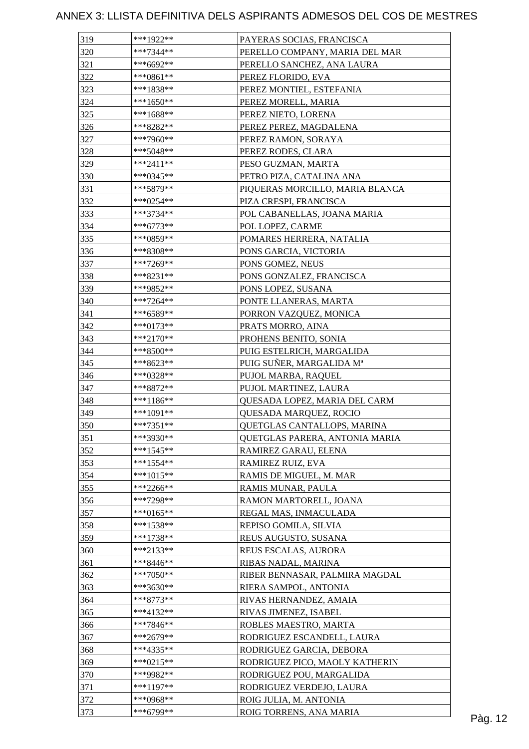# ANNEX 3: LLISTA DEFINITIVA DELS ASPIRANTS ADMESOS DEL COS DE MESTRES

| | | |
|---|---|---|
| 319 | ***1922** | PAYERAS SOCIAS, FRANCISCA |
| 320 | ***7344** | PERELLO COMPANY, MARIA DEL MAR |
| 321 | ***6692** | PERELLO SANCHEZ, ANA LAURA |
| 322 | ***0861** | PEREZ FLORIDO, EVA |
| 323 | ***1838** | PEREZ MONTIEL, ESTEFANIA |
| 324 | ***1650** | PEREZ MORELL, MARIA |
| 325 | ***1688** | PEREZ NIETO, LORENA |
| 326 | ***8282** | PEREZ PEREZ, MAGDALENA |
| 327 | ***7960** | PEREZ RAMON, SORAYA |
| 328 | ***5048** | PEREZ RODES, CLARA |
| 329 | ***2411** | PESO GUZMAN, MARTA |
| 330 | ***0345** | PETRO PIZA, CATALINA ANA |
| 331 | ***5879** | PIQUERAS MORCILLO, MARIA BLANCA |
| 332 | ***0254** | PIZA CRESPI, FRANCISCA |
| 333 | ***3734** | POL CABANELLAS, JOANA MARIA |
| 334 | ***6773** | POL LOPEZ, CARME |
| 335 | ***0859** | POMARES HERRERA, NATALIA |
| 336 | ***8308** | PONS GARCIA, VICTORIA |
| 337 | ***7269** | PONS GOMEZ, NEUS |
| 338 | ***8231** | PONS GONZALEZ, FRANCISCA |
| 339 | ***9852** | PONS LOPEZ, SUSANA |
| 340 | ***7264** | PONTE LLANERAS, MARTA |
| 341 | ***6589** | PORRON VAZQUEZ, MONICA |
| 342 | ***0173** | PRATS MORRO, AINA |
| 343 | ***2170** | PROHENS BENITO, SONIA |
| 344 | ***8500** | PUIG ESTELRICH, MARGALIDA |
| 345 | ***8623** | PUIG SUÑER, MARGALIDA Mª |
| 346 | ***0328** | PUJOL MARBA, RAQUEL |
| 347 | ***8872** | PUJOL MARTINEZ, LAURA |
| 348 | ***1186** | QUESADA LOPEZ, MARIA DEL CARM |
| 349 | ***1091** | QUESADA MARQUEZ, ROCIO |
| 350 | ***7351** | QUETGLAS CANTALLOPS, MARINA |
| 351 | ***3930** | QUETGLAS PARERA, ANTONIA MARIA |
| 352 | ***1545** | RAMIREZ GARAU, ELENA |
| 353 | ***1554** | RAMIREZ RUIZ, EVA |
| 354 | ***1015** | RAMIS DE MIGUEL, M. MAR |
| 355 | ***2266** | RAMIS MUNAR, PAULA |
| 356 | ***7298** | RAMON MARTORELL, JOANA |
| 357 | ***0165** | REGAL MAS, INMACULADA |
| 358 | ***1538** | REPISO GOMILA, SILVIA |
| 359 | ***1738** | REUS AUGUSTO, SUSANA |
| 360 | ***2133** | REUS ESCALAS, AURORA |
| 361 | ***8446** | RIBAS NADAL, MARINA |
| 362 | ***7050** | RIBER BENNASAR, PALMIRA MAGDAL |
| 363 | ***3630** | RIERA SAMPOL, ANTONIA |
| 364 | ***8773** | RIVAS HERNANDEZ, AMAIA |
| 365 | ***4132** | RIVAS JIMENEZ, ISABEL |
| 366 | ***7846** | ROBLES MAESTRO, MARTA |
| 367 | ***2679** | RODRIGUEZ ESCANDELL, LAURA |
| 368 | ***4335** | RODRIGUEZ GARCIA, DEBORA |
| 369 | ***0215** | RODRIGUEZ PICO, MAOLY KATHERIN |
| 370 | ***9982** | RODRIGUEZ POU, MARGALIDA |
| 371 | ***1197** | RODRIGUEZ VERDEJO, LAURA |
| 372 | ***0968** | ROIG JULIA, M. ANTONIA |
| 373 | ***6799** | ROIG TORRENS, ANA MARIA |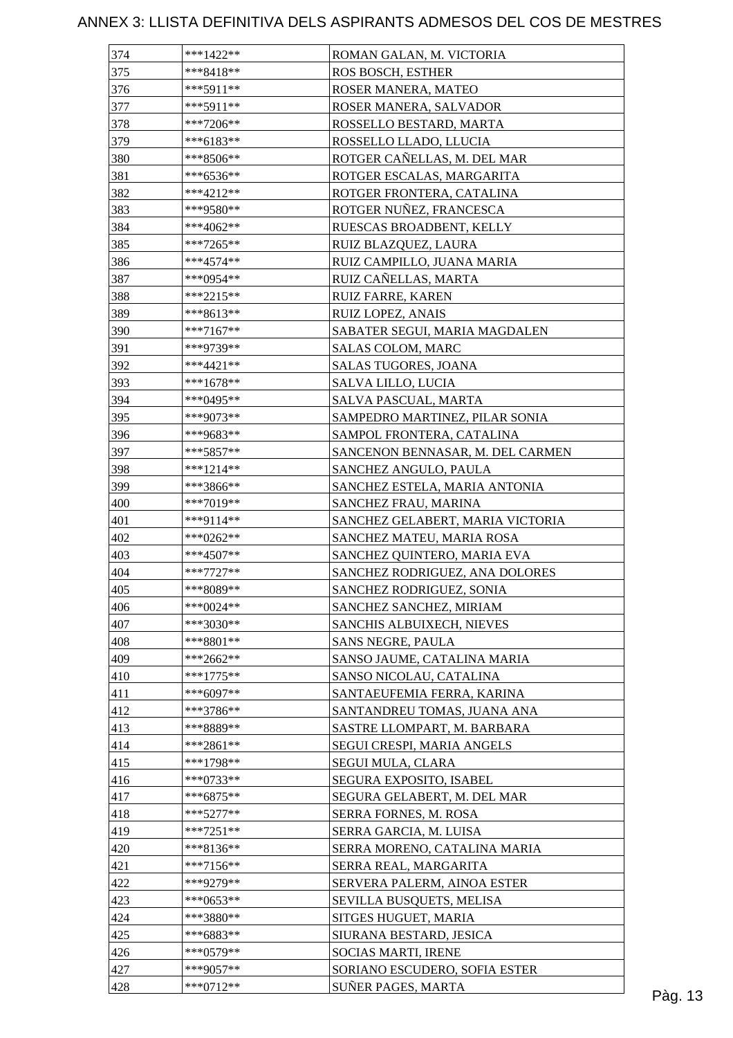# ANNEX 3: LLISTA DEFINITIVA DELS ASPIRANTS ADMESOS DEL COS DE MESTRES

| | | |
|---|---|---|
| 374 | ***1422** | ROMAN GALAN, M. VICTORIA |
| 375 | ***8418** | ROS BOSCH, ESTHER |
| 376 | ***5911** | ROSER MANERA, MATEO |
| 377 | ***5911** | ROSER MANERA, SALVADOR |
| 378 | ***7206** | ROSSELLO BESTARD, MARTA |
| 379 | ***6183** | ROSSELLO LLADO, LLUCIA |
| 380 | ***8506** | ROTGER CAÑELLAS, M. DEL MAR |
| 381 | ***6536** | ROTGER ESCALAS, MARGARITA |
| 382 | ***4212** | ROTGER FRONTERA, CATALINA |
| 383 | ***9580** | ROTGER NUÑEZ, FRANCESCA |
| 384 | ***4062** | RUESCAS BROADBENT, KELLY |
| 385 | ***7265** | RUIZ BLAZQUEZ, LAURA |
| 386 | ***4574** | RUIZ CAMPILLO, JUANA MARIA |
| 387 | ***0954** | RUIZ CAÑELLAS, MARTA |
| 388 | ***2215** | RUIZ FARRE, KAREN |
| 389 | ***8613** | RUIZ LOPEZ, ANAIS |
| 390 | ***7167** | SABATER SEGUI, MARIA MAGDALEN |
| 391 | ***9739** | SALAS COLOM, MARC |
| 392 | ***4421** | SALAS TUGORES, JOANA |
| 393 | ***1678** | SALVA LILLO, LUCIA |
| 394 | ***0495** | SALVA PASCUAL, MARTA |
| 395 | ***9073** | SAMPEDRO MARTINEZ, PILAR SONIA |
| 396 | ***9683** | SAMPOL FRONTERA, CATALINA |
| 397 | ***5857** | SANCENON BENNASAR, M. DEL CARMEN |
| 398 | ***1214** | SANCHEZ ANGULO, PAULA |
| 399 | ***3866** | SANCHEZ ESTELA, MARIA ANTONIA |
| 400 | ***7019** | SANCHEZ FRAU, MARINA |
| 401 | ***9114** | SANCHEZ GELABERT, MARIA VICTORIA |
| 402 | ***0262** | SANCHEZ MATEU, MARIA ROSA |
| 403 | ***4507** | SANCHEZ QUINTERO, MARIA EVA |
| 404 | ***7727** | SANCHEZ RODRIGUEZ, ANA DOLORES |
| 405 | ***8089** | SANCHEZ RODRIGUEZ, SONIA |
| 406 | ***0024** | SANCHEZ SANCHEZ, MIRIAM |
| 407 | ***3030** | SANCHIS ALBUIXECH, NIEVES |
| 408 | ***8801** | SANS NEGRE, PAULA |
| 409 | ***2662** | SANSO JAUME, CATALINA MARIA |
| 410 | ***1775** | SANSO NICOLAU, CATALINA |
| 411 | ***6097** | SANTAEUFEMIA FERRA, KARINA |
| 412 | ***3786** | SANTANDREU TOMAS, JUANA ANA |
| 413 | ***8889** | SASTRE LLOMPART, M. BARBARA |
| 414 | ***2861** | SEGUI CRESPI, MARIA ANGELS |
| 415 | ***1798** | SEGUI MULA, CLARA |
| 416 | ***0733** | SEGURA EXPOSITO, ISABEL |
| 417 | ***6875** | SEGURA GELABERT, M. DEL MAR |
| 418 | ***5277** | SERRA FORNES, M. ROSA |
| 419 | ***7251** | SERRA GARCIA, M. LUISA |
| 420 | ***8136** | SERRA MORENO, CATALINA MARIA |
| 421 | ***7156** | SERRA REAL, MARGARITA |
| 422 | ***9279** | SERVERA PALERM, AINOA ESTER |
| 423 | ***0653** | SEVILLA BUSQUETS, MELISA |
| 424 | ***3880** | SITGES HUGUET, MARIA |
| 425 | ***6883** | SIURANA BESTARD, JESICA |
| 426 | ***0579** | SOCIAS MARTI, IRENE |
| 427 | ***9057** | SORIANO ESCUDERO, SOFIA ESTER |
| 428 | ***0712** | SUÑER PAGES, MARTA |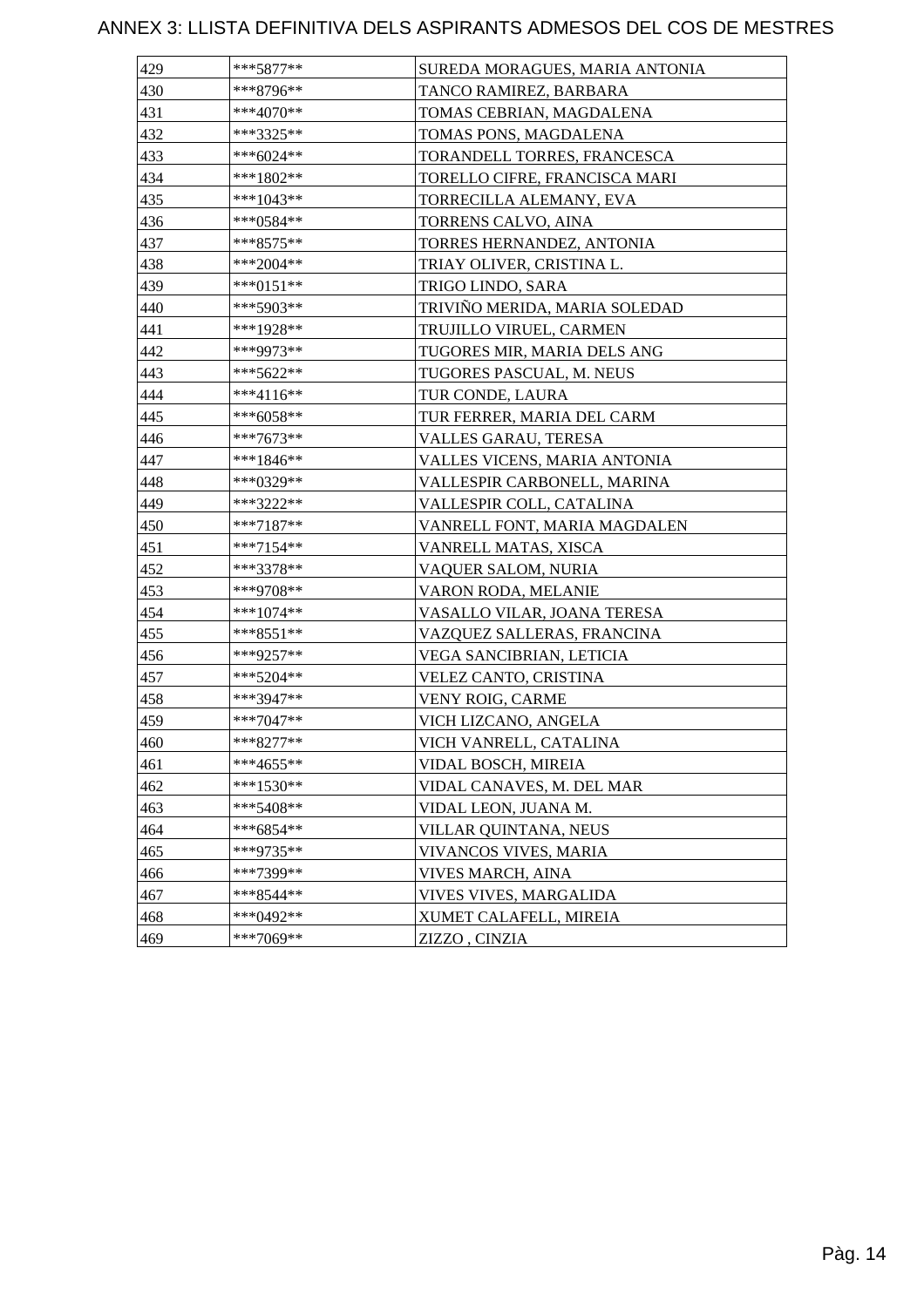# ANNEX 3: LLISTA DEFINITIVA DELS ASPIRANTS ADMESOS DEL COS DE MESTRES

| | | |
|---|---|---|
| 429 | ***5877** | SUREDA MORAGUES, MARIA ANTONIA |
| 430 | ***8796** | TANCO RAMIREZ, BARBARA |
| 431 | ***4070** | TOMAS CEBRIAN, MAGDALENA |
| 432 | ***3325** | TOMAS PONS, MAGDALENA |
| 433 | ***6024** | TORANDELL TORRES, FRANCESCA |
| 434 | ***1802** | TORELLO CIFRE, FRANCISCA MARI |
| 435 | ***1043** | TORRECILLA ALEMANY, EVA |
| 436 | ***0584** | TORRENS CALVO, AINA |
| 437 | ***8575** | TORRES HERNANDEZ, ANTONIA |
| 438 | ***2004** | TRIAY OLIVER, CRISTINA L. |
| 439 | ***0151** | TRIGO LINDO, SARA |
| 440 | ***5903** | TRIVIÑO MERIDA, MARIA SOLEDAD |
| 441 | ***1928** | TRUJILLO VIRUEL, CARMEN |
| 442 | ***9973** | TUGORES MIR, MARIA DELS ANG |
| 443 | ***5622** | TUGORES PASCUAL, M. NEUS |
| 444 | ***4116** | TUR CONDE, LAURA |
| 445 | ***6058** | TUR FERRER, MARIA DEL CARM |
| 446 | ***7673** | VALLES GARAU, TERESA |
| 447 | ***1846** | VALLES VICENS, MARIA ANTONIA |
| 448 | ***0329** | VALLESPIR CARBONELL, MARINA |
| 449 | ***3222** | VALLESPIR COLL, CATALINA |
| 450 | ***7187** | VANRELL FONT, MARIA MAGDALEN |
| 451 | ***7154** | VANRELL MATAS, XISCA |
| 452 | ***3378** | VAQUER SALOM, NURIA |
| 453 | ***9708** | VARON RODA, MELANIE |
| 454 | ***1074** | VASALLO VILAR, JOANA TERESA |
| 455 | ***8551** | VAZQUEZ SALLERAS, FRANCINA |
| 456 | ***9257** | VEGA SANCIBRIAN, LETICIA |
| 457 | ***5204** | VELEZ CANTO, CRISTINA |
| 458 | ***3947** | VENY ROIG, CARME |
| 459 | ***7047** | VICH LIZCANO, ANGELA |
| 460 | ***8277** | VICH VANRELL, CATALINA |
| 461 | ***4655** | VIDAL BOSCH, MIREIA |
| 462 | ***1530** | VIDAL CANAVES, M. DEL MAR |
| 463 | ***5408** | VIDAL LEON, JUANA M. |
| 464 | ***6854** | VILLAR QUINTANA, NEUS |
| 465 | ***9735** | VIVANCOS VIVES, MARIA |
| 466 | ***7399** | VIVES MARCH, AINA |
| 467 | ***8544** | VIVES VIVES, MARGALIDA |
| 468 | ***0492** | XUMET CALAFELL, MIREIA |
| 469 | ***7069** | ZIZZO , CINZIA |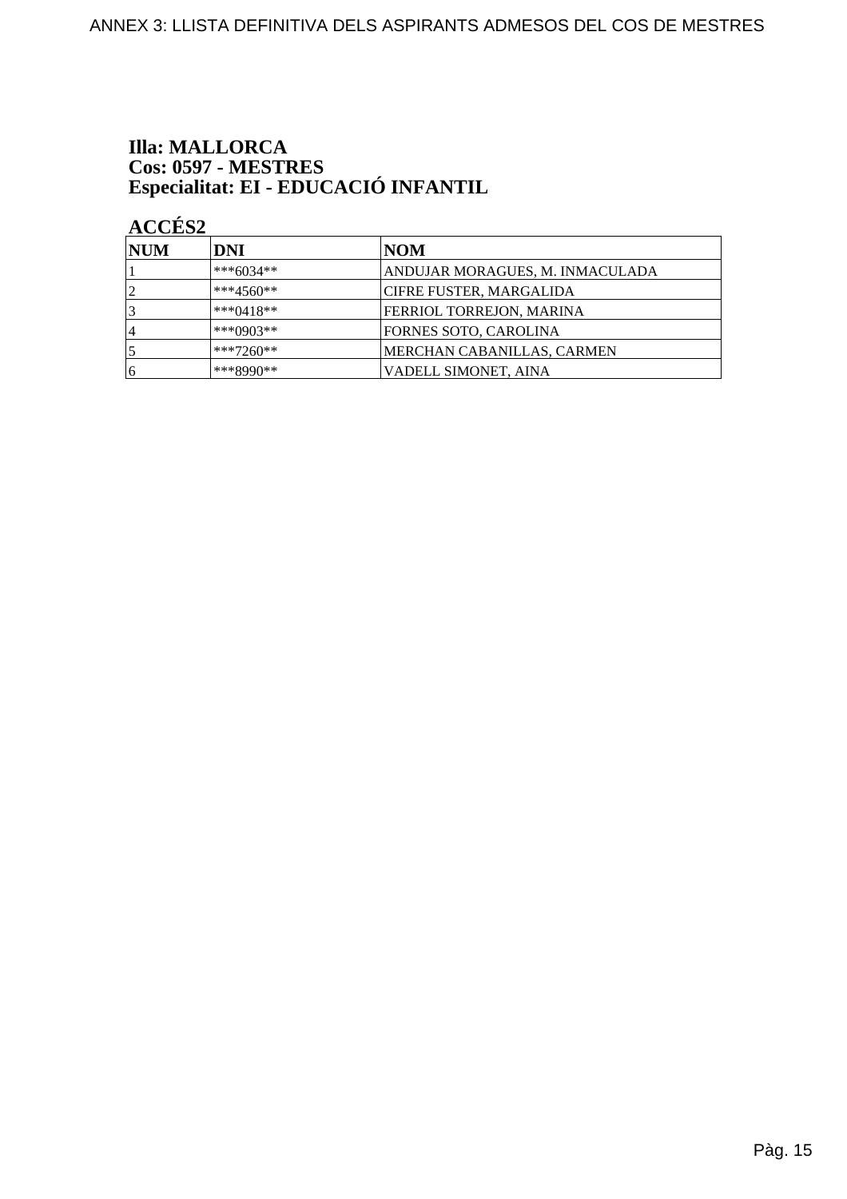**Illa: MALLORCA**
**Cos: 0597 - MESTRES**
**Especialitat: EI - EDUCACIÓ INFANTIL**

**ACCÉS2**

| NUM | DNI | NOM |
|---|---|---|
| 1 | ***6034** | ANDUJAR MORAGUES, M. INMACULADA |
| 2 | ***4560** | CIFRE FUSTER, MARGALIDA |
| 3 | ***0418** | FERRIOL TORREJON, MARINA |
| 4 | ***0903** | FORNES SOTO, CAROLINA |
| 5 | ***7260** | MERCHAN CABANILLAS, CARMEN |
| 6 | ***8990** | VADELL SIMONET, AINA |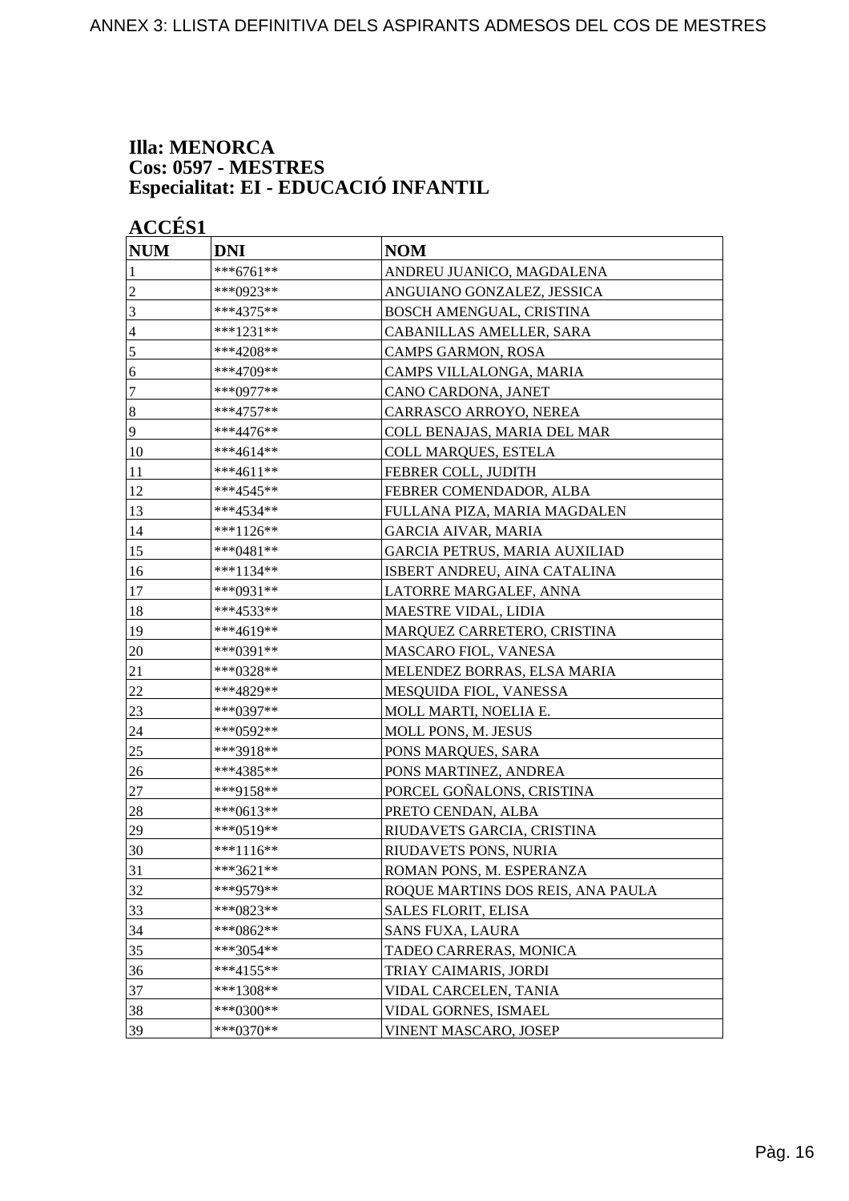ANNEX 3: LLISTA DEFINITIVA DELS ASPIRANTS ADMESOS DEL COS DE MESTRES

**Illa: MENORCA**
**Cos: 0597 - MESTRES**
**Especialitat: EI - EDUCACIÓ INFANTIL**

**ACCÉS1**

| NUM | DNI | NOM |
|---|---|---|
| 1 | ***6761** | ANDREU JUANICO, MAGDALENA |
| 2 | ***0923** | ANGUIANO GONZALEZ, JESSICA |
| 3 | ***4375** | BOSCH AMENGUAL, CRISTINA |
| 4 | ***1231** | CABANILLAS AMELLER, SARA |
| 5 | ***4208** | CAMPS GARMON, ROSA |
| 6 | ***4709** | CAMPS VILLALONGA, MARIA |
| 7 | ***0977** | CANO CARDONA, JANET |
| 8 | ***4757** | CARRASCO ARROYO, NEREA |
| 9 | ***4476** | COLL BENAJAS, MARIA DEL MAR |
| 10 | ***4614** | COLL MARQUES, ESTELA |
| 11 | ***4611** | FEBRER COLL, JUDITH |
| 12 | ***4545** | FEBRER COMENDADOR, ALBA |
| 13 | ***4534** | FULLANA PIZA, MARIA MAGDALEN |
| 14 | ***1126** | GARCIA AIVAR, MARIA |
| 15 | ***0481** | GARCIA PETRUS, MARIA AUXILIAD |
| 16 | ***1134** | ISBERT ANDREU, AINA CATALINA |
| 17 | ***0931** | LATORRE MARGALEF, ANNA |
| 18 | ***4533** | MAESTRE VIDAL, LIDIA |
| 19 | ***4619** | MARQUEZ CARRETERO, CRISTINA |
| 20 | ***0391** | MASCARO FIOL, VANESA |
| 21 | ***0328** | MELENDEZ BORRAS, ELSA MARIA |
| 22 | ***4829** | MESQUIDA FIOL, VANESSA |
| 23 | ***0397** | MOLL MARTI, NOELIA E. |
| 24 | ***0592** | MOLL PONS, M. JESUS |
| 25 | ***3918** | PONS MARQUES, SARA |
| 26 | ***4385** | PONS MARTINEZ, ANDREA |
| 27 | ***9158** | PORCEL GOÑALONS, CRISTINA |
| 28 | ***0613** | PRETO CENDAN, ALBA |
| 29 | ***0519** | RIUDAVETS GARCIA, CRISTINA |
| 30 | ***1116** | RIUDAVETS PONS, NURIA |
| 31 | ***3621** | ROMAN PONS, M. ESPERANZA |
| 32 | ***9579** | ROQUE MARTINS DOS REIS, ANA PAULA |
| 33 | ***0823** | SALES FLORIT, ELISA |
| 34 | ***0862** | SANS FUXA, LAURA |
| 35 | ***3054** | TADEO CARRERAS, MONICA |
| 36 | ***4155** | TRIAY CAIMARIS, JORDI |
| 37 | ***1308** | VIDAL CARCELEN, TANIA |
| 38 | ***0300** | VIDAL GORNES, ISMAEL |
| 39 | ***0370** | VINENT MASCARO, JOSEP |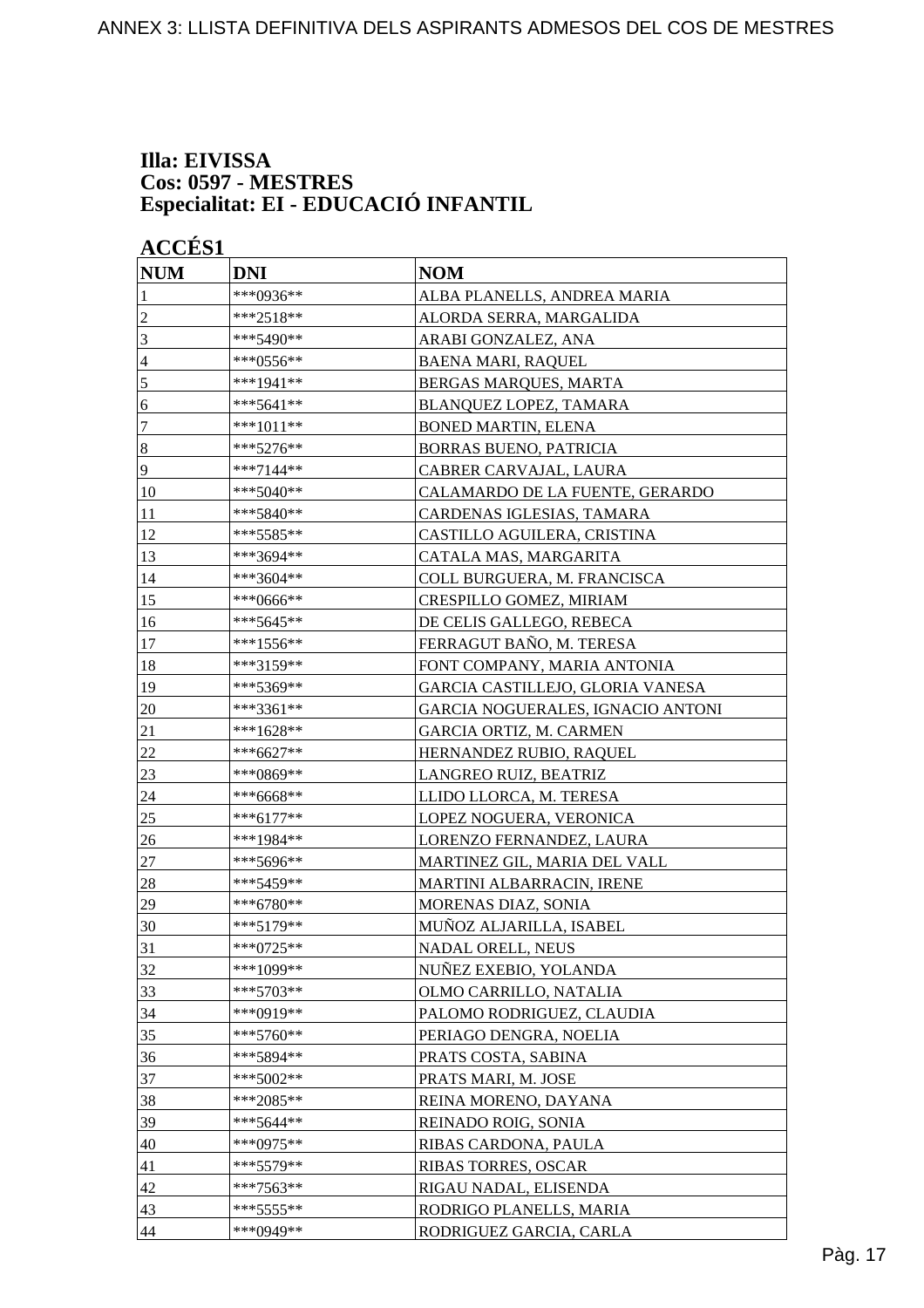**Illa: EIVISSA**
**Cos: 0597 - MESTRES**
**Especialitat: EI - EDUCACIÓ INFANTIL**

**ACCÉS1**

| NUM | DNI | NOM |
|---|---|---|
| 1 | ***0936** | ALBA PLANELLS, ANDREA MARIA |
| 2 | ***2518** | ALORDA SERRA, MARGALIDA |
| 3 | ***5490** | ARABI GONZALEZ, ANA |
| 4 | ***0556** | BAENA MARI, RAQUEL |
| 5 | ***1941** | BERGAS MARQUES, MARTA |
| 6 | ***5641** | BLANQUEZ LOPEZ, TAMARA |
| 7 | ***1011** | BONED MARTIN, ELENA |
| 8 | ***5276** | BORRAS BUENO, PATRICIA |
| 9 | ***7144** | CABRER CARVAJAL, LAURA |
| 10 | ***5040** | CALAMARDO DE LA FUENTE, GERARDO |
| 11 | ***5840** | CARDENAS IGLESIAS, TAMARA |
| 12 | ***5585** | CASTILLO AGUILERA, CRISTINA |
| 13 | ***3694** | CATALA MAS, MARGARITA |
| 14 | ***3604** | COLL BURGUERA, M. FRANCISCA |
| 15 | ***0666** | CRESPILLO GOMEZ, MIRIAM |
| 16 | ***5645** | DE CELIS GALLEGO, REBECA |
| 17 | ***1556** | FERRAGUT BAÑO, M. TERESA |
| 18 | ***3159** | FONT COMPANY, MARIA ANTONIA |
| 19 | ***5369** | GARCIA CASTILLEJO, GLORIA VANESA |
| 20 | ***3361** | GARCIA NOGUERALES, IGNACIO ANTONI |
| 21 | ***1628** | GARCIA ORTIZ, M. CARMEN |
| 22 | ***6627** | HERNANDEZ RUBIO, RAQUEL |
| 23 | ***0869** | LANGREO RUIZ, BEATRIZ |
| 24 | ***6668** | LLIDO LLORCA, M. TERESA |
| 25 | ***6177** | LOPEZ NOGUERA, VERONICA |
| 26 | ***1984** | LORENZO FERNANDEZ, LAURA |
| 27 | ***5696** | MARTINEZ GIL, MARIA DEL VALL |
| 28 | ***5459** | MARTINI ALBARRACIN, IRENE |
| 29 | ***6780** | MORENAS DIAZ, SONIA |
| 30 | ***5179** | MUÑOZ ALJARILLA, ISABEL |
| 31 | ***0725** | NADAL ORELL, NEUS |
| 32 | ***1099** | NUÑEZ EXEBIO, YOLANDA |
| 33 | ***5703** | OLMO CARRILLO, NATALIA |
| 34 | ***0919** | PALOMO RODRIGUEZ, CLAUDIA |
| 35 | ***5760** | PERIAGO DENGRA, NOELIA |
| 36 | ***5894** | PRATS COSTA, SABINA |
| 37 | ***5002** | PRATS MARI, M. JOSE |
| 38 | ***2085** | REINA MORENO, DAYANA |
| 39 | ***5644** | REINADO ROIG, SONIA |
| 40 | ***0975** | RIBAS CARDONA, PAULA |
| 41 | ***5579** | RIBAS TORRES, OSCAR |
| 42 | ***7563** | RIGAU NADAL, ELISENDA |
| 43 | ***5555** | RODRIGO PLANELLS, MARIA |
| 44 | ***0949** | RODRIGUEZ GARCIA, CARLA |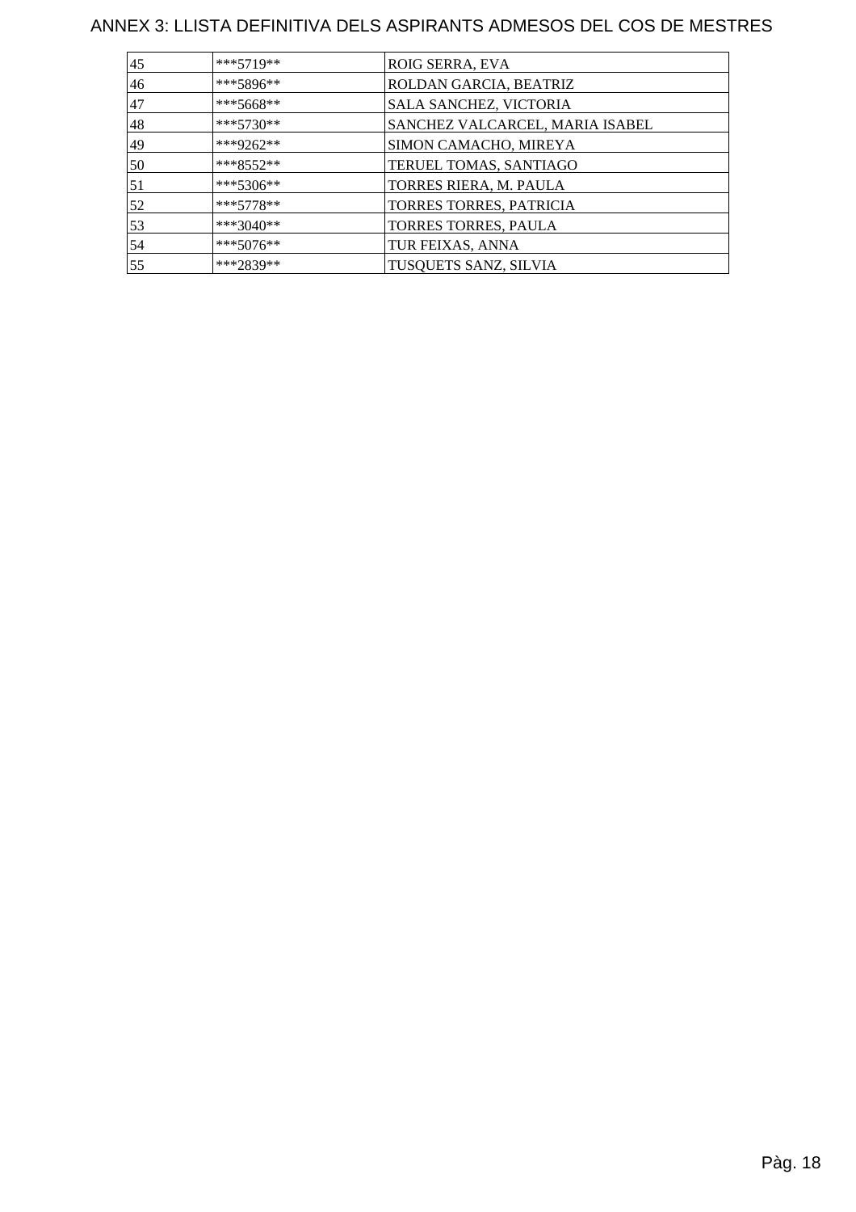# ANNEX 3: LLISTA DEFINITIVA DELS ASPIRANTS ADMESOS DEL COS DE MESTRES

| | | |
|---|---|---|
| 45 | ***5719** | ROIG SERRA, EVA |
| 46 | ***5896** | ROLDAN GARCIA, BEATRIZ |
| 47 | ***5668** | SALA SANCHEZ, VICTORIA |
| 48 | ***5730** | SANCHEZ VALCARCEL, MARIA ISABEL |
| 49 | ***9262** | SIMON CAMACHO, MIREYA |
| 50 | ***8552** | TERUEL TOMAS, SANTIAGO |
| 51 | ***5306** | TORRES RIERA, M. PAULA |
| 52 | ***5778** | TORRES TORRES, PATRICIA |
| 53 | ***3040** | TORRES TORRES, PAULA |
| 54 | ***5076** | TUR FEIXAS, ANNA |
| 55 | ***2839** | TUSQUETS SANZ, SILVIA |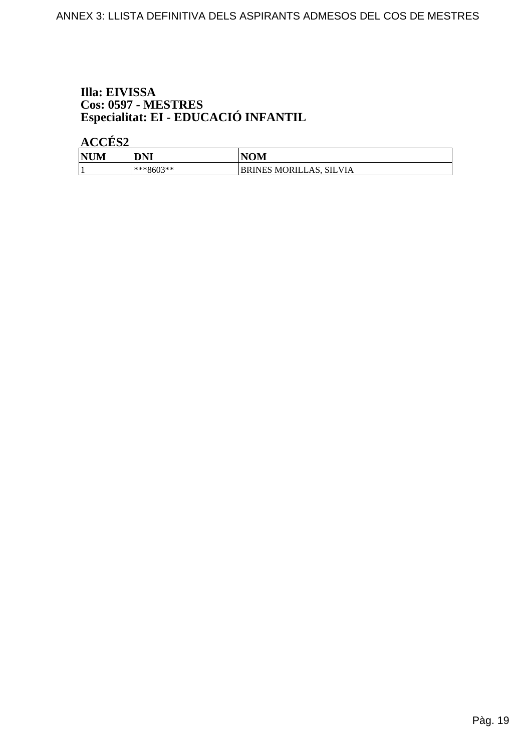**Illa: EIVISSA**
**Cos: 0597 - MESTRES**
**Especialitat: EI - EDUCACIÓ INFANTIL**

**ACCÉS2**

| NUM | DNI | NOM |
|---|---|---|
| 1 | ***8603** | BRINES MORILLAS, SILVIA |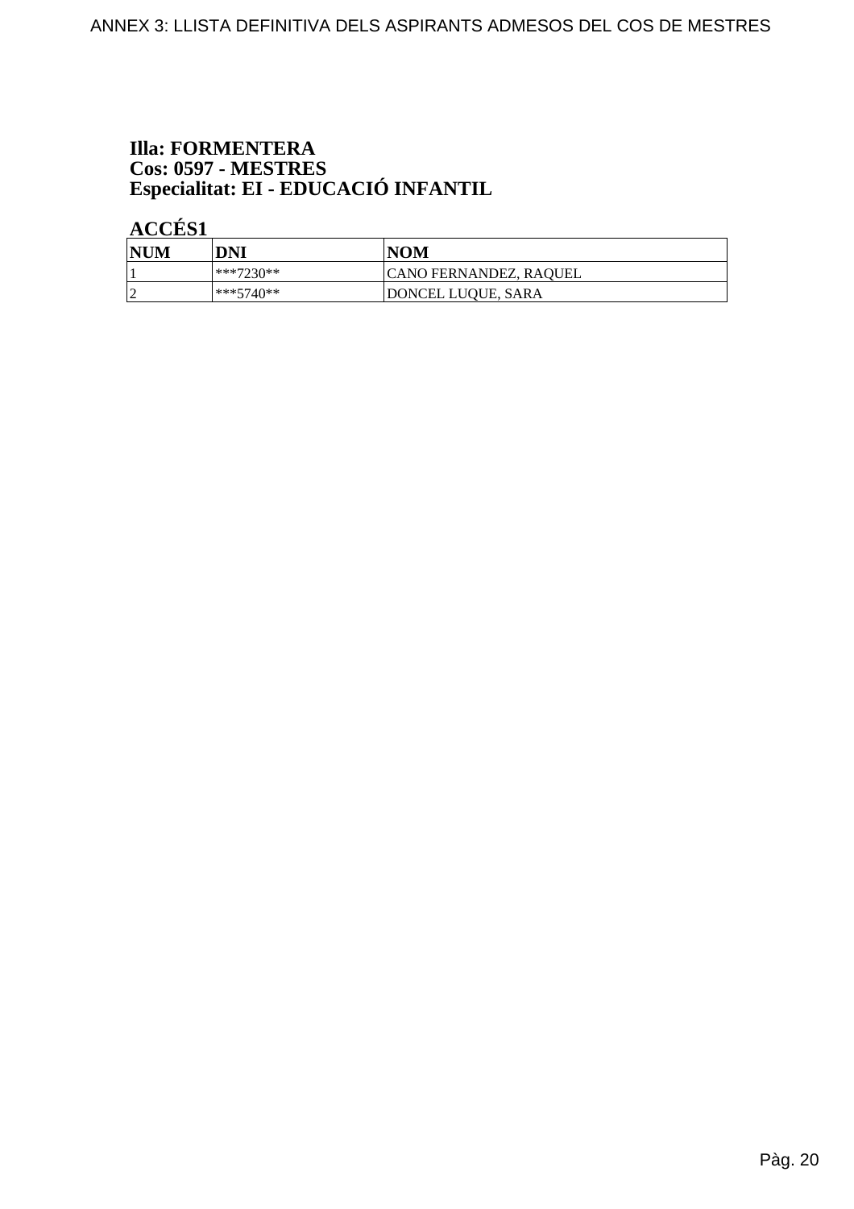**Illa: FORMENTERA**
**Cos: 0597 - MESTRES**
**Especialitat: EI - EDUCACIÓ INFANTIL**

**ACCÉS1**

| NUM | DNI | NOM |
|---|---|---|
| 1 | ***7230** | CANO FERNANDEZ, RAQUEL |
| 2 | ***5740** | DONCEL LUQUE, SARA |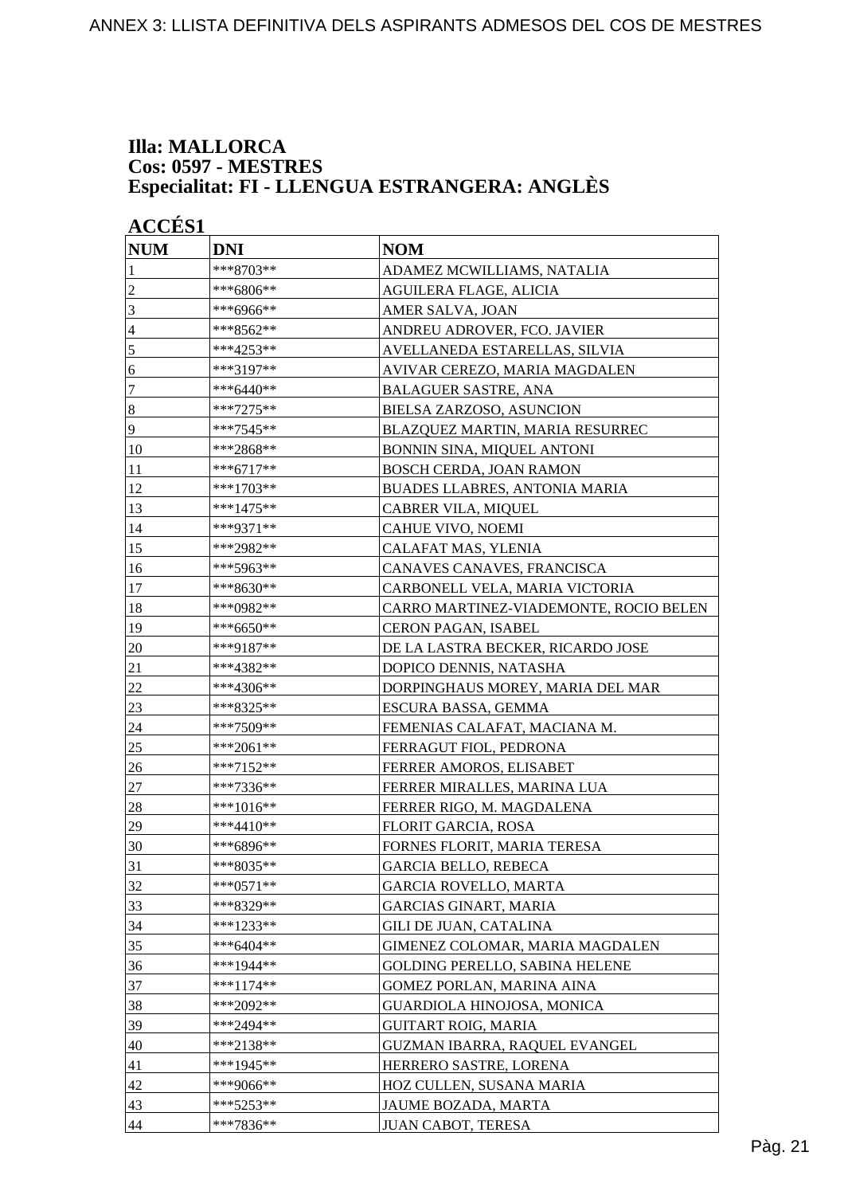**Illa: MALLORCA**
**Cos: 0597 - MESTRES**
**Especialitat: FI - LLENGUA ESTRANGERA: ANGLÈS**

**ACCÉS1**

| NUM | DNI | NOM |
|---|---|---|
| 1 | ***8703** | ADAMEZ MCWILLIAMS, NATALIA |
| 2 | ***6806** | AGUILERA FLAGE, ALICIA |
| 3 | ***6966** | AMER SALVA, JOAN |
| 4 | ***8562** | ANDREU ADROVER, FCO. JAVIER |
| 5 | ***4253** | AVELLANEDA ESTARELLAS, SILVIA |
| 6 | ***3197** | AVIVAR CEREZO, MARIA MAGDALEN |
| 7 | ***6440** | BALAGUER SASTRE, ANA |
| 8 | ***7275** | BIELSA ZARZOSO, ASUNCION |
| 9 | ***7545** | BLAZQUEZ MARTIN, MARIA RESURREC |
| 10 | ***2868** | BONNIN SINA, MIQUEL ANTONI |
| 11 | ***6717** | BOSCH CERDA, JOAN RAMON |
| 12 | ***1703** | BUADES LLABRES, ANTONIA MARIA |
| 13 | ***1475** | CABRER VILA, MIQUEL |
| 14 | ***9371** | CAHUE VIVO, NOEMI |
| 15 | ***2982** | CALAFAT MAS, YLENIA |
| 16 | ***5963** | CANAVES CANAVES, FRANCISCA |
| 17 | ***8630** | CARBONELL VELA, MARIA VICTORIA |
| 18 | ***0982** | CARRO MARTINEZ-VIADEMONTE, ROCIO BELEN |
| 19 | ***6650** | CERON PAGAN, ISABEL |
| 20 | ***9187** | DE LA LASTRA BECKER, RICARDO JOSE |
| 21 | ***4382** | DOPICO DENNIS, NATASHA |
| 22 | ***4306** | DORPINGHAUS MOREY, MARIA DEL MAR |
| 23 | ***8325** | ESCURA BASSA, GEMMA |
| 24 | ***7509** | FEMENIAS CALAFAT, MACIANA M. |
| 25 | ***2061** | FERRAGUT FIOL, PEDRONA |
| 26 | ***7152** | FERRER AMOROS, ELISABET |
| 27 | ***7336** | FERRER MIRALLES, MARINA LUA |
| 28 | ***1016** | FERRER RIGO, M. MAGDALENA |
| 29 | ***4410** | FLORIT GARCIA, ROSA |
| 30 | ***6896** | FORNES FLORIT, MARIA TERESA |
| 31 | ***8035** | GARCIA BELLO, REBECA |
| 32 | ***0571** | GARCIA ROVELLO, MARTA |
| 33 | ***8329** | GARCIAS GINART, MARIA |
| 34 | ***1233** | GILI DE JUAN, CATALINA |
| 35 | ***6404** | GIMENEZ COLOMAR, MARIA MAGDALEN |
| 36 | ***1944** | GOLDING PERELLO, SABINA HELENE |
| 37 | ***1174** | GOMEZ PORLAN, MARINA AINA |
| 38 | ***2092** | GUARDIOLA HINOJOSA, MONICA |
| 39 | ***2494** | GUITART ROIG, MARIA |
| 40 | ***2138** | GUZMAN IBARRA, RAQUEL EVANGEL |
| 41 | ***1945** | HERRERO SASTRE, LORENA |
| 42 | ***9066** | HOZ CULLEN, SUSANA MARIA |
| 43 | ***5253** | JAUME BOZADA, MARTA |
| 44 | ***7836** | JUAN CABOT, TERESA |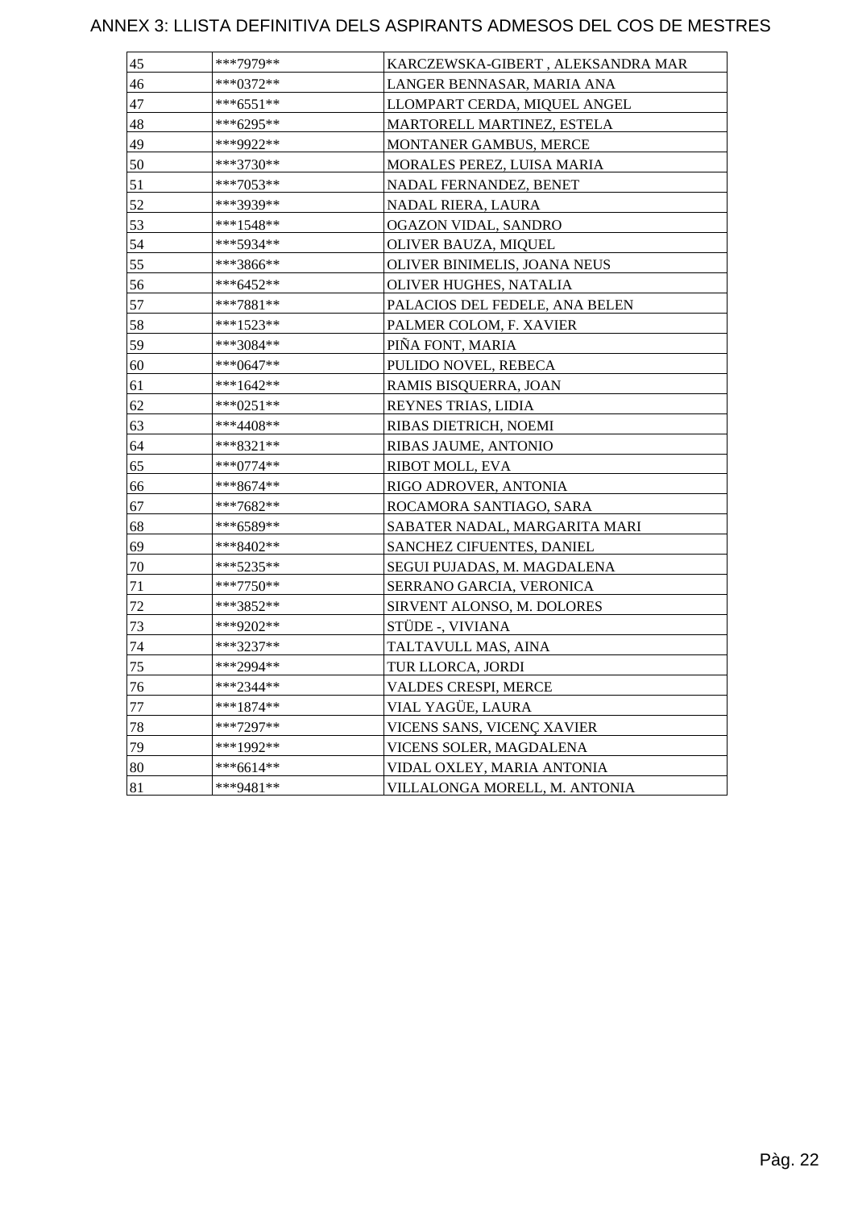# ANNEX 3: LLISTA DEFINITIVA DELS ASPIRANTS ADMESOS DEL COS DE MESTRES

| | | |
|---|---|---|
| 45 | ***7979** | KARCZEWSKA-GIBERT , ALEKSANDRA MAR |
| 46 | ***0372** | LANGER BENNASAR, MARIA ANA |
| 47 | ***6551** | LLOMPART CERDA, MIQUEL ANGEL |
| 48 | ***6295** | MARTORELL MARTINEZ, ESTELA |
| 49 | ***9922** | MONTANER GAMBUS, MERCE |
| 50 | ***3730** | MORALES PEREZ, LUISA MARIA |
| 51 | ***7053** | NADAL FERNANDEZ, BENET |
| 52 | ***3939** | NADAL RIERA, LAURA |
| 53 | ***1548** | OGAZON VIDAL, SANDRO |
| 54 | ***5934** | OLIVER BAUZA, MIQUEL |
| 55 | ***3866** | OLIVER BINIMELIS, JOANA NEUS |
| 56 | ***6452** | OLIVER HUGHES, NATALIA |
| 57 | ***7881** | PALACIOS DEL FEDELE, ANA BELEN |
| 58 | ***1523** | PALMER COLOM, F. XAVIER |
| 59 | ***3084** | PIÑA FONT, MARIA |
| 60 | ***0647** | PULIDO NOVEL, REBECA |
| 61 | ***1642** | RAMIS BISQUERRA, JOAN |
| 62 | ***0251** | REYNES TRIAS, LIDIA |
| 63 | ***4408** | RIBAS DIETRICH, NOEMI |
| 64 | ***8321** | RIBAS JAUME, ANTONIO |
| 65 | ***0774** | RIBOT MOLL, EVA |
| 66 | ***8674** | RIGO ADROVER, ANTONIA |
| 67 | ***7682** | ROCAMORA SANTIAGO, SARA |
| 68 | ***6589** | SABATER NADAL, MARGARITA MARI |
| 69 | ***8402** | SANCHEZ CIFUENTES, DANIEL |
| 70 | ***5235** | SEGUI PUJADAS, M. MAGDALENA |
| 71 | ***7750** | SERRANO GARCIA, VERONICA |
| 72 | ***3852** | SIRVENT ALONSO, M. DOLORES |
| 73 | ***9202** | STÜDE -, VIVIANA |
| 74 | ***3237** | TALTAVULL MAS, AINA |
| 75 | ***2994** | TUR LLORCA, JORDI |
| 76 | ***2344** | VALDES CRESPI, MERCE |
| 77 | ***1874** | VIAL YAGÜE, LAURA |
| 78 | ***7297** | VICENS SANS, VICENÇ XAVIER |
| 79 | ***1992** | VICENS SOLER, MAGDALENA |
| 80 | ***6614** | VIDAL OXLEY, MARIA ANTONIA |
| 81 | ***9481** | VILLALONGA MORELL, M. ANTONIA |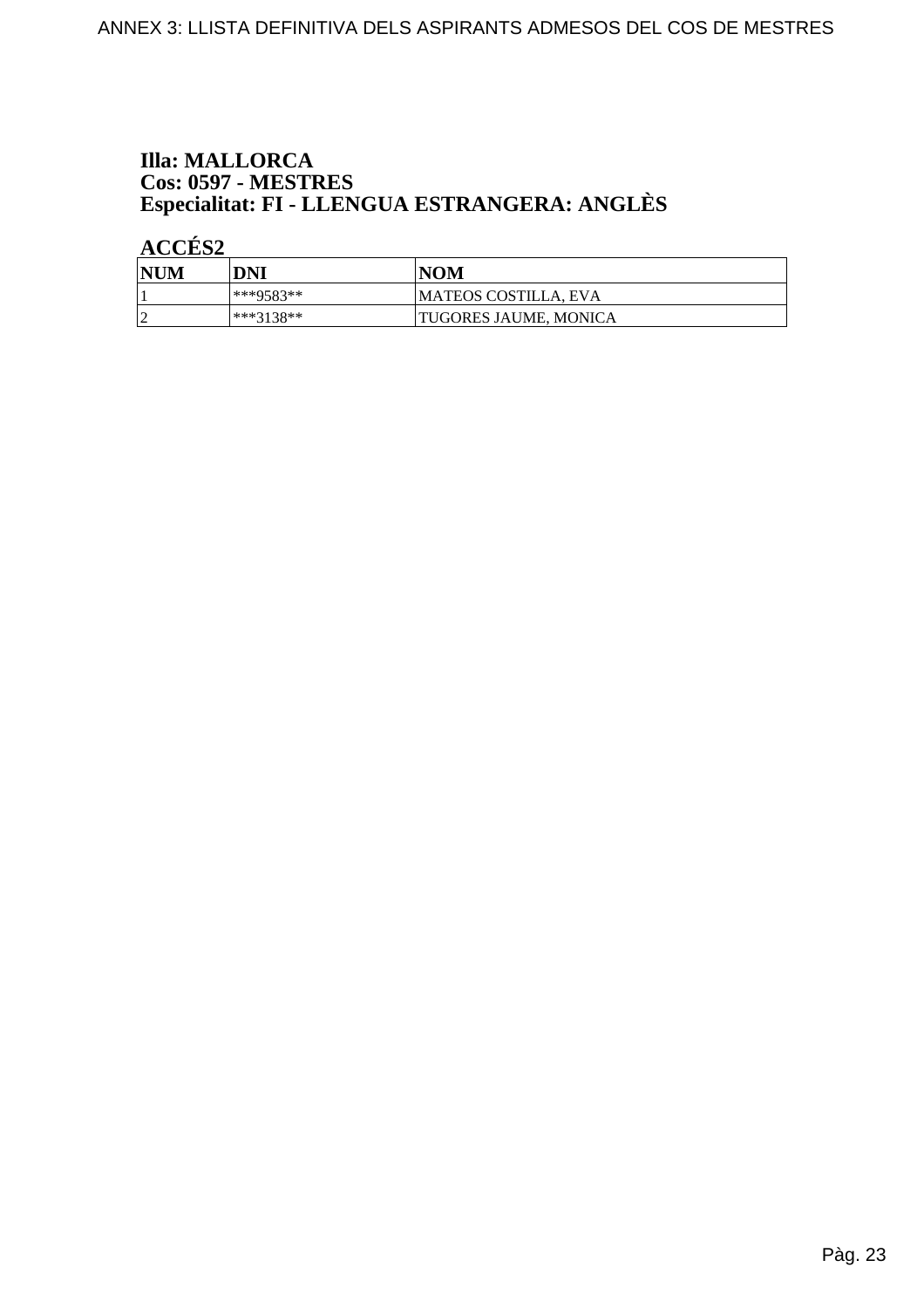**Illa: MALLORCA**
**Cos: 0597 - MESTRES**
**Especialitat: FI - LLENGUA ESTRANGERA: ANGLÈS**

**ACCÉS2**

| NUM | DNI | NOM |
| --- | --- | --- |
| 1 | ***9583** | MATEOS COSTILLA, EVA |
| 2 | ***3138** | TUGORES JAUME, MONICA |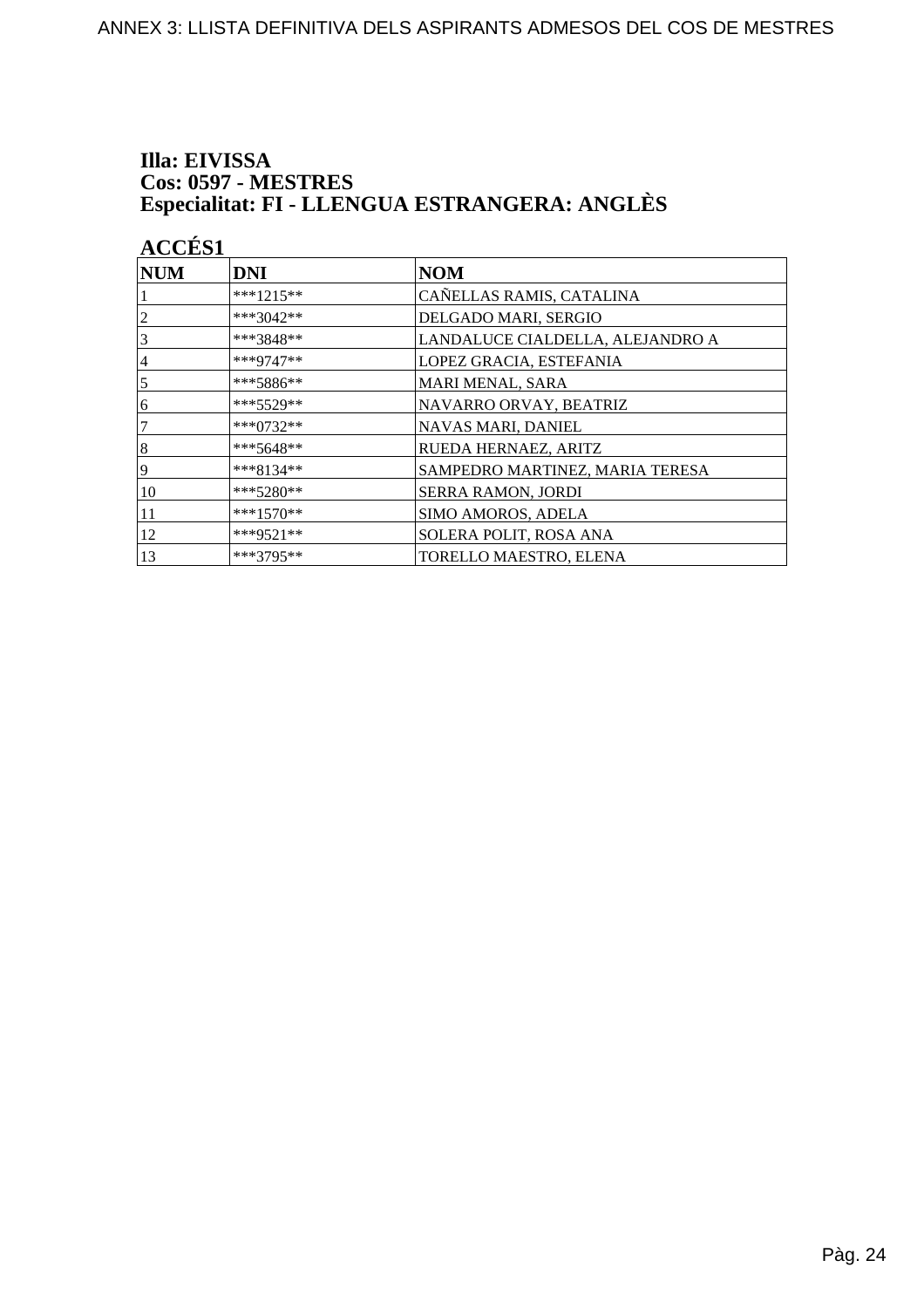# Illa: EIVISSA
## Cos: 0597 - MESTRES
## Especialitat: FI - LLENGUA ESTRANGERA: ANGLÈS

### ACCÉS1

| NUM | DNI | NOM |
|---|---|---|
| 1 | ***1215** | CAÑELLAS RAMIS, CATALINA |
| 2 | ***3042** | DELGADO MARI, SERGIO |
| 3 | ***3848** | LANDALUCE CIALDELLA, ALEJANDRO A |
| 4 | ***9747** | LOPEZ GRACIA, ESTEFANIA |
| 5 | ***5886** | MARI MENAL, SARA |
| 6 | ***5529** | NAVARRO ORVAY, BEATRIZ |
| 7 | ***0732** | NAVAS MARI, DANIEL |
| 8 | ***5648** | RUEDA HERNAEZ, ARITZ |
| 9 | ***8134** | SAMPEDRO MARTINEZ, MARIA TERESA |
| 10 | ***5280** | SERRA RAMON, JORDI |
| 11 | ***1570** | SIMO AMOROS, ADELA |
| 12 | ***9521** | SOLERA POLIT, ROSA ANA |
| 13 | ***3795** | TORELLO MAESTRO, ELENA |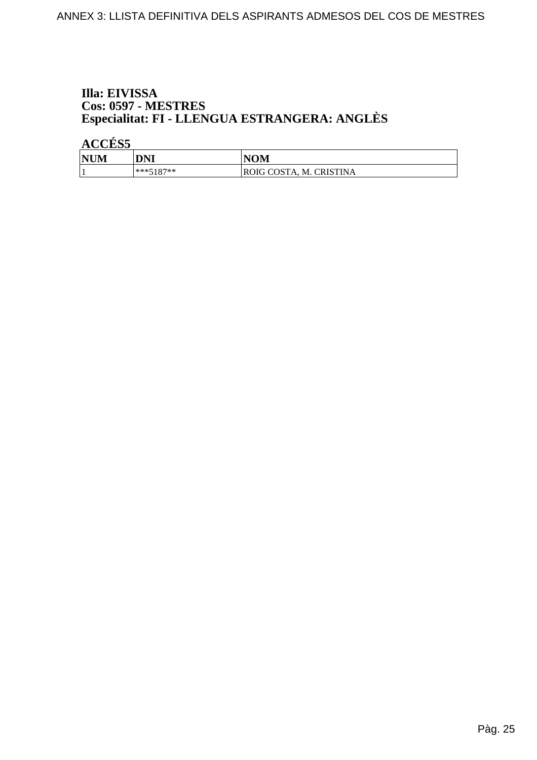**Illa: EIVISSA**
**Cos: 0597 - MESTRES**
**Especialitat: FI - LLENGUA ESTRANGERA: ANGLÈS**

**ACCÉS5**

| NUM | DNI | NOM |
|---|---|---|
| 1 | ***5187** | ROIG COSTA, M. CRISTINA |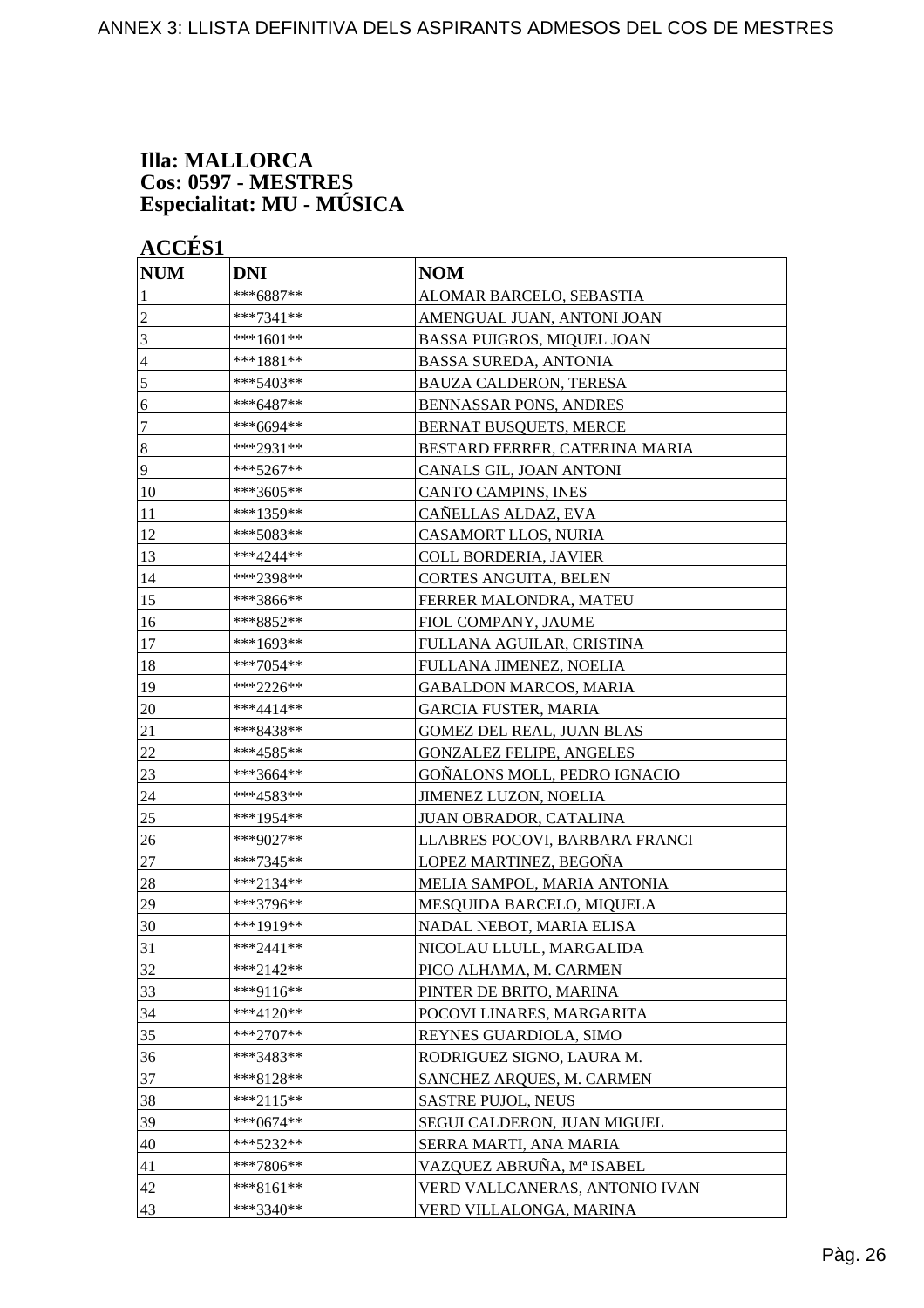**Illa: MALLORCA**
**Cos: 0597 - MESTRES**
**Especialitat: MU - MÚSICA**

**ACCÉS1**

| NUM | DNI | NOM |
|---|---|---|
| 1 | ***6887** | ALOMAR BARCELO, SEBASTIA |
| 2 | ***7341** | AMENGUAL JUAN, ANTONI JOAN |
| 3 | ***1601** | BASSA PUIGROS, MIQUEL JOAN |
| 4 | ***1881** | BASSA SUREDA, ANTONIA |
| 5 | ***5403** | BAUZA CALDERON, TERESA |
| 6 | ***6487** | BENNASSAR PONS, ANDRES |
| 7 | ***6694** | BERNAT BUSQUETS, MERCE |
| 8 | ***2931** | BESTARD FERRER, CATERINA MARIA |
| 9 | ***5267** | CANALS GIL, JOAN ANTONI |
| 10 | ***3605** | CANTO CAMPINS, INES |
| 11 | ***1359** | CAÑELLAS ALDAZ, EVA |
| 12 | ***5083** | CASAMORT LLOS, NURIA |
| 13 | ***4244** | COLL BORDERIA, JAVIER |
| 14 | ***2398** | CORTES ANGUITA, BELEN |
| 15 | ***3866** | FERRER MALONDRA, MATEU |
| 16 | ***8852** | FIOL COMPANY, JAUME |
| 17 | ***1693** | FULLANA AGUILAR, CRISTINA |
| 18 | ***7054** | FULLANA JIMENEZ, NOELIA |
| 19 | ***2226** | GABALDON MARCOS, MARIA |
| 20 | ***4414** | GARCIA FUSTER, MARIA |
| 21 | ***8438** | GOMEZ DEL REAL, JUAN BLAS |
| 22 | ***4585** | GONZALEZ FELIPE, ANGELES |
| 23 | ***3664** | GOÑALONS MOLL, PEDRO IGNACIO |
| 24 | ***4583** | JIMENEZ LUZON, NOELIA |
| 25 | ***1954** | JUAN OBRADOR, CATALINA |
| 26 | ***9027** | LLABRES POCOVI, BARBARA FRANCI |
| 27 | ***7345** | LOPEZ MARTINEZ, BEGOÑA |
| 28 | ***2134** | MELIA SAMPOL, MARIA ANTONIA |
| 29 | ***3796** | MESQUIDA BARCELO, MIQUELA |
| 30 | ***1919** | NADAL NEBOT, MARIA ELISA |
| 31 | ***2441** | NICOLAU LLULL, MARGALIDA |
| 32 | ***2142** | PICO ALHAMA, M. CARMEN |
| 33 | ***9116** | PINTER DE BRITO, MARINA |
| 34 | ***4120** | POCOVI LINARES, MARGARITA |
| 35 | ***2707** | REYNES GUARDIOLA, SIMO |
| 36 | ***3483** | RODRIGUEZ SIGNO, LAURA M. |
| 37 | ***8128** | SANCHEZ ARQUES, M. CARMEN |
| 38 | ***2115** | SASTRE PUJOL, NEUS |
| 39 | ***0674** | SEGUI CALDERON, JUAN MIGUEL |
| 40 | ***5232** | SERRA MARTI, ANA MARIA |
| 41 | ***7806** | VAZQUEZ ABRUÑA, Mª ISABEL |
| 42 | ***8161** | VERD VALLCANERAS, ANTONIO IVAN |
| 43 | ***3340** | VERD VILLALONGA, MARINA |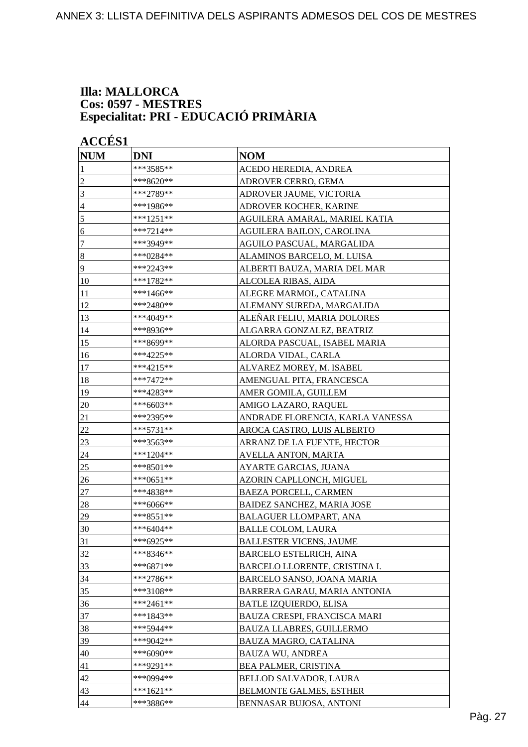ANNEX 3: LLISTA DEFINITIVA DELS ASPIRANTS ADMESOS DEL COS DE MESTRES

**Illa: MALLORCA**
**Cos: 0597 - MESTRES**
**Especialitat: PRI - EDUCACIÓ PRIMÀRIA**

**ACCÉS1**

| NUM | DNI | NOM |
|---|---|---|
| 1 | ***3585** | ACEDO HEREDIA, ANDREA |
| 2 | ***8620** | ADROVER CERRO, GEMA |
| 3 | ***2789** | ADROVER JAUME, VICTORIA |
| 4 | ***1986** | ADROVER KOCHER, KARINE |
| 5 | ***1251** | AGUILERA AMARAL, MARIEL KATIA |
| 6 | ***7214** | AGUILERA BAILON, CAROLINA |
| 7 | ***3949** | AGUILO PASCUAL, MARGALIDA |
| 8 | ***0284** | ALAMINOS BARCELO, M. LUISA |
| 9 | ***2243** | ALBERTI BAUZA, MARIA DEL MAR |
| 10 | ***1782** | ALCOLEA RIBAS, AIDA |
| 11 | ***1466** | ALEGRE MARMOL, CATALINA |
| 12 | ***2480** | ALEMANY SUREDA, MARGALIDA |
| 13 | ***4049** | ALEÑAR FELIU, MARIA DOLORES |
| 14 | ***8936** | ALGARRA GONZALEZ, BEATRIZ |
| 15 | ***8699** | ALORDA PASCUAL, ISABEL MARIA |
| 16 | ***4225** | ALORDA VIDAL, CARLA |
| 17 | ***4215** | ALVAREZ MOREY, M. ISABEL |
| 18 | ***7472** | AMENGUAL PITA, FRANCESCA |
| 19 | ***4283** | AMER GOMILA, GUILLEM |
| 20 | ***6603** | AMIGO LAZARO, RAQUEL |
| 21 | ***2395** | ANDRADE FLORENCIA, KARLA VANESSA |
| 22 | ***5731** | AROCA CASTRO, LUIS ALBERTO |
| 23 | ***3563** | ARRANZ DE LA FUENTE, HECTOR |
| 24 | ***1204** | AVELLA ANTON, MARTA |
| 25 | ***8501** | AYARTE GARCIAS, JUANA |
| 26 | ***0651** | AZORIN CAPLLONCH, MIGUEL |
| 27 | ***4838** | BAEZA PORCELL, CARMEN |
| 28 | ***6066** | BAIDEZ SANCHEZ, MARIA JOSE |
| 29 | ***8551** | BALAGUER LLOMPART, ANA |
| 30 | ***6404** | BALLE COLOM, LAURA |
| 31 | ***6925** | BALLESTER VICENS, JAUME |
| 32 | ***8346** | BARCELO ESTELRICH, AINA |
| 33 | ***6871** | BARCELO LLORENTE, CRISTINA I. |
| 34 | ***2786** | BARCELO SANSO, JOANA MARIA |
| 35 | ***3108** | BARRERA GARAU, MARIA ANTONIA |
| 36 | ***2461** | BATLE IZQUIERDO, ELISA |
| 37 | ***1843** | BAUZA CRESPI, FRANCISCA MARI |
| 38 | ***5944** | BAUZA LLABRES, GUILLERMO |
| 39 | ***9042** | BAUZA MAGRO, CATALINA |
| 40 | ***6090** | BAUZA WU, ANDREA |
| 41 | ***9291** | BEA PALMER, CRISTINA |
| 42 | ***0994** | BELLOD SALVADOR, LAURA |
| 43 | ***1621** | BELMONTE GALMES, ESTHER |
| 44 | ***3886** | BENNASAR BUJOSA, ANTONI |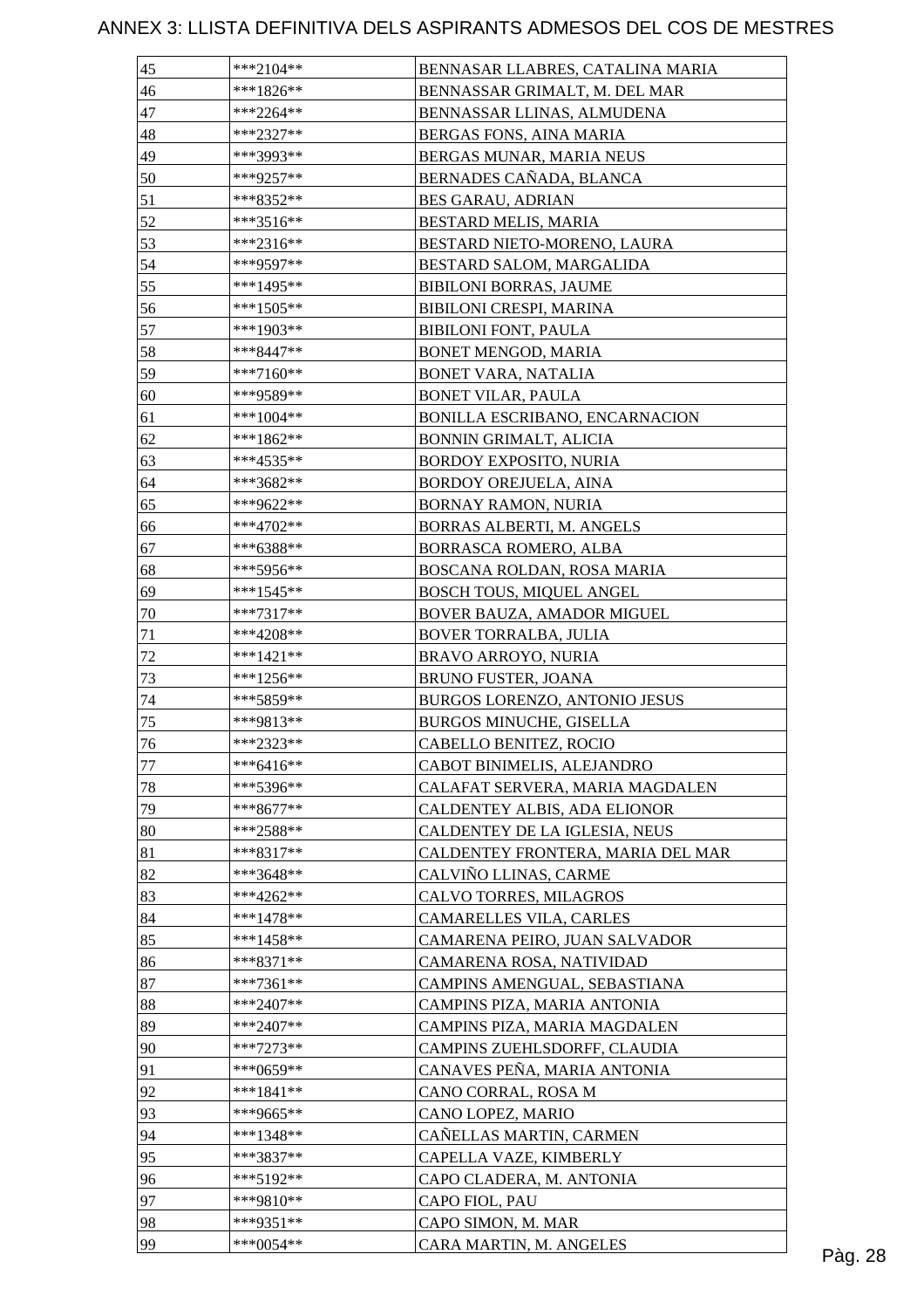# ANNEX 3: LLISTA DEFINITIVA DELS ASPIRANTS ADMESOS DEL COS DE MESTRES

| | | |
|---|---|---|
| 45 | ***2104** | BENNASAR LLABRES, CATALINA MARIA |
| 46 | ***1826** | BENNASSAR GRIMALT, M. DEL MAR |
| 47 | ***2264** | BENNASSAR LLINAS, ALMUDENA |
| 48 | ***2327** | BERGAS FONS, AINA MARIA |
| 49 | ***3993** | BERGAS MUNAR, MARIA NEUS |
| 50 | ***9257** | BERNADES CAÑADA, BLANCA |
| 51 | ***8352** | BES GARAU, ADRIAN |
| 52 | ***3516** | BESTARD MELIS, MARIA |
| 53 | ***2316** | BESTARD NIETO-MORENO, LAURA |
| 54 | ***9597** | BESTARD SALOM, MARGALIDA |
| 55 | ***1495** | BIBILONI BORRAS, JAUME |
| 56 | ***1505** | BIBILONI CRESPI, MARINA |
| 57 | ***1903** | BIBILONI FONT, PAULA |
| 58 | ***8447** | BONET MENGOD, MARIA |
| 59 | ***7160** | BONET VARA, NATALIA |
| 60 | ***9589** | BONET VILAR, PAULA |
| 61 | ***1004** | BONILLA ESCRIBANO, ENCARNACION |
| 62 | ***1862** | BONNIN GRIMALT, ALICIA |
| 63 | ***4535** | BORDOY EXPOSITO, NURIA |
| 64 | ***3682** | BORDOY OREJUELA, AINA |
| 65 | ***9622** | BORNAY RAMON, NURIA |
| 66 | ***4702** | BORRAS ALBERTI, M. ANGELS |
| 67 | ***6388** | BORRASCA ROMERO, ALBA |
| 68 | ***5956** | BOSCANA ROLDAN, ROSA MARIA |
| 69 | ***1545** | BOSCH TOUS, MIQUEL ANGEL |
| 70 | ***7317** | BOVER BAUZA, AMADOR MIGUEL |
| 71 | ***4208** | BOVER TORRALBA, JULIA |
| 72 | ***1421** | BRAVO ARROYO, NURIA |
| 73 | ***1256** | BRUNO FUSTER, JOANA |
| 74 | ***5859** | BURGOS LORENZO, ANTONIO JESUS |
| 75 | ***9813** | BURGOS MINUCHE, GISELLA |
| 76 | ***2323** | CABELLO BENITEZ, ROCIO |
| 77 | ***6416** | CABOT BINIMELIS, ALEJANDRO |
| 78 | ***5396** | CALAFAT SERVERA, MARIA MAGDALEN |
| 79 | ***8677** | CALDENTEY ALBIS, ADA ELIONOR |
| 80 | ***2588** | CALDENTEY DE LA IGLESIA, NEUS |
| 81 | ***8317** | CALDENTEY FRONTERA, MARIA DEL MAR |
| 82 | ***3648** | CALVIÑO LLINAS, CARME |
| 83 | ***4262** | CALVO TORRES, MILAGROS |
| 84 | ***1478** | CAMARELLES VILA, CARLES |
| 85 | ***1458** | CAMARENA PEIRO, JUAN SALVADOR |
| 86 | ***8371** | CAMARENA ROSA, NATIVIDAD |
| 87 | ***7361** | CAMPINS AMENGUAL, SEBASTIANA |
| 88 | ***2407** | CAMPINS PIZA, MARIA ANTONIA |
| 89 | ***2407** | CAMPINS PIZA, MARIA MAGDALEN |
| 90 | ***7273** | CAMPINS ZUEHLSDORFF, CLAUDIA |
| 91 | ***0659** | CANAVES PEÑA, MARIA ANTONIA |
| 92 | ***1841** | CANO CORRAL, ROSA M |
| 93 | ***9665** | CANO LOPEZ, MARIO |
| 94 | ***1348** | CAÑELLAS MARTIN, CARMEN |
| 95 | ***3837** | CAPELLA VAZE, KIMBERLY |
| 96 | ***5192** | CAPO CLADERA, M. ANTONIA |
| 97 | ***9810** | CAPO FIOL, PAU |
| 98 | ***9351** | CAPO SIMON, M. MAR |
| 99 | ***0054** | CARA MARTIN, M. ANGELES |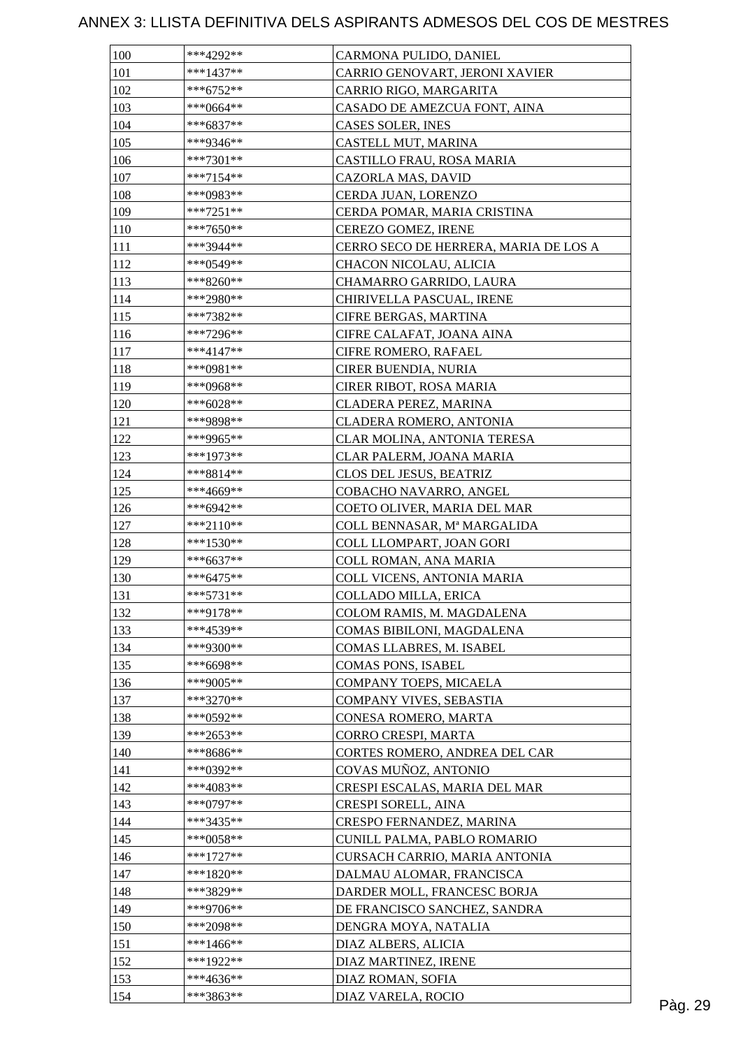# ANNEX 3: LLISTA DEFINITIVA DELS ASPIRANTS ADMESOS DEL COS DE MESTRES

| | | |
|---|---|---|
| 100 | ***4292** | CARMONA PULIDO, DANIEL |
| 101 | ***1437** | CARRIO GENOVART, JERONI XAVIER |
| 102 | ***6752** | CARRIO RIGO, MARGARITA |
| 103 | ***0664** | CASADO DE AMEZCUA FONT, AINA |
| 104 | ***6837** | CASES SOLER, INES |
| 105 | ***9346** | CASTELL MUT, MARINA |
| 106 | ***7301** | CASTILLO FRAU, ROSA MARIA |
| 107 | ***7154** | CAZORLA MAS, DAVID |
| 108 | ***0983** | CERDA JUAN, LORENZO |
| 109 | ***7251** | CERDA POMAR, MARIA CRISTINA |
| 110 | ***7650** | CEREZO GOMEZ, IRENE |
| 111 | ***3944** | CERRO SECO DE HERRERA, MARIA DE LOS A |
| 112 | ***0549** | CHACON NICOLAU, ALICIA |
| 113 | ***8260** | CHAMARRO GARRIDO, LAURA |
| 114 | ***2980** | CHIRIVELLA PASCUAL, IRENE |
| 115 | ***7382** | CIFRE BERGAS, MARTINA |
| 116 | ***7296** | CIFRE CALAFAT, JOANA AINA |
| 117 | ***4147** | CIFRE ROMERO, RAFAEL |
| 118 | ***0981** | CIRER BUENDIA, NURIA |
| 119 | ***0968** | CIRER RIBOT, ROSA MARIA |
| 120 | ***6028** | CLADERA PEREZ, MARINA |
| 121 | ***9898** | CLADERA ROMERO, ANTONIA |
| 122 | ***9965** | CLAR MOLINA, ANTONIA TERESA |
| 123 | ***1973** | CLAR PALERM, JOANA MARIA |
| 124 | ***8814** | CLOS DEL JESUS, BEATRIZ |
| 125 | ***4669** | COBACHO NAVARRO, ANGEL |
| 126 | ***6942** | COETO OLIVER, MARIA DEL MAR |
| 127 | ***2110** | COLL BENNASAR, Mª MARGALIDA |
| 128 | ***1530** | COLL LLOMPART, JOAN GORI |
| 129 | ***6637** | COLL ROMAN, ANA MARIA |
| 130 | ***6475** | COLL VICENS, ANTONIA MARIA |
| 131 | ***5731** | COLLADO MILLA, ERICA |
| 132 | ***9178** | COLOM RAMIS, M. MAGDALENA |
| 133 | ***4539** | COMAS BIBILONI, MAGDALENA |
| 134 | ***9300** | COMAS LLABRES, M. ISABEL |
| 135 | ***6698** | COMAS PONS, ISABEL |
| 136 | ***9005** | COMPANY TOEPS, MICAELA |
| 137 | ***3270** | COMPANY VIVES, SEBASTIA |
| 138 | ***0592** | CONESA ROMERO, MARTA |
| 139 | ***2653** | CORRO CRESPI, MARTA |
| 140 | ***8686** | CORTES ROMERO, ANDREA DEL CAR |
| 141 | ***0392** | COVAS MUÑOZ, ANTONIO |
| 142 | ***4083** | CRESPI ESCALAS, MARIA DEL MAR |
| 143 | ***0797** | CRESPI SORELL, AINA |
| 144 | ***3435** | CRESPO FERNANDEZ, MARINA |
| 145 | ***0058** | CUNILL PALMA, PABLO ROMARIO |
| 146 | ***1727** | CURSACH CARRIO, MARIA ANTONIA |
| 147 | ***1820** | DALMAU ALOMAR, FRANCISCA |
| 148 | ***3829** | DARDER MOLL, FRANCESC BORJA |
| 149 | ***9706** | DE FRANCISCO SANCHEZ, SANDRA |
| 150 | ***2098** | DENGRA MOYA, NATALIA |
| 151 | ***1466** | DIAZ ALBERS, ALICIA |
| 152 | ***1922** | DIAZ MARTINEZ, IRENE |
| 153 | ***4636** | DIAZ ROMAN, SOFIA |
| 154 | ***3863** | DIAZ VARELA, ROCIO |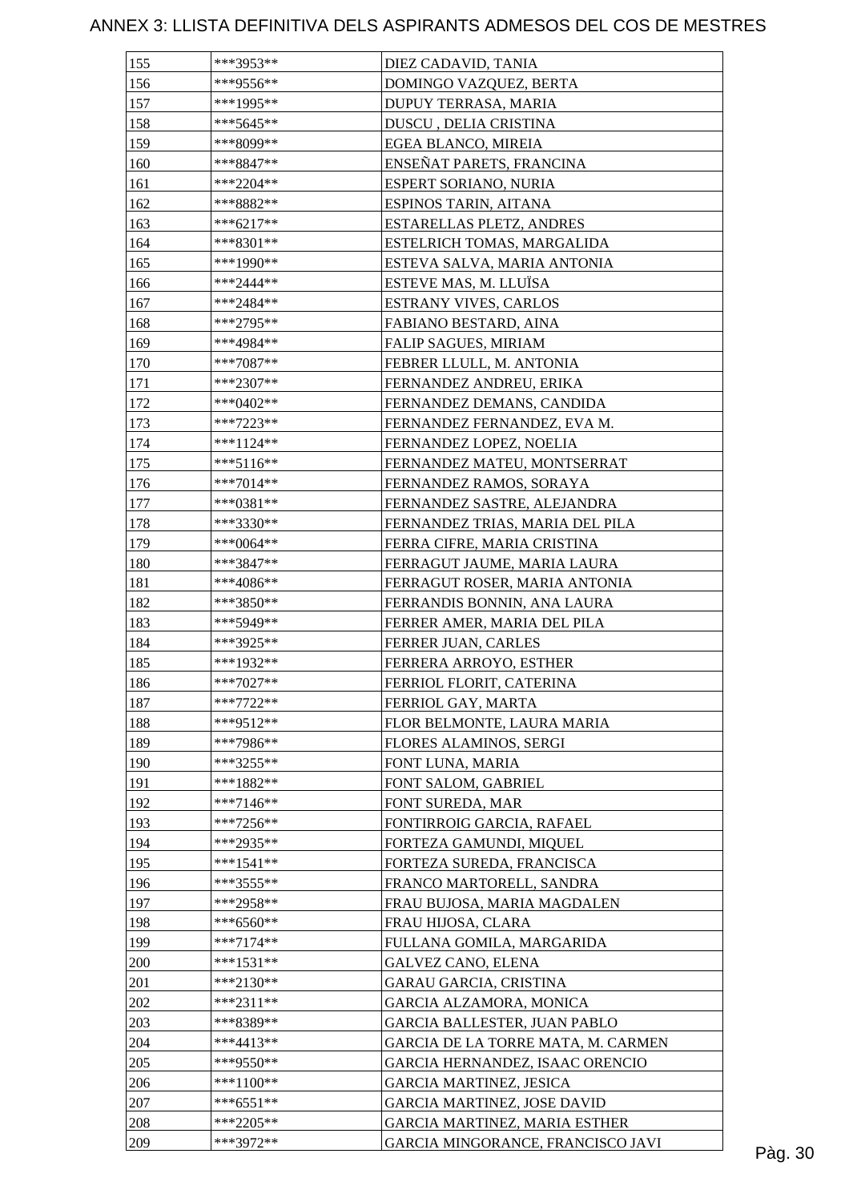# ANNEX 3: LLISTA DEFINITIVA DELS ASPIRANTS ADMESOS DEL COS DE MESTRES

| | | |
|---|---|---|
| 155 | ***3953** | DIEZ CADAVID, TANIA |
| 156 | ***9556** | DOMINGO VAZQUEZ, BERTA |
| 157 | ***1995** | DUPUY TERRASA, MARIA |
| 158 | ***5645** | DUSCU , DELIA CRISTINA |
| 159 | ***8099** | EGEA BLANCO, MIREIA |
| 160 | ***8847** | ENSEÑAT PARETS, FRANCINA |
| 161 | ***2204** | ESPERT SORIANO, NURIA |
| 162 | ***8882** | ESPINOS TARIN, AITANA |
| 163 | ***6217** | ESTARELLAS PLETZ, ANDRES |
| 164 | ***8301** | ESTELRICH TOMAS, MARGALIDA |
| 165 | ***1990** | ESTEVA SALVA, MARIA ANTONIA |
| 166 | ***2444** | ESTEVE MAS, M. LLUÏSA |
| 167 | ***2484** | ESTRANY VIVES, CARLOS |
| 168 | ***2795** | FABIANO BESTARD, AINA |
| 169 | ***4984** | FALIP SAGUES, MIRIAM |
| 170 | ***7087** | FEBRER LLULL, M. ANTONIA |
| 171 | ***2307** | FERNANDEZ ANDREU, ERIKA |
| 172 | ***0402** | FERNANDEZ DEMANS, CANDIDA |
| 173 | ***7223** | FERNANDEZ FERNANDEZ, EVA M. |
| 174 | ***1124** | FERNANDEZ LOPEZ, NOELIA |
| 175 | ***5116** | FERNANDEZ MATEU, MONTSERRAT |
| 176 | ***7014** | FERNANDEZ RAMOS, SORAYA |
| 177 | ***0381** | FERNANDEZ SASTRE, ALEJANDRA |
| 178 | ***3330** | FERNANDEZ TRIAS, MARIA DEL PILA |
| 179 | ***0064** | FERRA CIFRE, MARIA CRISTINA |
| 180 | ***3847** | FERRAGUT JAUME, MARIA LAURA |
| 181 | ***4086** | FERRAGUT ROSER, MARIA ANTONIA |
| 182 | ***3850** | FERRANDIS BONNIN, ANA LAURA |
| 183 | ***5949** | FERRER AMER, MARIA DEL PILA |
| 184 | ***3925** | FERRER JUAN, CARLES |
| 185 | ***1932** | FERRERA ARROYO, ESTHER |
| 186 | ***7027** | FERRIOL FLORIT, CATERINA |
| 187 | ***7722** | FERRIOL GAY, MARTA |
| 188 | ***9512** | FLOR BELMONTE, LAURA MARIA |
| 189 | ***7986** | FLORES ALAMINOS, SERGI |
| 190 | ***3255** | FONT LUNA, MARIA |
| 191 | ***1882** | FONT SALOM, GABRIEL |
| 192 | ***7146** | FONT SUREDA, MAR |
| 193 | ***7256** | FONTIRROIG GARCIA, RAFAEL |
| 194 | ***2935** | FORTEZA GAMUNDI, MIQUEL |
| 195 | ***1541** | FORTEZA SUREDA, FRANCISCA |
| 196 | ***3555** | FRANCO MARTORELL, SANDRA |
| 197 | ***2958** | FRAU BUJOSA, MARIA MAGDALEN |
| 198 | ***6560** | FRAU HIJOSA, CLARA |
| 199 | ***7174** | FULLANA GOMILA, MARGARIDA |
| 200 | ***1531** | GALVEZ CANO, ELENA |
| 201 | ***2130** | GARAU GARCIA, CRISTINA |
| 202 | ***2311** | GARCIA ALZAMORA, MONICA |
| 203 | ***8389** | GARCIA BALLESTER, JUAN PABLO |
| 204 | ***4413** | GARCIA DE LA TORRE MATA, M. CARMEN |
| 205 | ***9550** | GARCIA HERNANDEZ, ISAAC ORENCIO |
| 206 | ***1100** | GARCIA MARTINEZ, JESICA |
| 207 | ***6551** | GARCIA MARTINEZ, JOSE DAVID |
| 208 | ***2205** | GARCIA MARTINEZ, MARIA ESTHER |
| 209 | ***3972** | GARCIA MINGORANCE, FRANCISCO JAVI |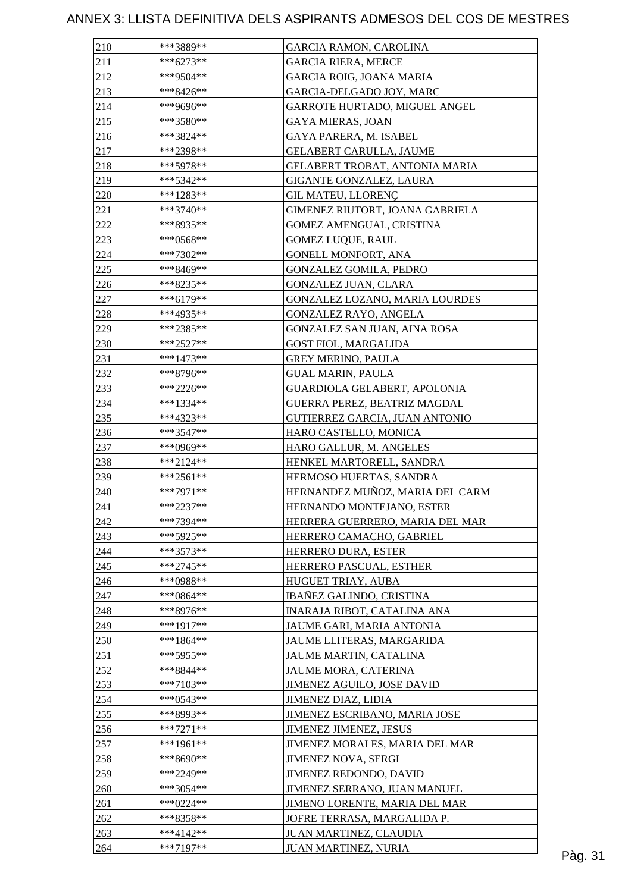# ANNEX 3: LLISTA DEFINITIVA DELS ASPIRANTS ADMESOS DEL COS DE MESTRES

| | | |
|---|---|---|
| 210 | ***3889** | GARCIA RAMON, CAROLINA |
| 211 | ***6273** | GARCIA RIERA, MERCE |
| 212 | ***9504** | GARCIA ROIG, JOANA MARIA |
| 213 | ***8426** | GARCIA-DELGADO JOY, MARC |
| 214 | ***9696** | GARROTE HURTADO, MIGUEL ANGEL |
| 215 | ***3580** | GAYA MIERAS, JOAN |
| 216 | ***3824** | GAYA PARERA, M. ISABEL |
| 217 | ***2398** | GELABERT CARULLA, JAUME |
| 218 | ***5978** | GELABERT TROBAT, ANTONIA MARIA |
| 219 | ***5342** | GIGANTE GONZALEZ, LAURA |
| 220 | ***1283** | GIL MATEU, LLORENÇ |
| 221 | ***3740** | GIMENEZ RIUTORT, JOANA GABRIELA |
| 222 | ***8935** | GOMEZ AMENGUAL, CRISTINA |
| 223 | ***0568** | GOMEZ LUQUE, RAUL |
| 224 | ***7302** | GONELL MONFORT, ANA |
| 225 | ***8469** | GONZALEZ GOMILA, PEDRO |
| 226 | ***8235** | GONZALEZ JUAN, CLARA |
| 227 | ***6179** | GONZALEZ LOZANO, MARIA LOURDES |
| 228 | ***4935** | GONZALEZ RAYO, ANGELA |
| 229 | ***2385** | GONZALEZ SAN JUAN, AINA ROSA |
| 230 | ***2527** | GOST FIOL, MARGALIDA |
| 231 | ***1473** | GREY MERINO, PAULA |
| 232 | ***8796** | GUAL MARIN, PAULA |
| 233 | ***2226** | GUARDIOLA GELABERT, APOLONIA |
| 234 | ***1334** | GUERRA PEREZ, BEATRIZ MAGDAL |
| 235 | ***4323** | GUTIERREZ GARCIA, JUAN ANTONIO |
| 236 | ***3547** | HARO CASTELLO, MONICA |
| 237 | ***0969** | HARO GALLUR, M. ANGELES |
| 238 | ***2124** | HENKEL MARTORELL, SANDRA |
| 239 | ***2561** | HERMOSO HUERTAS, SANDRA |
| 240 | ***7971** | HERNANDEZ MUÑOZ, MARIA DEL CARM |
| 241 | ***2237** | HERNANDO MONTEJANO, ESTER |
| 242 | ***7394** | HERRERA GUERRERO, MARIA DEL MAR |
| 243 | ***5925** | HERRERO CAMACHO, GABRIEL |
| 244 | ***3573** | HERRERO DURA, ESTER |
| 245 | ***2745** | HERRERO PASCUAL, ESTHER |
| 246 | ***0988** | HUGUET TRIAY, AUBA |
| 247 | ***0864** | IBAÑEZ GALINDO, CRISTINA |
| 248 | ***8976** | INARAJA RIBOT, CATALINA ANA |
| 249 | ***1917** | JAUME GARI, MARIA ANTONIA |
| 250 | ***1864** | JAUME LLITERAS, MARGARIDA |
| 251 | ***5955** | JAUME MARTIN, CATALINA |
| 252 | ***8844** | JAUME MORA, CATERINA |
| 253 | ***7103** | JIMENEZ AGUILO, JOSE DAVID |
| 254 | ***0543** | JIMENEZ DIAZ, LIDIA |
| 255 | ***8993** | JIMENEZ ESCRIBANO, MARIA JOSE |
| 256 | ***7271** | JIMENEZ JIMENEZ, JESUS |
| 257 | ***1961** | JIMENEZ MORALES, MARIA DEL MAR |
| 258 | ***8690** | JIMENEZ NOVA, SERGI |
| 259 | ***2249** | JIMENEZ REDONDO, DAVID |
| 260 | ***3054** | JIMENEZ SERRANO, JUAN MANUEL |
| 261 | ***0224** | JIMENO LORENTE, MARIA DEL MAR |
| 262 | ***8358** | JOFRE TERRASA, MARGALIDA P. |
| 263 | ***4142** | JUAN MARTINEZ, CLAUDIA |
| 264 | ***7197** | JUAN MARTINEZ, NURIA |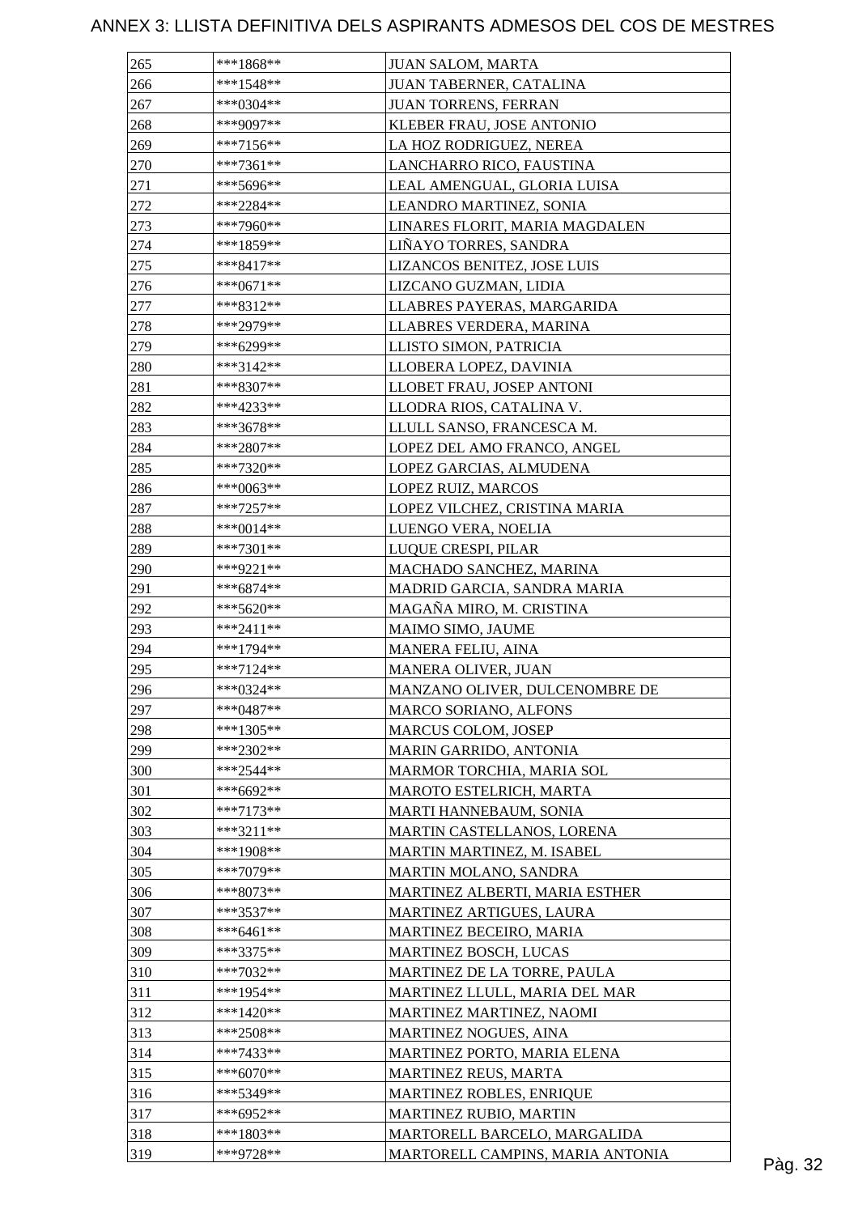# ANNEX 3: LLISTA DEFINITIVA DELS ASPIRANTS ADMESOS DEL COS DE MESTRES

| | | |
|---|---|---|
| 265 | ***1868** | JUAN SALOM, MARTA |
| 266 | ***1548** | JUAN TABERNER, CATALINA |
| 267 | ***0304** | JUAN TORRENS, FERRAN |
| 268 | ***9097** | KLEBER FRAU, JOSE ANTONIO |
| 269 | ***7156** | LA HOZ RODRIGUEZ, NEREA |
| 270 | ***7361** | LANCHARRO RICO, FAUSTINA |
| 271 | ***5696** | LEAL AMENGUAL, GLORIA LUISA |
| 272 | ***2284** | LEANDRO MARTINEZ, SONIA |
| 273 | ***7960** | LINARES FLORIT, MARIA MAGDALEN |
| 274 | ***1859** | LIÑAYO TORRES, SANDRA |
| 275 | ***8417** | LIZANCOS BENITEZ, JOSE LUIS |
| 276 | ***0671** | LIZCANO GUZMAN, LIDIA |
| 277 | ***8312** | LLABRES PAYERAS, MARGARIDA |
| 278 | ***2979** | LLABRES VERDERA, MARINA |
| 279 | ***6299** | LLISTO SIMON, PATRICIA |
| 280 | ***3142** | LLOBERA LOPEZ, DAVINIA |
| 281 | ***8307** | LLOBET FRAU, JOSEP ANTONI |
| 282 | ***4233** | LLODRA RIOS, CATALINA V. |
| 283 | ***3678** | LLULL SANSO, FRANCESCA M. |
| 284 | ***2807** | LOPEZ DEL AMO FRANCO, ANGEL |
| 285 | ***7320** | LOPEZ GARCIAS, ALMUDENA |
| 286 | ***0063** | LOPEZ RUIZ, MARCOS |
| 287 | ***7257** | LOPEZ VILCHEZ, CRISTINA MARIA |
| 288 | ***0014** | LUENGO VERA, NOELIA |
| 289 | ***7301** | LUQUE CRESPI, PILAR |
| 290 | ***9221** | MACHADO SANCHEZ, MARINA |
| 291 | ***6874** | MADRID GARCIA, SANDRA MARIA |
| 292 | ***5620** | MAGAÑA MIRO, M. CRISTINA |
| 293 | ***2411** | MAIMO SIMO, JAUME |
| 294 | ***1794** | MANERA FELIU, AINA |
| 295 | ***7124** | MANERA OLIVER, JUAN |
| 296 | ***0324** | MANZANO OLIVER, DULCENOMBRE DE |
| 297 | ***0487** | MARCO SORIANO, ALFONS |
| 298 | ***1305** | MARCUS COLOM, JOSEP |
| 299 | ***2302** | MARIN GARRIDO, ANTONIA |
| 300 | ***2544** | MARMOR TORCHIA, MARIA SOL |
| 301 | ***6692** | MAROTO ESTELRICH, MARTA |
| 302 | ***7173** | MARTI HANNEBAUM, SONIA |
| 303 | ***3211** | MARTIN CASTELLANOS, LORENA |
| 304 | ***1908** | MARTIN MARTINEZ, M. ISABEL |
| 305 | ***7079** | MARTIN MOLANO, SANDRA |
| 306 | ***8073** | MARTINEZ ALBERTI, MARIA ESTHER |
| 307 | ***3537** | MARTINEZ ARTIGUES, LAURA |
| 308 | ***6461** | MARTINEZ BECEIRO, MARIA |
| 309 | ***3375** | MARTINEZ BOSCH, LUCAS |
| 310 | ***7032** | MARTINEZ DE LA TORRE, PAULA |
| 311 | ***1954** | MARTINEZ LLULL, MARIA DEL MAR |
| 312 | ***1420** | MARTINEZ MARTINEZ, NAOMI |
| 313 | ***2508** | MARTINEZ NOGUES, AINA |
| 314 | ***7433** | MARTINEZ PORTO, MARIA ELENA |
| 315 | ***6070** | MARTINEZ REUS, MARTA |
| 316 | ***5349** | MARTINEZ ROBLES, ENRIQUE |
| 317 | ***6952** | MARTINEZ RUBIO, MARTIN |
| 318 | ***1803** | MARTORELL BARCELO, MARGALIDA |
| 319 | ***9728** | MARTORELL CAMPINS, MARIA ANTONIA |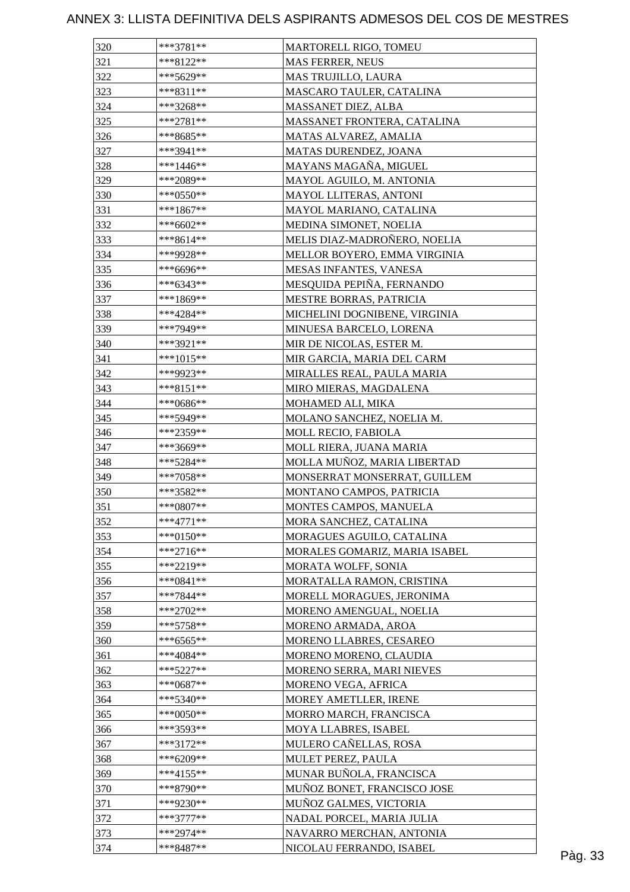# ANNEX 3: LLISTA DEFINITIVA DELS ASPIRANTS ADMESOS DEL COS DE MESTRES

| | | |
|---|---|---|
| 320 | ***3781** | MARTORELL RIGO, TOMEU |
| 321 | ***8122** | MAS FERRER, NEUS |
| 322 | ***5629** | MAS TRUJILLO, LAURA |
| 323 | ***8311** | MASCARO TAULER, CATALINA |
| 324 | ***3268** | MASSANET DIEZ, ALBA |
| 325 | ***2781** | MASSANET FRONTERA, CATALINA |
| 326 | ***8685** | MATAS ALVAREZ, AMALIA |
| 327 | ***3941** | MATAS DURENDEZ, JOANA |
| 328 | ***1446** | MAYANS MAGAÑA, MIGUEL |
| 329 | ***2089** | MAYOL AGUILO, M. ANTONIA |
| 330 | ***0550** | MAYOL LLITERAS, ANTONI |
| 331 | ***1867** | MAYOL MARIANO, CATALINA |
| 332 | ***6602** | MEDINA SIMONET, NOELIA |
| 333 | ***8614** | MELIS DIAZ-MADROÑERO, NOELIA |
| 334 | ***9928** | MELLOR BOYERO, EMMA VIRGINIA |
| 335 | ***6696** | MESAS INFANTES, VANESA |
| 336 | ***6343** | MESQUIDA PEPIÑA, FERNANDO |
| 337 | ***1869** | MESTRE BORRAS, PATRICIA |
| 338 | ***4284** | MICHELINI DOGNIBENE, VIRGINIA |
| 339 | ***7949** | MINUESA BARCELO, LORENA |
| 340 | ***3921** | MIR DE NICOLAS, ESTER M. |
| 341 | ***1015** | MIR GARCIA, MARIA DEL CARM |
| 342 | ***9923** | MIRALLES REAL, PAULA MARIA |
| 343 | ***8151** | MIRO MIERAS, MAGDALENA |
| 344 | ***0686** | MOHAMED ALI, MIKA |
| 345 | ***5949** | MOLANO SANCHEZ, NOELIA M. |
| 346 | ***2359** | MOLL RECIO, FABIOLA |
| 347 | ***3669** | MOLL RIERA, JUANA MARIA |
| 348 | ***5284** | MOLLA MUÑOZ, MARIA LIBERTAD |
| 349 | ***7058** | MONSERRAT MONSERRAT, GUILLEM |
| 350 | ***3582** | MONTANO CAMPOS, PATRICIA |
| 351 | ***0807** | MONTES CAMPOS, MANUELA |
| 352 | ***4771** | MORA SANCHEZ, CATALINA |
| 353 | ***0150** | MORAGUES AGUILO, CATALINA |
| 354 | ***2716** | MORALES GOMARIZ, MARIA ISABEL |
| 355 | ***2219** | MORATA WOLFF, SONIA |
| 356 | ***0841** | MORATALLA RAMON, CRISTINA |
| 357 | ***7844** | MORELL MORAGUES, JERONIMA |
| 358 | ***2702** | MORENO AMENGUAL, NOELIA |
| 359 | ***5758** | MORENO ARMADA, AROA |
| 360 | ***6565** | MORENO LLABRES, CESAREO |
| 361 | ***4084** | MORENO MORENO, CLAUDIA |
| 362 | ***5227** | MORENO SERRA, MARI NIEVES |
| 363 | ***0687** | MORENO VEGA, AFRICA |
| 364 | ***5340** | MOREY AMETLLER, IRENE |
| 365 | ***0050** | MORRO MARCH, FRANCISCA |
| 366 | ***3593** | MOYA LLABRES, ISABEL |
| 367 | ***3172** | MULERO CAÑELLAS, ROSA |
| 368 | ***6209** | MULET PEREZ, PAULA |
| 369 | ***4155** | MUNAR BUÑOLA, FRANCISCA |
| 370 | ***8790** | MUÑOZ BONET, FRANCISCO JOSE |
| 371 | ***9230** | MUÑOZ GALMES, VICTORIA |
| 372 | ***3777** | NADAL PORCEL, MARIA JULIA |
| 373 | ***2974** | NAVARRO MERCHAN, ANTONIA |
| 374 | ***8487** | NICOLAU FERRANDO, ISABEL |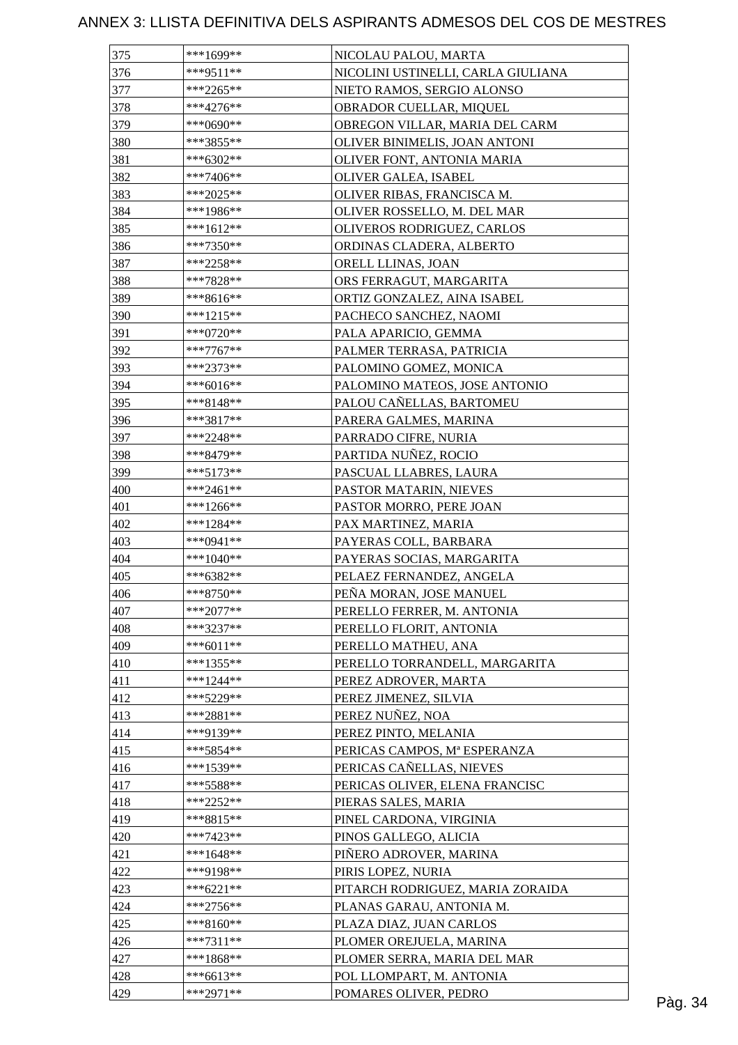# ANNEX 3: LLISTA DEFINITIVA DELS ASPIRANTS ADMESOS DEL COS DE MESTRES

| | | |
|---|---|---|
| 375 | ***1699** | NICOLAU PALOU, MARTA |
| 376 | ***9511** | NICOLINI USTINELLI, CARLA GIULIANA |
| 377 | ***2265** | NIETO RAMOS, SERGIO ALONSO |
| 378 | ***4276** | OBRADOR CUELLAR, MIQUEL |
| 379 | ***0690** | OBREGON VILLAR, MARIA DEL CARM |
| 380 | ***3855** | OLIVER BINIMELIS, JOAN ANTONI |
| 381 | ***6302** | OLIVER FONT, ANTONIA MARIA |
| 382 | ***7406** | OLIVER GALEA, ISABEL |
| 383 | ***2025** | OLIVER RIBAS, FRANCISCA M. |
| 384 | ***1986** | OLIVER ROSSELLO, M. DEL MAR |
| 385 | ***1612** | OLIVEROS RODRIGUEZ, CARLOS |
| 386 | ***7350** | ORDINAS CLADERA, ALBERTO |
| 387 | ***2258** | ORELL LLINAS, JOAN |
| 388 | ***7828** | ORS FERRAGUT, MARGARITA |
| 389 | ***8616** | ORTIZ GONZALEZ, AINA ISABEL |
| 390 | ***1215** | PACHECO SANCHEZ, NAOMI |
| 391 | ***0720** | PALA APARICIO, GEMMA |
| 392 | ***7767** | PALMER TERRASA, PATRICIA |
| 393 | ***2373** | PALOMINO GOMEZ, MONICA |
| 394 | ***6016** | PALOMINO MATEOS, JOSE ANTONIO |
| 395 | ***8148** | PALOU CAÑELLAS, BARTOMEU |
| 396 | ***3817** | PARERA GALMES, MARINA |
| 397 | ***2248** | PARRADO CIFRE, NURIA |
| 398 | ***8479** | PARTIDA NUÑEZ, ROCIO |
| 399 | ***5173** | PASCUAL LLABRES, LAURA |
| 400 | ***2461** | PASTOR MATARIN, NIEVES |
| 401 | ***1266** | PASTOR MORRO, PERE JOAN |
| 402 | ***1284** | PAX MARTINEZ, MARIA |
| 403 | ***0941** | PAYERAS COLL, BARBARA |
| 404 | ***1040** | PAYERAS SOCIAS, MARGARITA |
| 405 | ***6382** | PELAEZ FERNANDEZ, ANGELA |
| 406 | ***8750** | PEÑA MORAN, JOSE MANUEL |
| 407 | ***2077** | PERELLO FERRER, M. ANTONIA |
| 408 | ***3237** | PERELLO FLORIT, ANTONIA |
| 409 | ***6011** | PERELLO MATHEU, ANA |
| 410 | ***1355** | PERELLO TORRANDELL, MARGARITA |
| 411 | ***1244** | PEREZ ADROVER, MARTA |
| 412 | ***5229** | PEREZ JIMENEZ, SILVIA |
| 413 | ***2881** | PEREZ NUÑEZ, NOA |
| 414 | ***9139** | PEREZ PINTO, MELANIA |
| 415 | ***5854** | PERICAS CAMPOS, Mª ESPERANZA |
| 416 | ***1539** | PERICAS CAÑELLAS, NIEVES |
| 417 | ***5588** | PERICAS OLIVER, ELENA FRANCISC |
| 418 | ***2252** | PIERAS SALES, MARIA |
| 419 | ***8815** | PINEL CARDONA, VIRGINIA |
| 420 | ***7423** | PINOS GALLEGO, ALICIA |
| 421 | ***1648** | PIÑERO ADROVER, MARINA |
| 422 | ***9198** | PIRIS LOPEZ, NURIA |
| 423 | ***6221** | PITARCH RODRIGUEZ, MARIA ZORAIDA |
| 424 | ***2756** | PLANAS GARAU, ANTONIA M. |
| 425 | ***8160** | PLAZA DIAZ, JUAN CARLOS |
| 426 | ***7311** | PLOMER OREJUELA, MARINA |
| 427 | ***1868** | PLOMER SERRA, MARIA DEL MAR |
| 428 | ***6613** | POL LLOMPART, M. ANTONIA |
| 429 | ***2971** | POMARES OLIVER, PEDRO |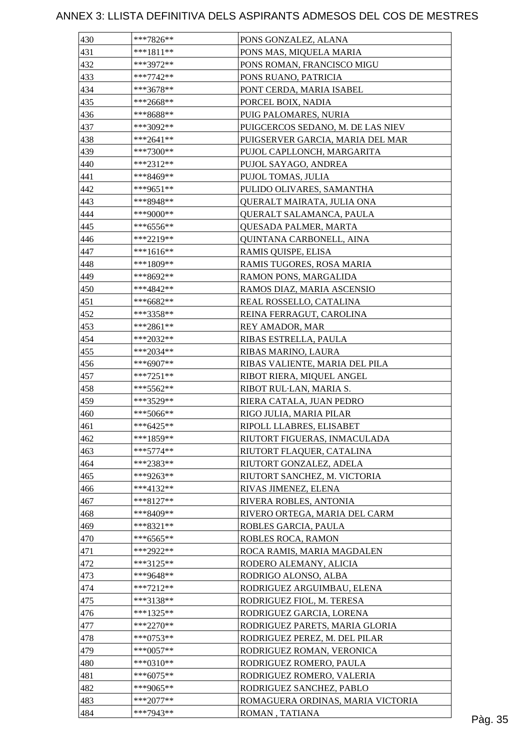# ANNEX 3: LLISTA DEFINITIVA DELS ASPIRANTS ADMESOS DEL COS DE MESTRES

| | | |
|---|---|---|
| 430 | ***7826** | PONS GONZALEZ, ALANA |
| 431 | ***1811** | PONS MAS, MIQUELA MARIA |
| 432 | ***3972** | PONS ROMAN, FRANCISCO MIGU |
| 433 | ***7742** | PONS RUANO, PATRICIA |
| 434 | ***3678** | PONT CERDA, MARIA ISABEL |
| 435 | ***2668** | PORCEL BOIX, NADIA |
| 436 | ***8688** | PUIG PALOMARES, NURIA |
| 437 | ***3092** | PUIGCERCOS SEDANO, M. DE LAS NIEV |
| 438 | ***2641** | PUIGSERVER GARCIA, MARIA DEL MAR |
| 439 | ***7300** | PUJOL CAPLLONCH, MARGARITA |
| 440 | ***2312** | PUJOL SAYAGO, ANDREA |
| 441 | ***8469** | PUJOL TOMAS, JULIA |
| 442 | ***9651** | PULIDO OLIVARES, SAMANTHA |
| 443 | ***8948** | QUERALT MAIRATA, JULIA ONA |
| 444 | ***9000** | QUERALT SALAMANCA, PAULA |
| 445 | ***6556** | QUESADA PALMER, MARTA |
| 446 | ***2219** | QUINTANA CARBONELL, AINA |
| 447 | ***1616** | RAMIS QUISPE, ELISA |
| 448 | ***1809** | RAMIS TUGORES, ROSA MARIA |
| 449 | ***8692** | RAMON PONS, MARGALIDA |
| 450 | ***4842** | RAMOS DIAZ, MARIA ASCENSIO |
| 451 | ***6682** | REAL ROSSELLO, CATALINA |
| 452 | ***3358** | REINA FERRAGUT, CAROLINA |
| 453 | ***2861** | REY AMADOR, MAR |
| 454 | ***2032** | RIBAS ESTRELLA, PAULA |
| 455 | ***2034** | RIBAS MARINO, LAURA |
| 456 | ***6907** | RIBAS VALIENTE, MARIA DEL PILA |
| 457 | ***7251** | RIBOT RIERA, MIQUEL ANGEL |
| 458 | ***5562** | RIBOT RUL·LAN, MARIA S. |
| 459 | ***3529** | RIERA CATALA, JUAN PEDRO |
| 460 | ***5066** | RIGO JULIA, MARIA PILAR |
| 461 | ***6425** | RIPOLL LLABRES, ELISABET |
| 462 | ***1859** | RIUTORT FIGUERAS, INMACULADA |
| 463 | ***5774** | RIUTORT FLAQUER, CATALINA |
| 464 | ***2383** | RIUTORT GONZALEZ, ADELA |
| 465 | ***9263** | RIUTORT SANCHEZ, M. VICTORIA |
| 466 | ***4132** | RIVAS JIMENEZ, ELENA |
| 467 | ***8127** | RIVERA ROBLES, ANTONIA |
| 468 | ***8409** | RIVERO ORTEGA, MARIA DEL CARM |
| 469 | ***8321** | ROBLES GARCIA, PAULA |
| 470 | ***6565** | ROBLES ROCA, RAMON |
| 471 | ***2922** | ROCA RAMIS, MARIA MAGDALEN |
| 472 | ***3125** | RODERO ALEMANY, ALICIA |
| 473 | ***9648** | RODRIGO ALONSO, ALBA |
| 474 | ***7212** | RODRIGUEZ ARGUIMBAU, ELENA |
| 475 | ***3138** | RODRIGUEZ FIOL, M. TERESA |
| 476 | ***1325** | RODRIGUEZ GARCIA, LORENA |
| 477 | ***2270** | RODRIGUEZ PARETS, MARIA GLORIA |
| 478 | ***0753** | RODRIGUEZ PEREZ, M. DEL PILAR |
| 479 | ***0057** | RODRIGUEZ ROMAN, VERONICA |
| 480 | ***0310** | RODRIGUEZ ROMERO, PAULA |
| 481 | ***6075** | RODRIGUEZ ROMERO, VALERIA |
| 482 | ***9065** | RODRIGUEZ SANCHEZ, PABLO |
| 483 | ***2077** | ROMAGUERA ORDINAS, MARIA VICTORIA |
| 484 | ***7943** | ROMAN , TATIANA |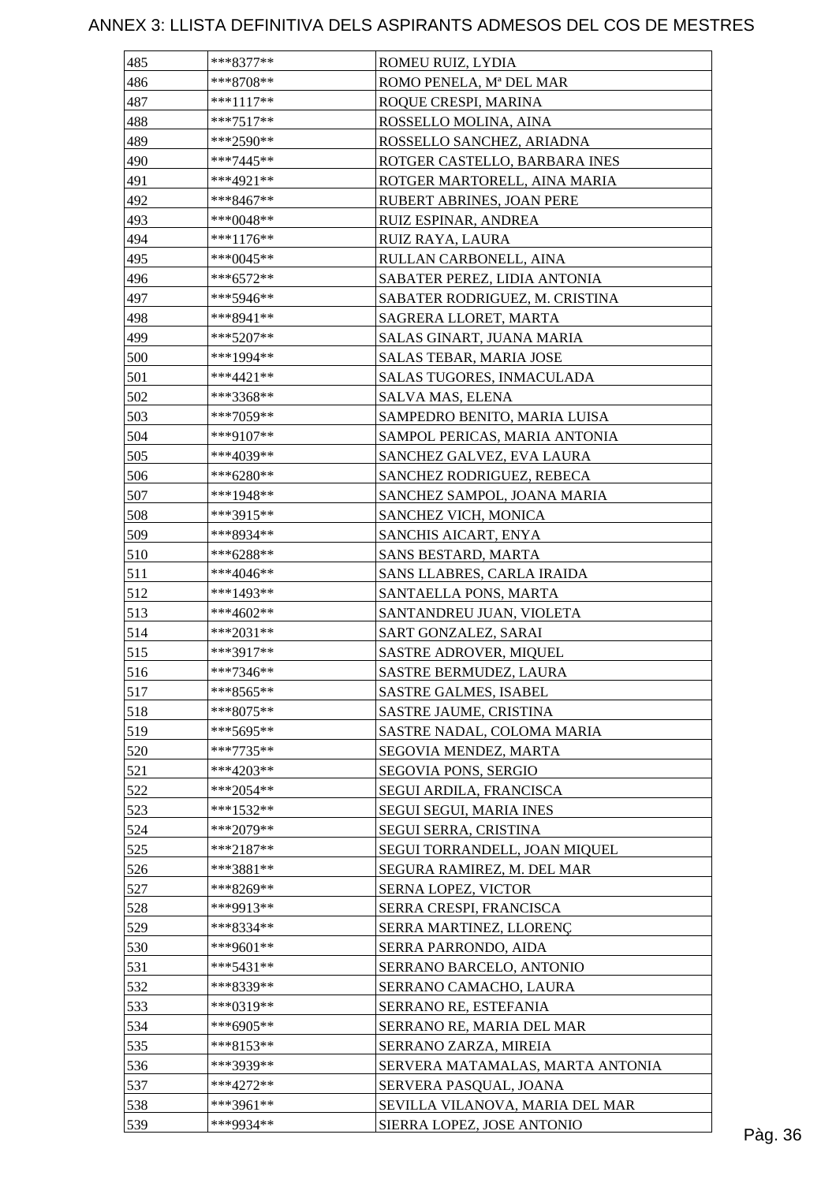# ANNEX 3: LLISTA DEFINITIVA DELS ASPIRANTS ADMESOS DEL COS DE MESTRES

| | | |
|---|---|---|
| 485 | ***8377** | ROMEU RUIZ, LYDIA |
| 486 | ***8708** | ROMO PENELA, Mª DEL MAR |
| 487 | ***1117** | ROQUE CRESPI, MARINA |
| 488 | ***7517** | ROSSELLO MOLINA, AINA |
| 489 | ***2590** | ROSSELLO SANCHEZ, ARIADNA |
| 490 | ***7445** | ROTGER CASTELLO, BARBARA INES |
| 491 | ***4921** | ROTGER MARTORELL, AINA MARIA |
| 492 | ***8467** | RUBERT ABRINES, JOAN PERE |
| 493 | ***0048** | RUIZ ESPINAR, ANDREA |
| 494 | ***1176** | RUIZ RAYA, LAURA |
| 495 | ***0045** | RULLAN CARBONELL, AINA |
| 496 | ***6572** | SABATER PEREZ, LIDIA ANTONIA |
| 497 | ***5946** | SABATER RODRIGUEZ, M. CRISTINA |
| 498 | ***8941** | SAGRERA LLORET, MARTA |
| 499 | ***5207** | SALAS GINART, JUANA MARIA |
| 500 | ***1994** | SALAS TEBAR, MARIA JOSE |
| 501 | ***4421** | SALAS TUGORES, INMACULADA |
| 502 | ***3368** | SALVA MAS, ELENA |
| 503 | ***7059** | SAMPEDRO BENITO, MARIA LUISA |
| 504 | ***9107** | SAMPOL PERICAS, MARIA ANTONIA |
| 505 | ***4039** | SANCHEZ GALVEZ, EVA LAURA |
| 506 | ***6280** | SANCHEZ RODRIGUEZ, REBECA |
| 507 | ***1948** | SANCHEZ SAMPOL, JOANA MARIA |
| 508 | ***3915** | SANCHEZ VICH, MONICA |
| 509 | ***8934** | SANCHIS AICART, ENYA |
| 510 | ***6288** | SANS BESTARD, MARTA |
| 511 | ***4046** | SANS LLABRES, CARLA IRAIDA |
| 512 | ***1493** | SANTAELLA PONS, MARTA |
| 513 | ***4602** | SANTANDREU JUAN, VIOLETA |
| 514 | ***2031** | SART GONZALEZ, SARAI |
| 515 | ***3917** | SASTRE ADROVER, MIQUEL |
| 516 | ***7346** | SASTRE BERMUDEZ, LAURA |
| 517 | ***8565** | SASTRE GALMES, ISABEL |
| 518 | ***8075** | SASTRE JAUME, CRISTINA |
| 519 | ***5695** | SASTRE NADAL, COLOMA MARIA |
| 520 | ***7735** | SEGOVIA MENDEZ, MARTA |
| 521 | ***4203** | SEGOVIA PONS, SERGIO |
| 522 | ***2054** | SEGUI ARDILA, FRANCISCA |
| 523 | ***1532** | SEGUI SEGUI, MARIA INES |
| 524 | ***2079** | SEGUI SERRA, CRISTINA |
| 525 | ***2187** | SEGUI TORRANDELL, JOAN MIQUEL |
| 526 | ***3881** | SEGURA RAMIREZ, M. DEL MAR |
| 527 | ***8269** | SERNA LOPEZ, VICTOR |
| 528 | ***9913** | SERRA CRESPI, FRANCISCA |
| 529 | ***8334** | SERRA MARTINEZ, LLORENÇ |
| 530 | ***9601** | SERRA PARRONDO, AIDA |
| 531 | ***5431** | SERRANO BARCELO, ANTONIO |
| 532 | ***8339** | SERRANO CAMACHO, LAURA |
| 533 | ***0319** | SERRANO RE, ESTEFANIA |
| 534 | ***6905** | SERRANO RE, MARIA DEL MAR |
| 535 | ***8153** | SERRANO ZARZA, MIREIA |
| 536 | ***3939** | SERVERA MATAMALAS, MARTA ANTONIA |
| 537 | ***4272** | SERVERA PASQUAL, JOANA |
| 538 | ***3961** | SEVILLA VILANOVA, MARIA DEL MAR |
| 539 | ***9934** | SIERRA LOPEZ, JOSE ANTONIO |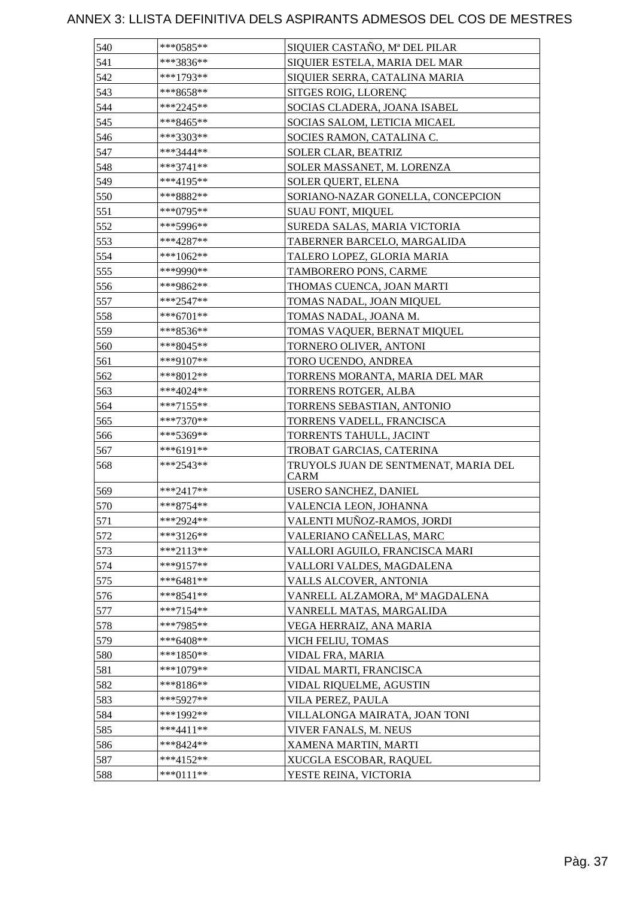# ANNEX 3: LLISTA DEFINITIVA DELS ASPIRANTS ADMESOS DEL COS DE MESTRES

| | | |
|---|---|---|
| 540 | ***0585** | SIQUIER CASTAÑO, Mª DEL PILAR |
| 541 | ***3836** | SIQUIER ESTELA, MARIA DEL MAR |
| 542 | ***1793** | SIQUIER SERRA, CATALINA MARIA |
| 543 | ***8658** | SITGES ROIG, LLORENÇ |
| 544 | ***2245** | SOCIAS CLADERA, JOANA ISABEL |
| 545 | ***8465** | SOCIAS SALOM, LETICIA MICAEL |
| 546 | ***3303** | SOCIES RAMON, CATALINA C. |
| 547 | ***3444** | SOLER CLAR, BEATRIZ |
| 548 | ***3741** | SOLER MASSANET, M. LORENZA |
| 549 | ***4195** | SOLER QUERT, ELENA |
| 550 | ***8882** | SORIANO-NAZAR GONELLA, CONCEPCION |
| 551 | ***0795** | SUAU FONT, MIQUEL |
| 552 | ***5996** | SUREDA SALAS, MARIA VICTORIA |
| 553 | ***4287** | TABERNER BARCELO, MARGALIDA |
| 554 | ***1062** | TALERO LOPEZ, GLORIA MARIA |
| 555 | ***9990** | TAMBORERO PONS, CARME |
| 556 | ***9862** | THOMAS CUENCA, JOAN MARTI |
| 557 | ***2547** | TOMAS NADAL, JOAN MIQUEL |
| 558 | ***6701** | TOMAS NADAL, JOANA M. |
| 559 | ***8536** | TOMAS VAQUER, BERNAT MIQUEL |
| 560 | ***8045** | TORNERO OLIVER, ANTONI |
| 561 | ***9107** | TORO UCENDO, ANDREA |
| 562 | ***8012** | TORRENS MORANTA, MARIA DEL MAR |
| 563 | ***4024** | TORRENS ROTGER, ALBA |
| 564 | ***7155** | TORRENS SEBASTIAN, ANTONIO |
| 565 | ***7370** | TORRENS VADELL, FRANCISCA |
| 566 | ***5369** | TORRENTS TAHULL, JACINT |
| 567 | ***6191** | TROBAT GARCIAS, CATERINA |
| 568 | ***2543** | TRUYOLS JUAN DE SENTMENAT, MARIA DEL CARM |
| 569 | ***2417** | USERO SANCHEZ, DANIEL |
| 570 | ***8754** | VALENCIA LEON, JOHANNA |
| 571 | ***2924** | VALENTI MUÑOZ-RAMOS, JORDI |
| 572 | ***3126** | VALERIANO CAÑELLAS, MARC |
| 573 | ***2113** | VALLORI AGUILO, FRANCISCA MARI |
| 574 | ***9157** | VALLORI VALDES, MAGDALENA |
| 575 | ***6481** | VALLS ALCOVER, ANTONIA |
| 576 | ***8541** | VANRELL ALZAMORA, Mª MAGDALENA |
| 577 | ***7154** | VANRELL MATAS, MARGALIDA |
| 578 | ***7985** | VEGA HERRAIZ, ANA MARIA |
| 579 | ***6408** | VICH FELIU, TOMAS |
| 580 | ***1850** | VIDAL FRA, MARIA |
| 581 | ***1079** | VIDAL MARTI, FRANCISCA |
| 582 | ***8186** | VIDAL RIQUELME, AGUSTIN |
| 583 | ***5927** | VILA PEREZ, PAULA |
| 584 | ***1992** | VILLALONGA MAIRATA, JOAN TONI |
| 585 | ***4411** | VIVER FANALS, M. NEUS |
| 586 | ***8424** | XAMENA MARTIN, MARTI |
| 587 | ***4152** | XUCGLA ESCOBAR, RAQUEL |
| 588 | ***0111** | YESTE REINA, VICTORIA |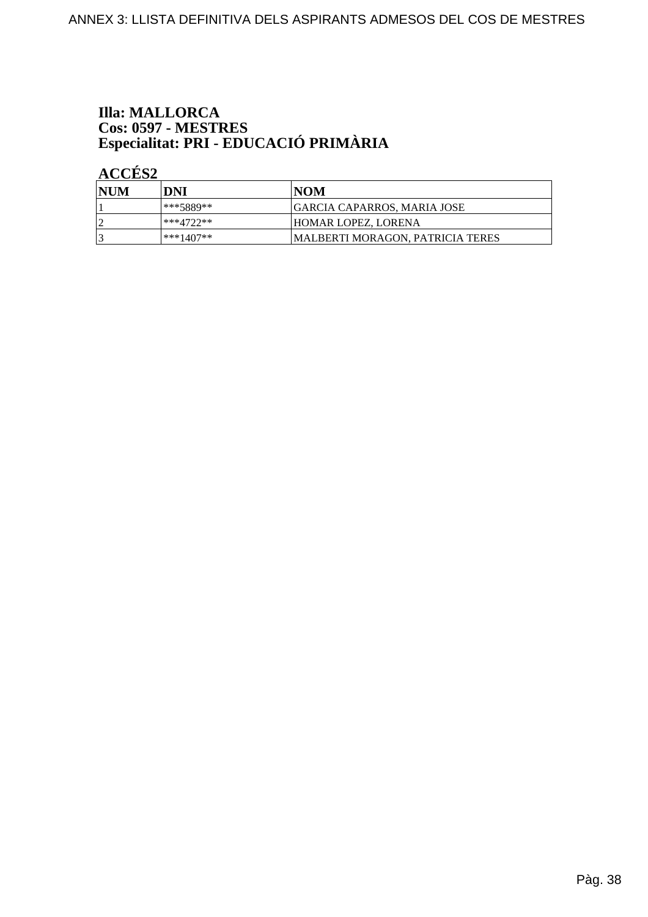**Illa: MALLORCA**
**Cos: 0597 - MESTRES**
**Especialitat: PRI - EDUCACIÓ PRIMÀRIA**

**ACCÉS2**

| NUM | DNI | NOM |
|---|---|---|
| 1 | ***5889** | GARCIA CAPARROS, MARIA JOSE |
| 2 | ***4722** | HOMAR LOPEZ, LORENA |
| 3 | ***1407** | MALBERTI MORAGON, PATRICIA TERES |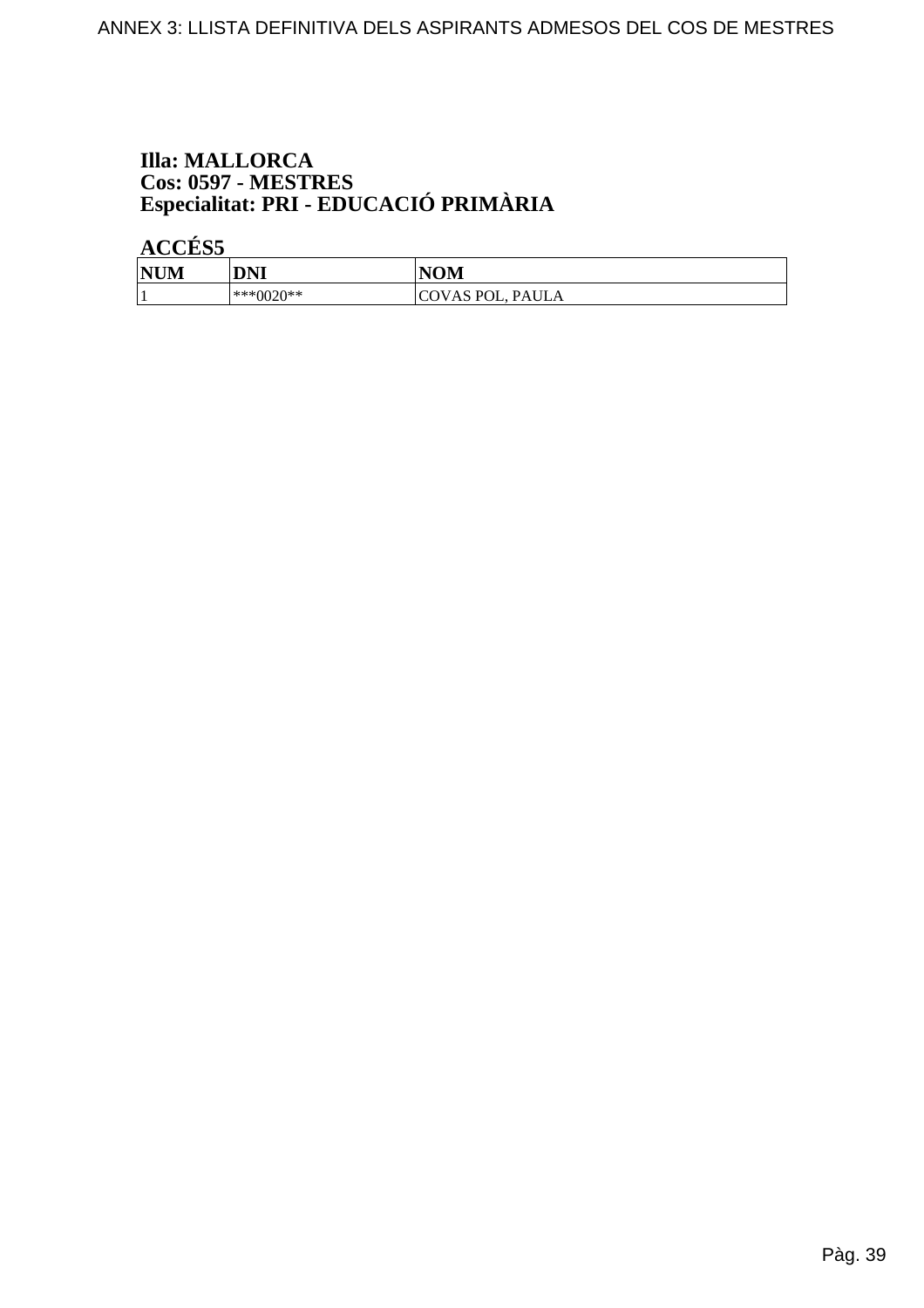**Illa: MALLORCA**
**Cos: 0597 - MESTRES**
**Especialitat: PRI - EDUCACIÓ PRIMÀRIA**

**ACCÉS5**

| NUM | DNI | NOM |
|---|---|---|
| 1 | ***0020** | COVAS POL, PAULA |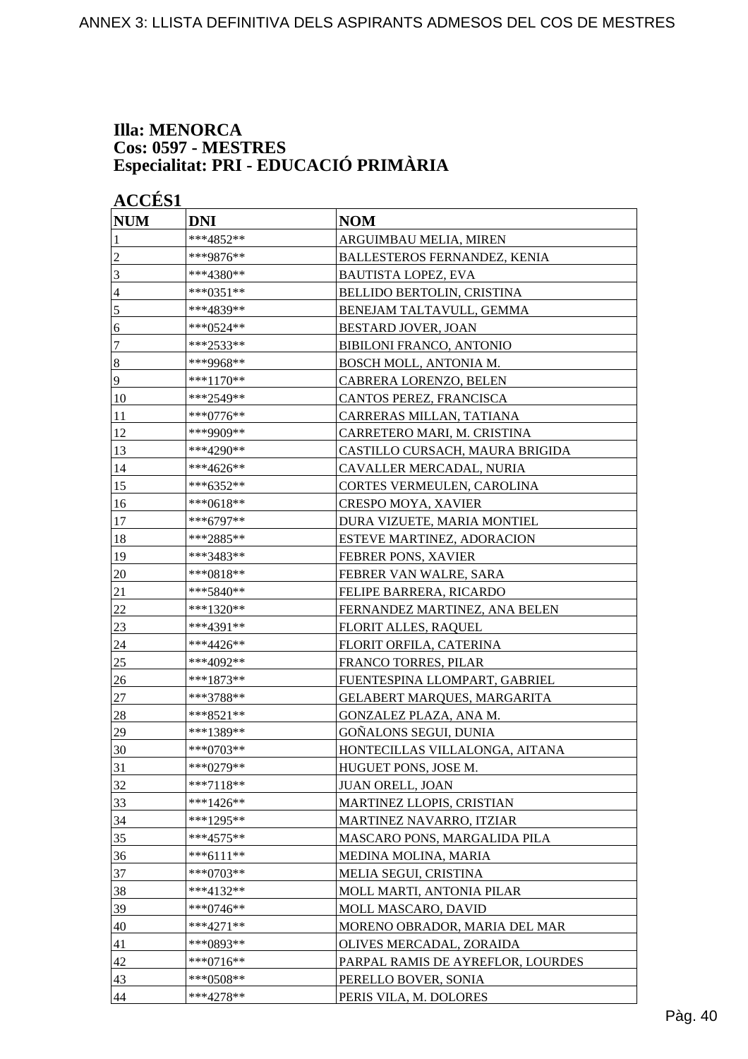**Illa: MENORCA**
**Cos: 0597 - MESTRES**
**Especialitat: PRI - EDUCACIÓ PRIMÀRIA**

**ACCÉS1**

| NUM | DNI | NOM |
|---|---|---|
| 1 | ***4852** | ARGUIMBAU MELIA, MIREN |
| 2 | ***9876** | BALLESTEROS FERNANDEZ, KENIA |
| 3 | ***4380** | BAUTISTA LOPEZ, EVA |
| 4 | ***0351** | BELLIDO BERTOLIN, CRISTINA |
| 5 | ***4839** | BENEJAM TALTAVULL, GEMMA |
| 6 | ***0524** | BESTARD JOVER, JOAN |
| 7 | ***2533** | BIBILONI FRANCO, ANTONIO |
| 8 | ***9968** | BOSCH MOLL, ANTONIA M. |
| 9 | ***1170** | CABRERA LORENZO, BELEN |
| 10 | ***2549** | CANTOS PEREZ, FRANCISCA |
| 11 | ***0776** | CARRERAS MILLAN, TATIANA |
| 12 | ***9909** | CARRETERO MARI, M. CRISTINA |
| 13 | ***4290** | CASTILLO CURSACH, MAURA BRIGIDA |
| 14 | ***4626** | CAVALLER MERCADAL, NURIA |
| 15 | ***6352** | CORTES VERMEULEN, CAROLINA |
| 16 | ***0618** | CRESPO MOYA, XAVIER |
| 17 | ***6797** | DURA VIZUETE, MARIA MONTIEL |
| 18 | ***2885** | ESTEVE MARTINEZ, ADORACION |
| 19 | ***3483** | FEBRER PONS, XAVIER |
| 20 | ***0818** | FEBRER VAN WALRE, SARA |
| 21 | ***5840** | FELIPE BARRERA, RICARDO |
| 22 | ***1320** | FERNANDEZ MARTINEZ, ANA BELEN |
| 23 | ***4391** | FLORIT ALLES, RAQUEL |
| 24 | ***4426** | FLORIT ORFILA, CATERINA |
| 25 | ***4092** | FRANCO TORRES, PILAR |
| 26 | ***1873** | FUENTESPINA LLOMPART, GABRIEL |
| 27 | ***3788** | GELABERT MARQUES, MARGARITA |
| 28 | ***8521** | GONZALEZ PLAZA, ANA M. |
| 29 | ***1389** | GOÑALONS SEGUI, DUNIA |
| 30 | ***0703** | HONTECILLAS VILLALONGA, AITANA |
| 31 | ***0279** | HUGUET PONS, JOSE M. |
| 32 | ***7118** | JUAN ORELL, JOAN |
| 33 | ***1426** | MARTINEZ LLOPIS, CRISTIAN |
| 34 | ***1295** | MARTINEZ NAVARRO, ITZIAR |
| 35 | ***4575** | MASCARO PONS, MARGALIDA PILA |
| 36 | ***6111** | MEDINA MOLINA, MARIA |
| 37 | ***0703** | MELIA SEGUI, CRISTINA |
| 38 | ***4132** | MOLL MARTI, ANTONIA PILAR |
| 39 | ***0746** | MOLL MASCARO, DAVID |
| 40 | ***4271** | MORENO OBRADOR, MARIA DEL MAR |
| 41 | ***0893** | OLIVES MERCADAL, ZORAIDA |
| 42 | ***0716** | PARPAL RAMIS DE AYREFLOR, LOURDES |
| 43 | ***0508** | PERELLO BOVER, SONIA |
| 44 | ***4278** | PERIS VILA, M. DOLORES |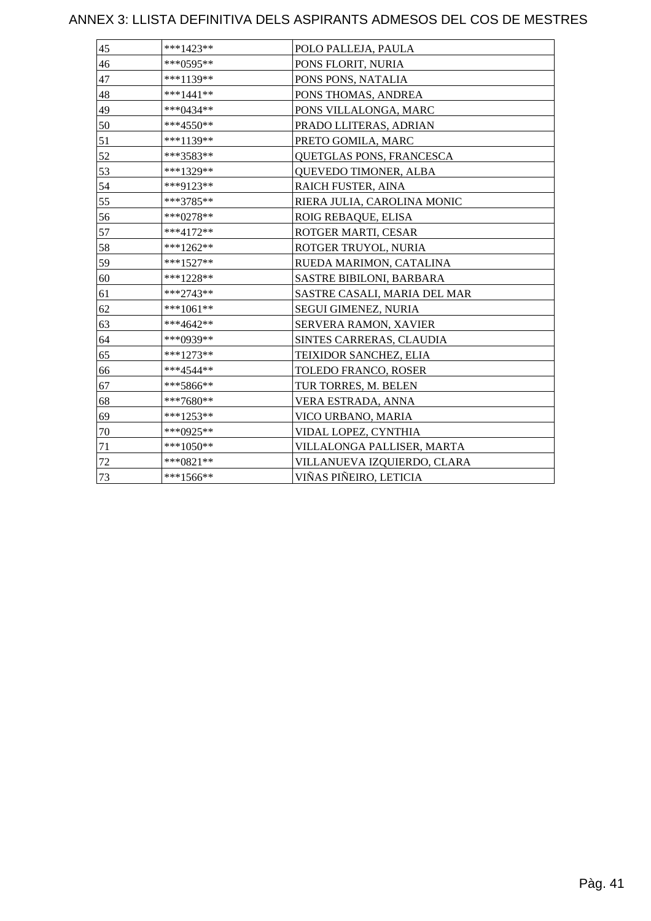# ANNEX 3: LLISTA DEFINITIVA DELS ASPIRANTS ADMESOS DEL COS DE MESTRES

| | | |
|---|---|---|
| 45 | ***1423** | POLO PALLEJA, PAULA |
| 46 | ***0595** | PONS FLORIT, NURIA |
| 47 | ***1139** | PONS PONS, NATALIA |
| 48 | ***1441** | PONS THOMAS, ANDREA |
| 49 | ***0434** | PONS VILLALONGA, MARC |
| 50 | ***4550** | PRADO LLITERAS, ADRIAN |
| 51 | ***1139** | PRETO GOMILA, MARC |
| 52 | ***3583** | QUETGLAS PONS, FRANCESCA |
| 53 | ***1329** | QUEVEDO TIMONER, ALBA |
| 54 | ***9123** | RAICH FUSTER, AINA |
| 55 | ***3785** | RIERA JULIA, CAROLINA MONIC |
| 56 | ***0278** | ROIG REBAQUE, ELISA |
| 57 | ***4172** | ROTGER MARTI, CESAR |
| 58 | ***1262** | ROTGER TRUYOL, NURIA |
| 59 | ***1527** | RUEDA MARIMON, CATALINA |
| 60 | ***1228** | SASTRE BIBILONI, BARBARA |
| 61 | ***2743** | SASTRE CASALI, MARIA DEL MAR |
| 62 | ***1061** | SEGUI GIMENEZ, NURIA |
| 63 | ***4642** | SERVERA RAMON, XAVIER |
| 64 | ***0939** | SINTES CARRERAS, CLAUDIA |
| 65 | ***1273** | TEIXIDOR SANCHEZ, ELIA |
| 66 | ***4544** | TOLEDO FRANCO, ROSER |
| 67 | ***5866** | TUR TORRES, M. BELEN |
| 68 | ***7680** | VERA ESTRADA, ANNA |
| 69 | ***1253** | VICO URBANO, MARIA |
| 70 | ***0925** | VIDAL LOPEZ, CYNTHIA |
| 71 | ***1050** | VILLALONGA PALLISER, MARTA |
| 72 | ***0821** | VILLANUEVA IZQUIERDO, CLARA |
| 73 | ***1566** | VIÑAS PIÑEIRO, LETICIA |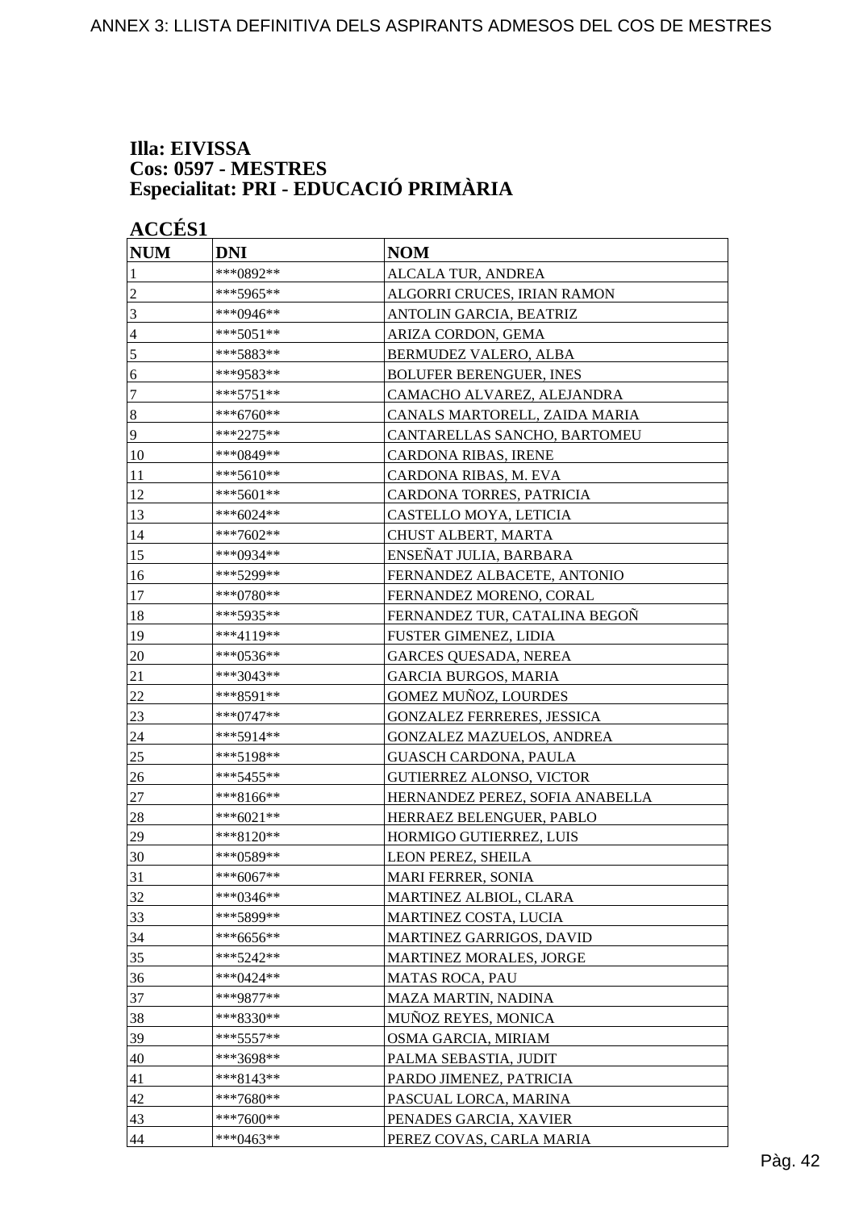ANNEX 3: LLISTA DEFINITIVA DELS ASPIRANTS ADMESOS DEL COS DE MESTRES

**Illa: EIVISSA**
**Cos: 0597 - MESTRES**
**Especialitat: PRI - EDUCACIÓ PRIMÀRIA**

**ACCÉS1**

| NUM | DNI | NOM |
|---|---|---|
| 1 | ***0892** | ALCALA TUR, ANDREA |
| 2 | ***5965** | ALGORRI CRUCES, IRIAN RAMON |
| 3 | ***0946** | ANTOLIN GARCIA, BEATRIZ |
| 4 | ***5051** | ARIZA CORDON, GEMA |
| 5 | ***5883** | BERMUDEZ VALERO, ALBA |
| 6 | ***9583** | BOLUFER BERENGUER, INES |
| 7 | ***5751** | CAMACHO ALVAREZ, ALEJANDRA |
| 8 | ***6760** | CANALS MARTORELL, ZAIDA MARIA |
| 9 | ***2275** | CANTARELLAS SANCHO, BARTOMEU |
| 10 | ***0849** | CARDONA RIBAS, IRENE |
| 11 | ***5610** | CARDONA RIBAS, M. EVA |
| 12 | ***5601** | CARDONA TORRES, PATRICIA |
| 13 | ***6024** | CASTELLO MOYA, LETICIA |
| 14 | ***7602** | CHUST ALBERT, MARTA |
| 15 | ***0934** | ENSEÑAT JULIA, BARBARA |
| 16 | ***5299** | FERNANDEZ ALBACETE, ANTONIO |
| 17 | ***0780** | FERNANDEZ MORENO, CORAL |
| 18 | ***5935** | FERNANDEZ TUR, CATALINA BEGOÑ |
| 19 | ***4119** | FUSTER GIMENEZ, LIDIA |
| 20 | ***0536** | GARCES QUESADA, NEREA |
| 21 | ***3043** | GARCIA BURGOS, MARIA |
| 22 | ***8591** | GOMEZ MUÑOZ, LOURDES |
| 23 | ***0747** | GONZALEZ FERRERES, JESSICA |
| 24 | ***5914** | GONZALEZ MAZUELOS, ANDREA |
| 25 | ***5198** | GUASCH CARDONA, PAULA |
| 26 | ***5455** | GUTIERREZ ALONSO, VICTOR |
| 27 | ***8166** | HERNANDEZ PEREZ, SOFIA ANABELLA |
| 28 | ***6021** | HERRAEZ BELENGUER, PABLO |
| 29 | ***8120** | HORMIGO GUTIERREZ, LUIS |
| 30 | ***0589** | LEON PEREZ, SHEILA |
| 31 | ***6067** | MARI FERRER, SONIA |
| 32 | ***0346** | MARTINEZ ALBIOL, CLARA |
| 33 | ***5899** | MARTINEZ COSTA, LUCIA |
| 34 | ***6656** | MARTINEZ GARRIGOS, DAVID |
| 35 | ***5242** | MARTINEZ MORALES, JORGE |
| 36 | ***0424** | MATAS ROCA, PAU |
| 37 | ***9877** | MAZA MARTIN, NADINA |
| 38 | ***8330** | MUÑOZ REYES, MONICA |
| 39 | ***5557** | OSMA GARCIA, MIRIAM |
| 40 | ***3698** | PALMA SEBASTIA, JUDIT |
| 41 | ***8143** | PARDO JIMENEZ, PATRICIA |
| 42 | ***7680** | PASCUAL LORCA, MARINA |
| 43 | ***7600** | PENADES GARCIA, XAVIER |
| 44 | ***0463** | PEREZ COVAS, CARLA MARIA |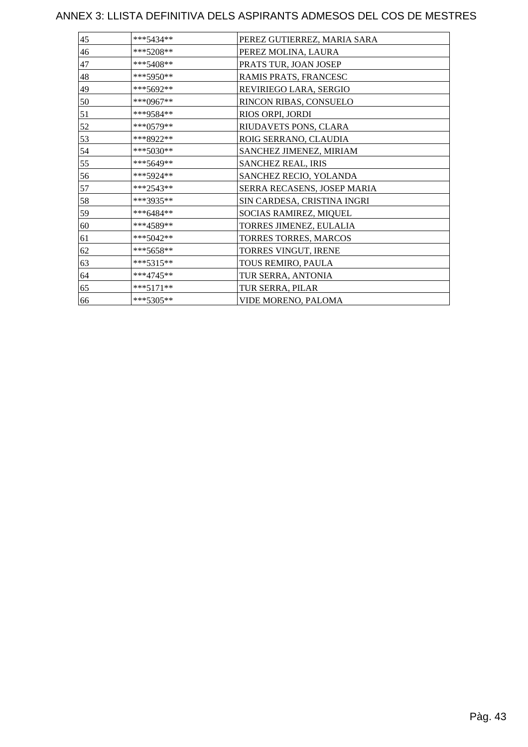# ANNEX 3: LLISTA DEFINITIVA DELS ASPIRANTS ADMESOS DEL COS DE MESTRES

| | | |
|---|---|---|
| 45 | ***5434** | PEREZ GUTIERREZ, MARIA SARA |
| 46 | ***5208** | PEREZ MOLINA, LAURA |
| 47 | ***5408** | PRATS TUR, JOAN JOSEP |
| 48 | ***5950** | RAMIS PRATS, FRANCESC |
| 49 | ***5692** | REVIRIEGO LARA, SERGIO |
| 50 | ***0967** | RINCON RIBAS, CONSUELO |
| 51 | ***9584** | RIOS ORPI, JORDI |
| 52 | ***0579** | RIUDAVETS PONS, CLARA |
| 53 | ***8922** | ROIG SERRANO, CLAUDIA |
| 54 | ***5030** | SANCHEZ JIMENEZ, MIRIAM |
| 55 | ***5649** | SANCHEZ REAL, IRIS |
| 56 | ***5924** | SANCHEZ RECIO, YOLANDA |
| 57 | ***2543** | SERRA RECASENS, JOSEP MARIA |
| 58 | ***3935** | SIN CARDESA, CRISTINA INGRI |
| 59 | ***6484** | SOCIAS RAMIREZ, MIQUEL |
| 60 | ***4589** | TORRES JIMENEZ, EULALIA |
| 61 | ***5042** | TORRES TORRES, MARCOS |
| 62 | ***5658** | TORRES VINGUT, IRENE |
| 63 | ***5315** | TOUS REMIRO, PAULA |
| 64 | ***4745** | TUR SERRA, ANTONIA |
| 65 | ***5171** | TUR SERRA, PILAR |
| 66 | ***5305** | VIDE MORENO, PALOMA |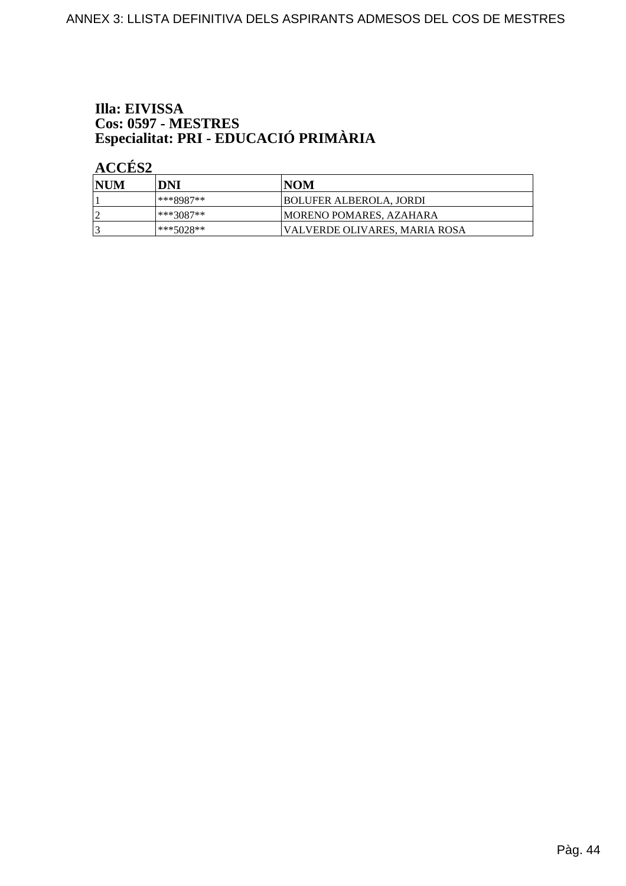**Illa: EIVISSA**
**Cos: 0597 - MESTRES**
**Especialitat: PRI - EDUCACIÓ PRIMÀRIA**

**ACCÉS2**

| NUM | DNI | NOM |
|---|---|---|
| 1 | ***8987** | BOLUFER ALBEROLA, JORDI |
| 2 | ***3087** | MORENO POMARES, AZAHARA |
| 3 | ***5028** | VALVERDE OLIVARES, MARIA ROSA |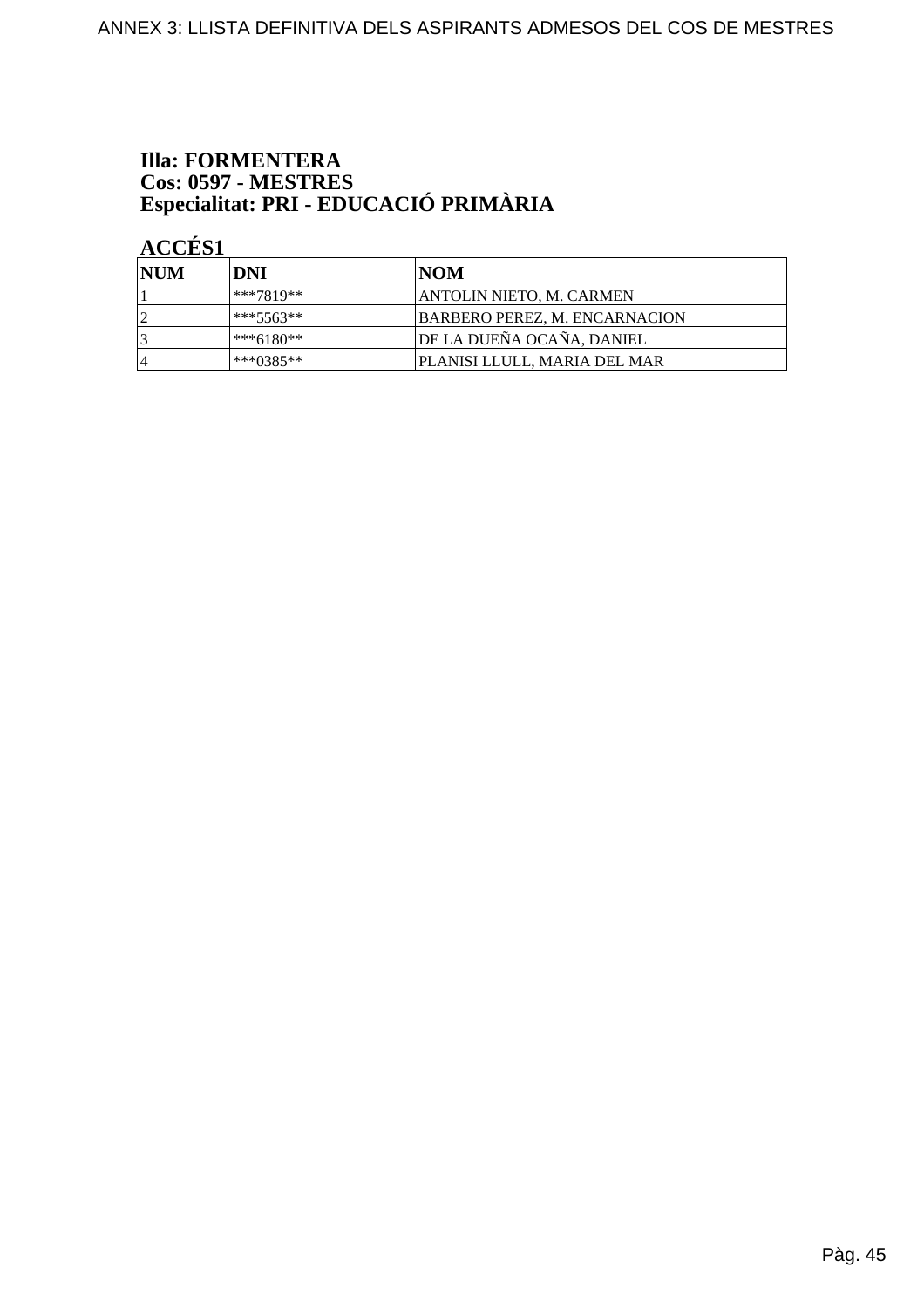**Illa: FORMENTERA**
**Cos: 0597 - MESTRES**
**Especialitat: PRI - EDUCACIÓ PRIMÀRIA**

**ACCÉS1**

| NUM | DNI | NOM |
|---|---|---|
| 1 | ***7819** | ANTOLIN NIETO, M. CARMEN |
| 2 | ***5563** | BARBERO PEREZ, M. ENCARNACION |
| 3 | ***6180** | DE LA DUEÑA OCAÑA, DANIEL |
| 4 | ***0385** | PLANISI LLULL, MARIA DEL MAR |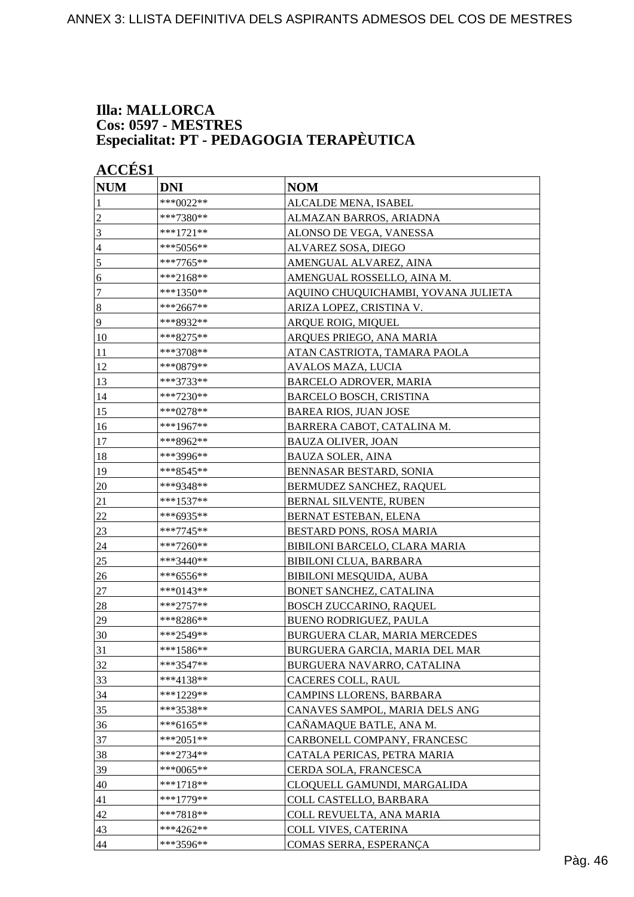**Illa: MALLORCA**
**Cos: 0597 - MESTRES**
**Especialitat: PT - PEDAGOGIA TERAPÈUTICA**

**ACCÉS1**

| NUM | DNI | NOM |
|---|---|---|
| 1 | ***0022** | ALCALDE MENA, ISABEL |
| 2 | ***7380** | ALMAZAN BARROS, ARIADNA |
| 3 | ***1721** | ALONSO DE VEGA, VANESSA |
| 4 | ***5056** | ALVAREZ SOSA, DIEGO |
| 5 | ***7765** | AMENGUAL ALVAREZ, AINA |
| 6 | ***2168** | AMENGUAL ROSSELLO, AINA M. |
| 7 | ***1350** | AQUINO CHUQUICHAMBI, YOVANA JULIETA |
| 8 | ***2667** | ARIZA LOPEZ, CRISTINA V. |
| 9 | ***8932** | ARQUE ROIG, MIQUEL |
| 10 | ***8275** | ARQUES PRIEGO, ANA MARIA |
| 11 | ***3708** | ATAN CASTRIOTA, TAMARA PAOLA |
| 12 | ***0879** | AVALOS MAZA, LUCIA |
| 13 | ***3733** | BARCELO ADROVER, MARIA |
| 14 | ***7230** | BARCELO BOSCH, CRISTINA |
| 15 | ***0278** | BAREA RIOS, JUAN JOSE |
| 16 | ***1967** | BARRERA CABOT, CATALINA M. |
| 17 | ***8962** | BAUZA OLIVER, JOAN |
| 18 | ***3996** | BAUZA SOLER, AINA |
| 19 | ***8545** | BENNASAR BESTARD, SONIA |
| 20 | ***9348** | BERMUDEZ SANCHEZ, RAQUEL |
| 21 | ***1537** | BERNAL SILVENTE, RUBEN |
| 22 | ***6935** | BERNAT ESTEBAN, ELENA |
| 23 | ***7745** | BESTARD PONS, ROSA MARIA |
| 24 | ***7260** | BIBILONI BARCELO, CLARA MARIA |
| 25 | ***3440** | BIBILONI CLUA, BARBARA |
| 26 | ***6556** | BIBILONI MESQUIDA, AUBA |
| 27 | ***0143** | BONET SANCHEZ, CATALINA |
| 28 | ***2757** | BOSCH ZUCCARINO, RAQUEL |
| 29 | ***8286** | BUENO RODRIGUEZ, PAULA |
| 30 | ***2549** | BURGUERA CLAR, MARIA MERCEDES |
| 31 | ***1586** | BURGUERA GARCIA, MARIA DEL MAR |
| 32 | ***3547** | BURGUERA NAVARRO, CATALINA |
| 33 | ***4138** | CACERES COLL, RAUL |
| 34 | ***1229** | CAMPINS LLORENS, BARBARA |
| 35 | ***3538** | CANAVES SAMPOL, MARIA DELS ANG |
| 36 | ***6165** | CAÑAMAQUE BATLE, ANA M. |
| 37 | ***2051** | CARBONELL COMPANY, FRANCESC |
| 38 | ***2734** | CATALA PERICAS, PETRA MARIA |
| 39 | ***0065** | CERDA SOLA, FRANCESCA |
| 40 | ***1718** | CLOQUELL GAMUNDI, MARGALIDA |
| 41 | ***1779** | COLL CASTELLO, BARBARA |
| 42 | ***7818** | COLL REVUELTA, ANA MARIA |
| 43 | ***4262** | COLL VIVES, CATERINA |
| 44 | ***3596** | COMAS SERRA, ESPERANÇA |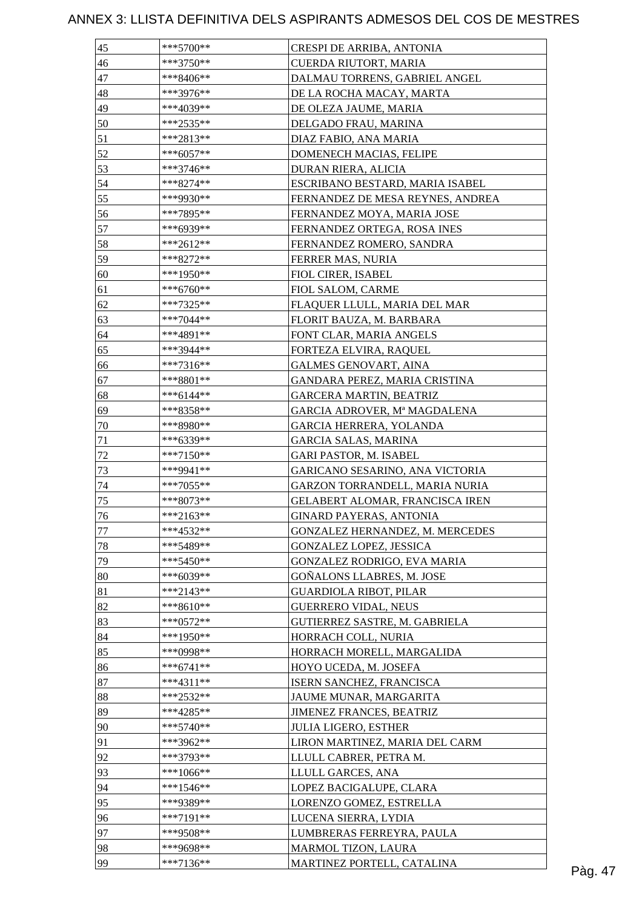# ANNEX 3: LLISTA DEFINITIVA DELS ASPIRANTS ADMESOS DEL COS DE MESTRES

| | | |
|---|---|---|
| 45 | ***5700** | CRESPI DE ARRIBA, ANTONIA |
| 46 | ***3750** | CUERDA RIUTORT, MARIA |
| 47 | ***8406** | DALMAU TORRENS, GABRIEL ANGEL |
| 48 | ***3976** | DE LA ROCHA MACAY, MARTA |
| 49 | ***4039** | DE OLEZA JAUME, MARIA |
| 50 | ***2535** | DELGADO FRAU, MARINA |
| 51 | ***2813** | DIAZ FABIO, ANA MARIA |
| 52 | ***6057** | DOMENECH MACIAS, FELIPE |
| 53 | ***3746** | DURAN RIERA, ALICIA |
| 54 | ***8274** | ESCRIBANO BESTARD, MARIA ISABEL |
| 55 | ***9930** | FERNANDEZ DE MESA REYNES, ANDREA |
| 56 | ***7895** | FERNANDEZ MOYA, MARIA JOSE |
| 57 | ***6939** | FERNANDEZ ORTEGA, ROSA INES |
| 58 | ***2612** | FERNANDEZ ROMERO, SANDRA |
| 59 | ***8272** | FERRER MAS, NURIA |
| 60 | ***1950** | FIOL CIRER, ISABEL |
| 61 | ***6760** | FIOL SALOM, CARME |
| 62 | ***7325** | FLAQUER LLULL, MARIA DEL MAR |
| 63 | ***7044** | FLORIT BAUZA, M. BARBARA |
| 64 | ***4891** | FONT CLAR, MARIA ANGELS |
| 65 | ***3944** | FORTEZA ELVIRA, RAQUEL |
| 66 | ***7316** | GALMES GENOVART, AINA |
| 67 | ***8801** | GANDARA PEREZ, MARIA CRISTINA |
| 68 | ***6144** | GARCERA MARTIN, BEATRIZ |
| 69 | ***8358** | GARCIA ADROVER, Mª MAGDALENA |
| 70 | ***8980** | GARCIA HERRERA, YOLANDA |
| 71 | ***6339** | GARCIA SALAS, MARINA |
| 72 | ***7150** | GARI PASTOR, M. ISABEL |
| 73 | ***9941** | GARICANO SESARINO, ANA VICTORIA |
| 74 | ***7055** | GARZON TORRANDELL, MARIA NURIA |
| 75 | ***8073** | GELABERT ALOMAR, FRANCISCA IREN |
| 76 | ***2163** | GINARD PAYERAS, ANTONIA |
| 77 | ***4532** | GONZALEZ HERNANDEZ, M. MERCEDES |
| 78 | ***5489** | GONZALEZ LOPEZ, JESSICA |
| 79 | ***5450** | GONZALEZ RODRIGO, EVA MARIA |
| 80 | ***6039** | GOÑALONS LLABRES, M. JOSE |
| 81 | ***2143** | GUARDIOLA RIBOT, PILAR |
| 82 | ***8610** | GUERRERO VIDAL, NEUS |
| 83 | ***0572** | GUTIERREZ SASTRE, M. GABRIELA |
| 84 | ***1950** | HORRACH COLL, NURIA |
| 85 | ***0998** | HORRACH MORELL, MARGALIDA |
| 86 | ***6741** | HOYO UCEDA, M. JOSEFA |
| 87 | ***4311** | ISERN SANCHEZ, FRANCISCA |
| 88 | ***2532** | JAUME MUNAR, MARGARITA |
| 89 | ***4285** | JIMENEZ FRANCES, BEATRIZ |
| 90 | ***5740** | JULIA LIGERO, ESTHER |
| 91 | ***3962** | LIRON MARTINEZ, MARIA DEL CARM |
| 92 | ***3793** | LLULL CABRER, PETRA M. |
| 93 | ***1066** | LLULL GARCES, ANA |
| 94 | ***1546** | LOPEZ BACIGALUPE, CLARA |
| 95 | ***9389** | LORENZO GOMEZ, ESTRELLA |
| 96 | ***7191** | LUCENA SIERRA, LYDIA |
| 97 | ***9508** | LUMBRERAS FERREYRA, PAULA |
| 98 | ***9698** | MARMOL TIZON, LAURA |
| 99 | ***7136** | MARTINEZ PORTELL, CATALINA |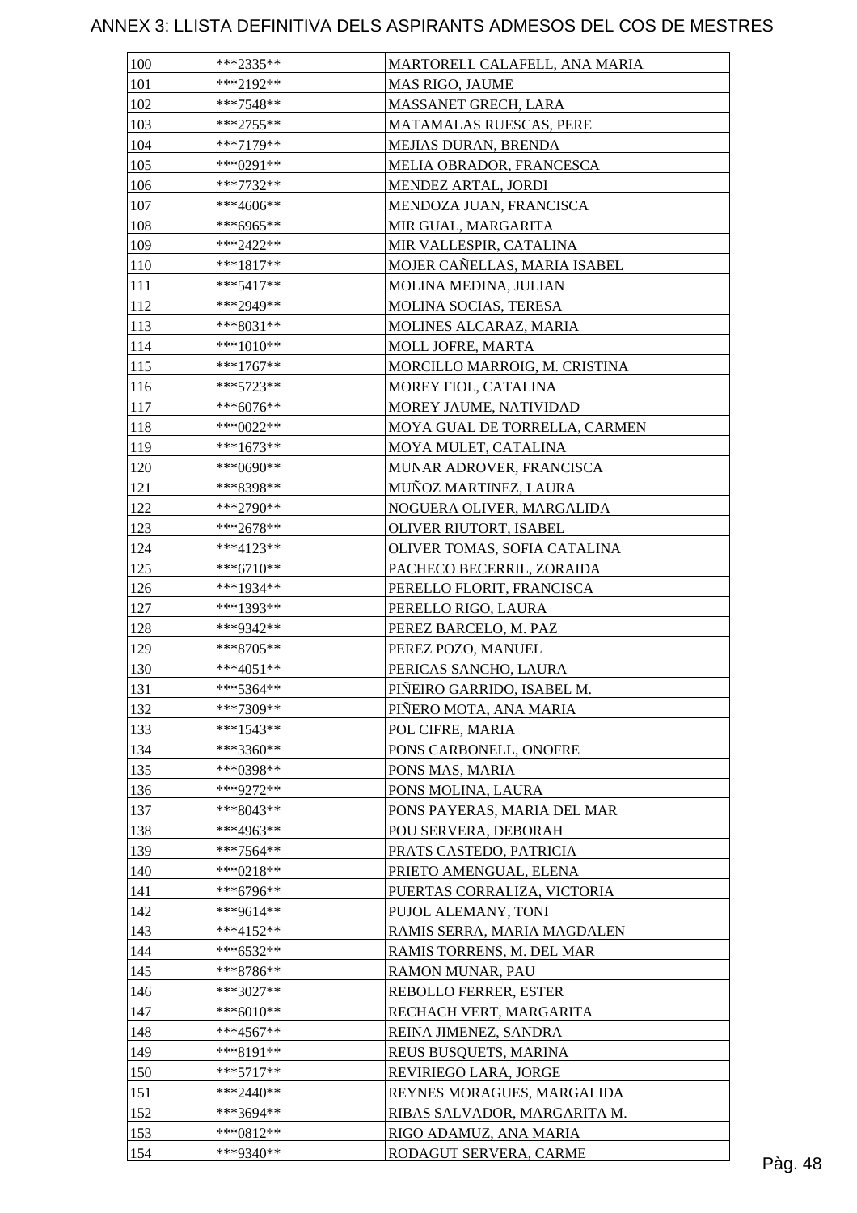# ANNEX 3: LLISTA DEFINITIVA DELS ASPIRANTS ADMESOS DEL COS DE MESTRES

| | | |
|---|---|---|
| 100 | ***2335** | MARTORELL CALAFELL, ANA MARIA |
| 101 | ***2192** | MAS RIGO, JAUME |
| 102 | ***7548** | MASSANET GRECH, LARA |
| 103 | ***2755** | MATAMALAS RUESCAS, PERE |
| 104 | ***7179** | MEJIAS DURAN, BRENDA |
| 105 | ***0291** | MELIA OBRADOR, FRANCESCA |
| 106 | ***7732** | MENDEZ ARTAL, JORDI |
| 107 | ***4606** | MENDOZA JUAN, FRANCISCA |
| 108 | ***6965** | MIR GUAL, MARGARITA |
| 109 | ***2422** | MIR VALLESPIR, CATALINA |
| 110 | ***1817** | MOJER CAÑELLAS, MARIA ISABEL |
| 111 | ***5417** | MOLINA MEDINA, JULIAN |
| 112 | ***2949** | MOLINA SOCIAS, TERESA |
| 113 | ***8031** | MOLINES ALCARAZ, MARIA |
| 114 | ***1010** | MOLL JOFRE, MARTA |
| 115 | ***1767** | MORCILLO MARROIG, M. CRISTINA |
| 116 | ***5723** | MOREY FIOL, CATALINA |
| 117 | ***6076** | MOREY JAUME, NATIVIDAD |
| 118 | ***0022** | MOYA GUAL DE TORRELLA, CARMEN |
| 119 | ***1673** | MOYA MULET, CATALINA |
| 120 | ***0690** | MUNAR ADROVER, FRANCISCA |
| 121 | ***8398** | MUÑOZ MARTINEZ, LAURA |
| 122 | ***2790** | NOGUERA OLIVER, MARGALIDA |
| 123 | ***2678** | OLIVER RIUTORT, ISABEL |
| 124 | ***4123** | OLIVER TOMAS, SOFIA CATALINA |
| 125 | ***6710** | PACHECO BECERRIL, ZORAIDA |
| 126 | ***1934** | PERELLO FLORIT, FRANCISCA |
| 127 | ***1393** | PERELLO RIGO, LAURA |
| 128 | ***9342** | PEREZ BARCELO, M. PAZ |
| 129 | ***8705** | PEREZ POZO, MANUEL |
| 130 | ***4051** | PERICAS SANCHO, LAURA |
| 131 | ***5364** | PIÑEIRO GARRIDO, ISABEL M. |
| 132 | ***7309** | PIÑERO MOTA, ANA MARIA |
| 133 | ***1543** | POL CIFRE, MARIA |
| 134 | ***3360** | PONS CARBONELL, ONOFRE |
| 135 | ***0398** | PONS MAS, MARIA |
| 136 | ***9272** | PONS MOLINA, LAURA |
| 137 | ***8043** | PONS PAYERAS, MARIA DEL MAR |
| 138 | ***4963** | POU SERVERA, DEBORAH |
| 139 | ***7564** | PRATS CASTEDO, PATRICIA |
| 140 | ***0218** | PRIETO AMENGUAL, ELENA |
| 141 | ***6796** | PUERTAS CORRALIZA, VICTORIA |
| 142 | ***9614** | PUJOL ALEMANY, TONI |
| 143 | ***4152** | RAMIS SERRA, MARIA MAGDALEN |
| 144 | ***6532** | RAMIS TORRENS, M. DEL MAR |
| 145 | ***8786** | RAMON MUNAR, PAU |
| 146 | ***3027** | REBOLLO FERRER, ESTER |
| 147 | ***6010** | RECHACH VERT, MARGARITA |
| 148 | ***4567** | REINA JIMENEZ, SANDRA |
| 149 | ***8191** | REUS BUSQUETS, MARINA |
| 150 | ***5717** | REVIRIEGO LARA, JORGE |
| 151 | ***2440** | REYNES MORAGUES, MARGALIDA |
| 152 | ***3694** | RIBAS SALVADOR, MARGARITA M. |
| 153 | ***0812** | RIGO ADAMUZ, ANA MARIA |
| 154 | ***9340** | RODAGUT SERVERA, CARME |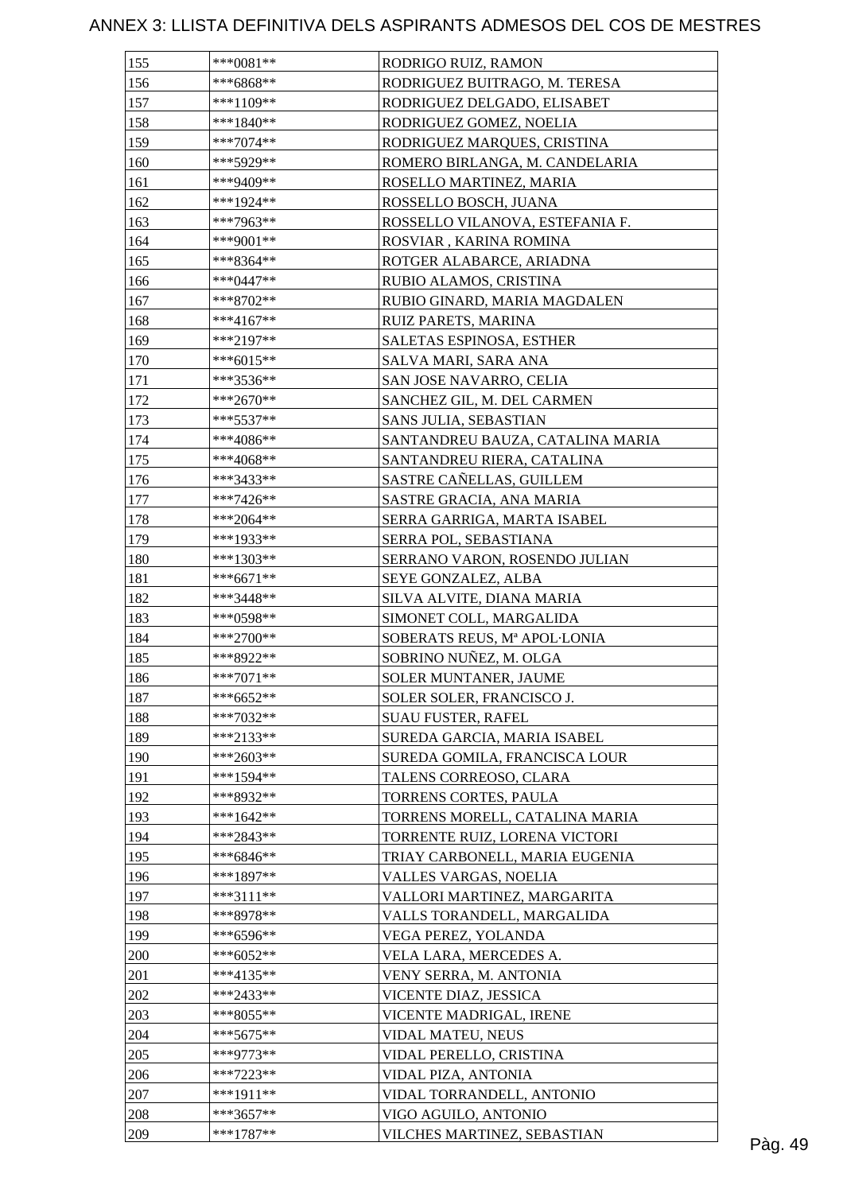# ANNEX 3: LLISTA DEFINITIVA DELS ASPIRANTS ADMESOS DEL COS DE MESTRES

| | | |
|---|---|---|
| 155 | ***0081** | RODRIGO RUIZ, RAMON |
| 156 | ***6868** | RODRIGUEZ BUITRAGO, M. TERESA |
| 157 | ***1109** | RODRIGUEZ DELGADO, ELISABET |
| 158 | ***1840** | RODRIGUEZ GOMEZ, NOELIA |
| 159 | ***7074** | RODRIGUEZ MARQUES, CRISTINA |
| 160 | ***5929** | ROMERO BIRLANGA, M. CANDELARIA |
| 161 | ***9409** | ROSELLO MARTINEZ, MARIA |
| 162 | ***1924** | ROSSELLO BOSCH, JUANA |
| 163 | ***7963** | ROSSELLO VILANOVA, ESTEFANIA F. |
| 164 | ***9001** | ROSVIAR , KARINA ROMINA |
| 165 | ***8364** | ROTGER ALABARCE, ARIADNA |
| 166 | ***0447** | RUBIO ALAMOS, CRISTINA |
| 167 | ***8702** | RUBIO GINARD, MARIA MAGDALEN |
| 168 | ***4167** | RUIZ PARETS, MARINA |
| 169 | ***2197** | SALETAS ESPINOSA, ESTHER |
| 170 | ***6015** | SALVA MARI, SARA ANA |
| 171 | ***3536** | SAN JOSE NAVARRO, CELIA |
| 172 | ***2670** | SANCHEZ GIL, M. DEL CARMEN |
| 173 | ***5537** | SANS JULIA, SEBASTIAN |
| 174 | ***4086** | SANTANDREU BAUZA, CATALINA MARIA |
| 175 | ***4068** | SANTANDREU RIERA, CATALINA |
| 176 | ***3433** | SASTRE CAÑELLAS, GUILLEM |
| 177 | ***7426** | SASTRE GRACIA, ANA MARIA |
| 178 | ***2064** | SERRA GARRIGA, MARTA ISABEL |
| 179 | ***1933** | SERRA POL, SEBASTIANA |
| 180 | ***1303** | SERRANO VARON, ROSENDO JULIAN |
| 181 | ***6671** | SEYE GONZALEZ, ALBA |
| 182 | ***3448** | SILVA ALVITE, DIANA MARIA |
| 183 | ***0598** | SIMONET COLL, MARGALIDA |
| 184 | ***2700** | SOBERATS REUS, Mª APOL·LONIA |
| 185 | ***8922** | SOBRINO NUÑEZ, M. OLGA |
| 186 | ***7071** | SOLER MUNTANER, JAUME |
| 187 | ***6652** | SOLER SOLER, FRANCISCO J. |
| 188 | ***7032** | SUAU FUSTER, RAFEL |
| 189 | ***2133** | SUREDA GARCIA, MARIA ISABEL |
| 190 | ***2603** | SUREDA GOMILA, FRANCISCA LOUR |
| 191 | ***1594** | TALENS CORREOSO, CLARA |
| 192 | ***8932** | TORRENS CORTES, PAULA |
| 193 | ***1642** | TORRENS MORELL, CATALINA MARIA |
| 194 | ***2843** | TORRENTE RUIZ, LORENA VICTORI |
| 195 | ***6846** | TRIAY CARBONELL, MARIA EUGENIA |
| 196 | ***1897** | VALLES VARGAS, NOELIA |
| 197 | ***3111** | VALLORI MARTINEZ, MARGARITA |
| 198 | ***8978** | VALLS TORANDELL, MARGALIDA |
| 199 | ***6596** | VEGA PEREZ, YOLANDA |
| 200 | ***6052** | VELA LARA, MERCEDES A. |
| 201 | ***4135** | VENY SERRA, M. ANTONIA |
| 202 | ***2433** | VICENTE DIAZ, JESSICA |
| 203 | ***8055** | VICENTE MADRIGAL, IRENE |
| 204 | ***5675** | VIDAL MATEU, NEUS |
| 205 | ***9773** | VIDAL PERELLO, CRISTINA |
| 206 | ***7223** | VIDAL PIZA, ANTONIA |
| 207 | ***1911** | VIDAL TORRANDELL, ANTONIO |
| 208 | ***3657** | VIGO AGUILO, ANTONIO |
| 209 | ***1787** | VILCHES MARTINEZ, SEBASTIAN |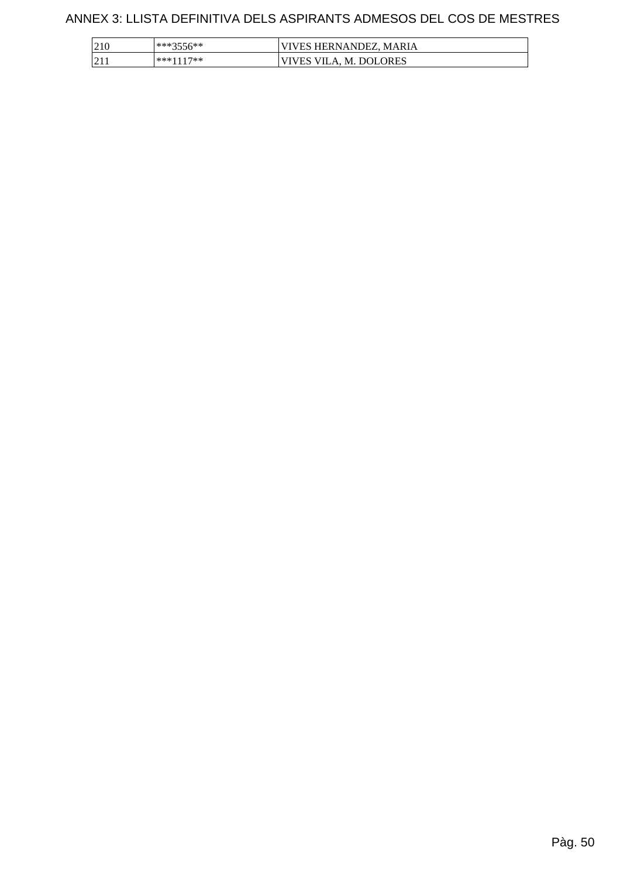# ANNEX 3: LLISTA DEFINITIVA DELS ASPIRANTS ADMESOS DEL COS DE MESTRES

| | | |
|---|---|---|
| 210 | ***3556** | VIVES HERNANDEZ, MARIA |
| 211 | ***1117** | VIVES VILA, M. DOLORES |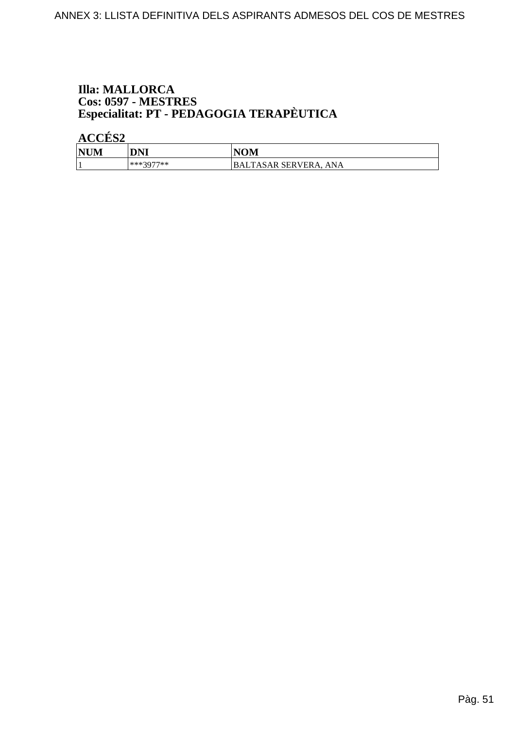**Illa: MALLORCA**
**Cos: 0597 - MESTRES**
**Especialitat: PT - PEDAGOGIA TERAPÈUTICA**

**ACCÉS2**

| NUM | DNI | NOM |
|---|---|---|
| 1 | ***3977** | BALTASAR SERVERA, ANA |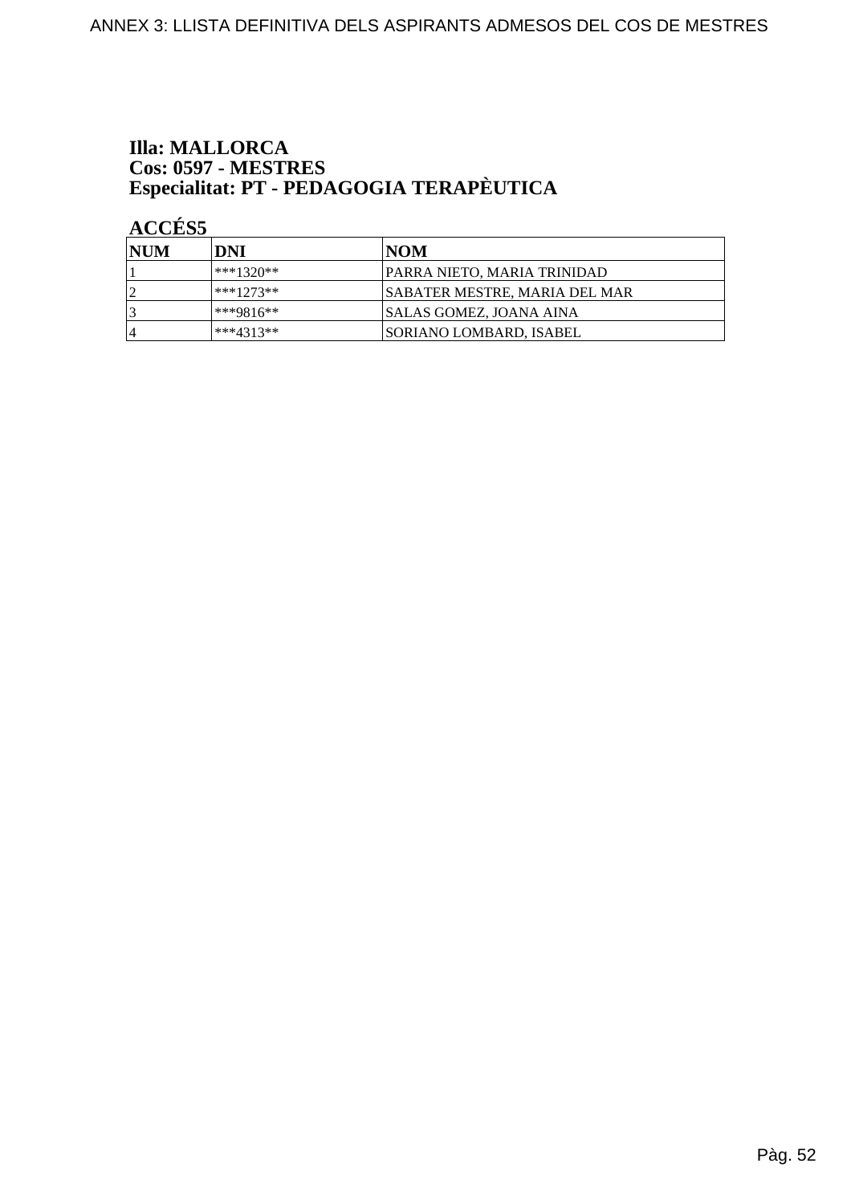**Illa: MALLORCA**
**Cos: 0597 - MESTRES**
**Especialitat: PT - PEDAGOGIA TERAPÈUTICA**

**ACCÉS5**

| NUM | DNI | NOM |
| --- | --- | --- |
| 1 | ***1320** | PARRA NIETO, MARIA TRINIDAD |
| 2 | ***1273** | SABATER MESTRE, MARIA DEL MAR |
| 3 | ***9816** | SALAS GOMEZ, JOANA AINA |
| 4 | ***4313** | SORIANO LOMBARD, ISABEL |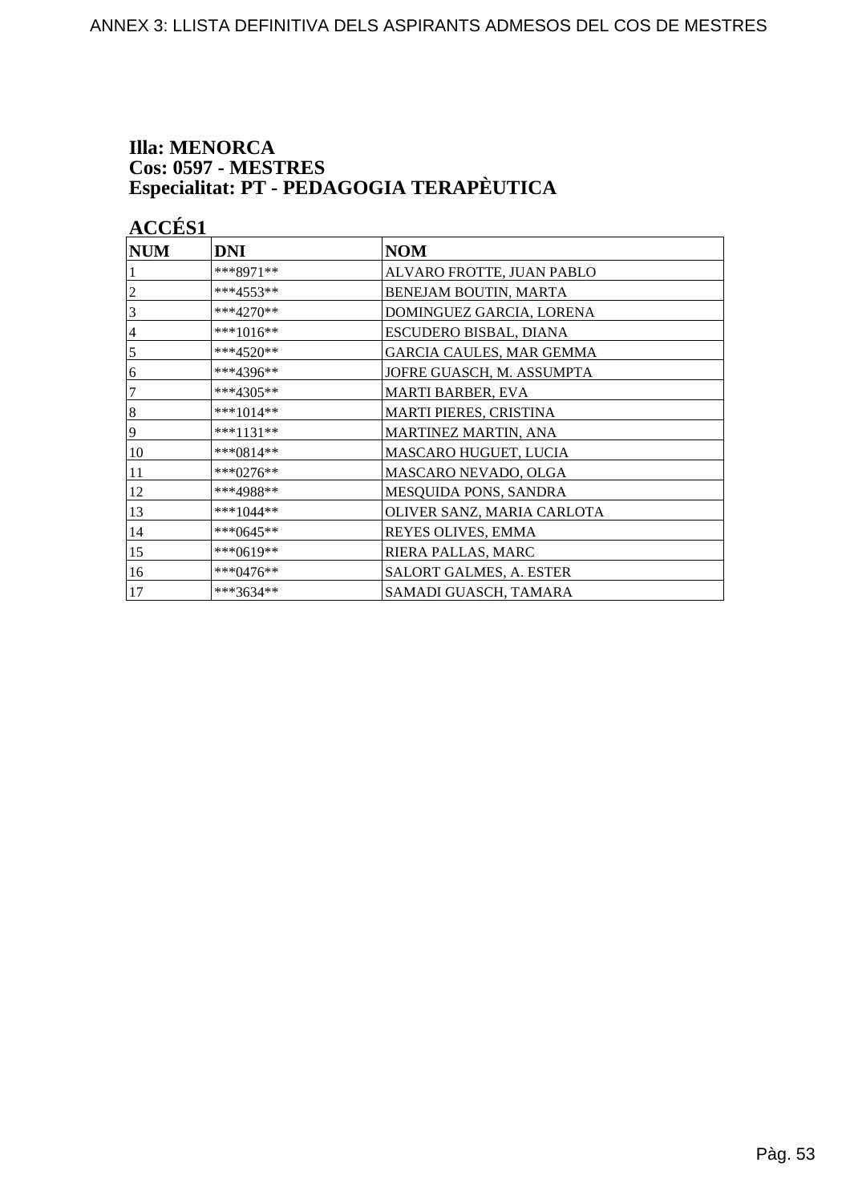**Illa: MENORCA**
**Cos: 0597 - MESTRES**
**Especialitat: PT - PEDAGOGIA TERAPÈUTICA**

**ACCÉS1**

| NUM | DNI | NOM |
|---|---|---|
| 1 | ***8971** | ALVARO FROTTE, JUAN PABLO |
| 2 | ***4553** | BENEJAM BOUTIN, MARTA |
| 3 | ***4270** | DOMINGUEZ GARCIA, LORENA |
| 4 | ***1016** | ESCUDERO BISBAL, DIANA |
| 5 | ***4520** | GARCIA CAULES, MAR GEMMA |
| 6 | ***4396** | JOFRE GUASCH, M. ASSUMPTA |
| 7 | ***4305** | MARTI BARBER, EVA |
| 8 | ***1014** | MARTI PIERES, CRISTINA |
| 9 | ***1131** | MARTINEZ MARTIN, ANA |
| 10 | ***0814** | MASCARO HUGUET, LUCIA |
| 11 | ***0276** | MASCARO NEVADO, OLGA |
| 12 | ***4988** | MESQUIDA PONS, SANDRA |
| 13 | ***1044** | OLIVER SANZ, MARIA CARLOTA |
| 14 | ***0645** | REYES OLIVES, EMMA |
| 15 | ***0619** | RIERA PALLAS, MARC |
| 16 | ***0476** | SALORT GALMES, A. ESTER |
| 17 | ***3634** | SAMADI GUASCH, TAMARA |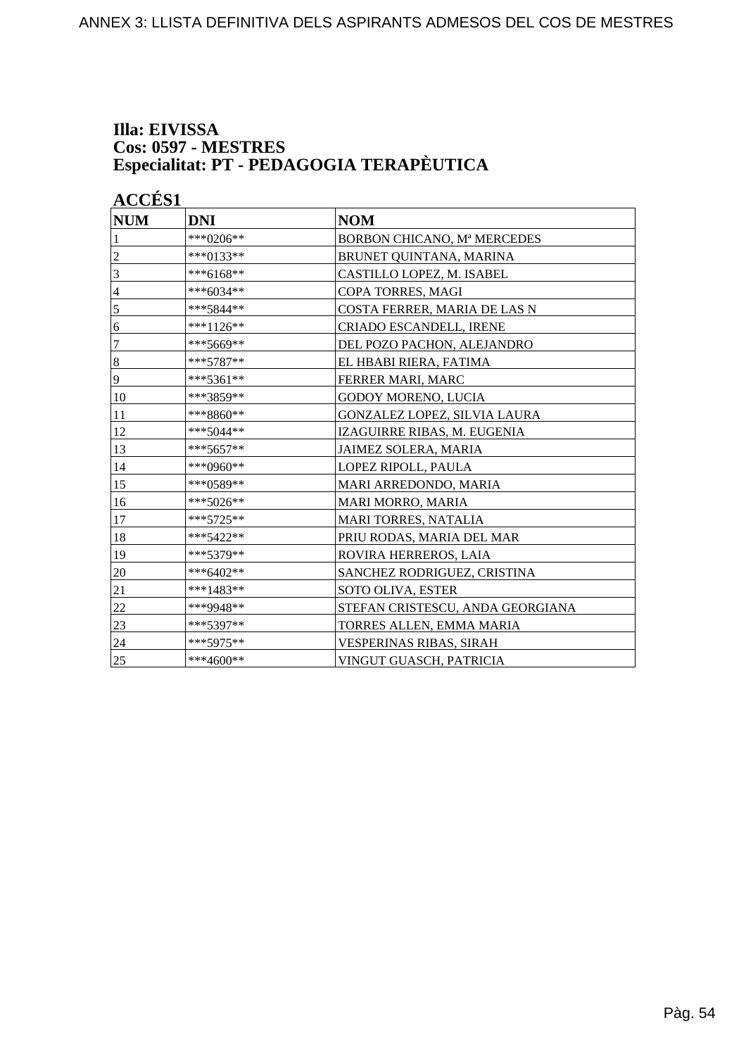**Illa: EIVISSA**
**Cos: 0597 - MESTRES**
**Especialitat: PT - PEDAGOGIA TERAPÈUTICA**

**ACCÉS1**

| NUM | DNI | NOM |
|---|---|---|
| 1 | ***0206** | BORBON CHICANO, Mª MERCEDES |
| 2 | ***0133** | BRUNET QUINTANA, MARINA |
| 3 | ***6168** | CASTILLO LOPEZ, M. ISABEL |
| 4 | ***6034** | COPA TORRES, MAGI |
| 5 | ***5844** | COSTA FERRER, MARIA DE LAS N |
| 6 | ***1126** | CRIADO ESCANDELL, IRENE |
| 7 | ***5669** | DEL POZO PACHON, ALEJANDRO |
| 8 | ***5787** | EL HBABI RIERA, FATIMA |
| 9 | ***5361** | FERRER MARI, MARC |
| 10 | ***3859** | GODOY MORENO, LUCIA |
| 11 | ***8860** | GONZALEZ LOPEZ, SILVIA LAURA |
| 12 | ***5044** | IZAGUIRRE RIBAS, M. EUGENIA |
| 13 | ***5657** | JAIMEZ SOLERA, MARIA |
| 14 | ***0960** | LOPEZ RIPOLL, PAULA |
| 15 | ***0589** | MARI ARREDONDO, MARIA |
| 16 | ***5026** | MARI MORRO, MARIA |
| 17 | ***5725** | MARI TORRES, NATALIA |
| 18 | ***5422** | PRIU RODAS, MARIA DEL MAR |
| 19 | ***5379** | ROVIRA HERREROS, LAIA |
| 20 | ***6402** | SANCHEZ RODRIGUEZ, CRISTINA |
| 21 | ***1483** | SOTO OLIVA, ESTER |
| 22 | ***9948** | STEFAN CRISTESCU, ANDA GEORGIANA |
| 23 | ***5397** | TORRES ALLEN, EMMA MARIA |
| 24 | ***5975** | VESPERINAS RIBAS, SIRAH |
| 25 | ***4600** | VINGUT GUASCH, PATRICIA |